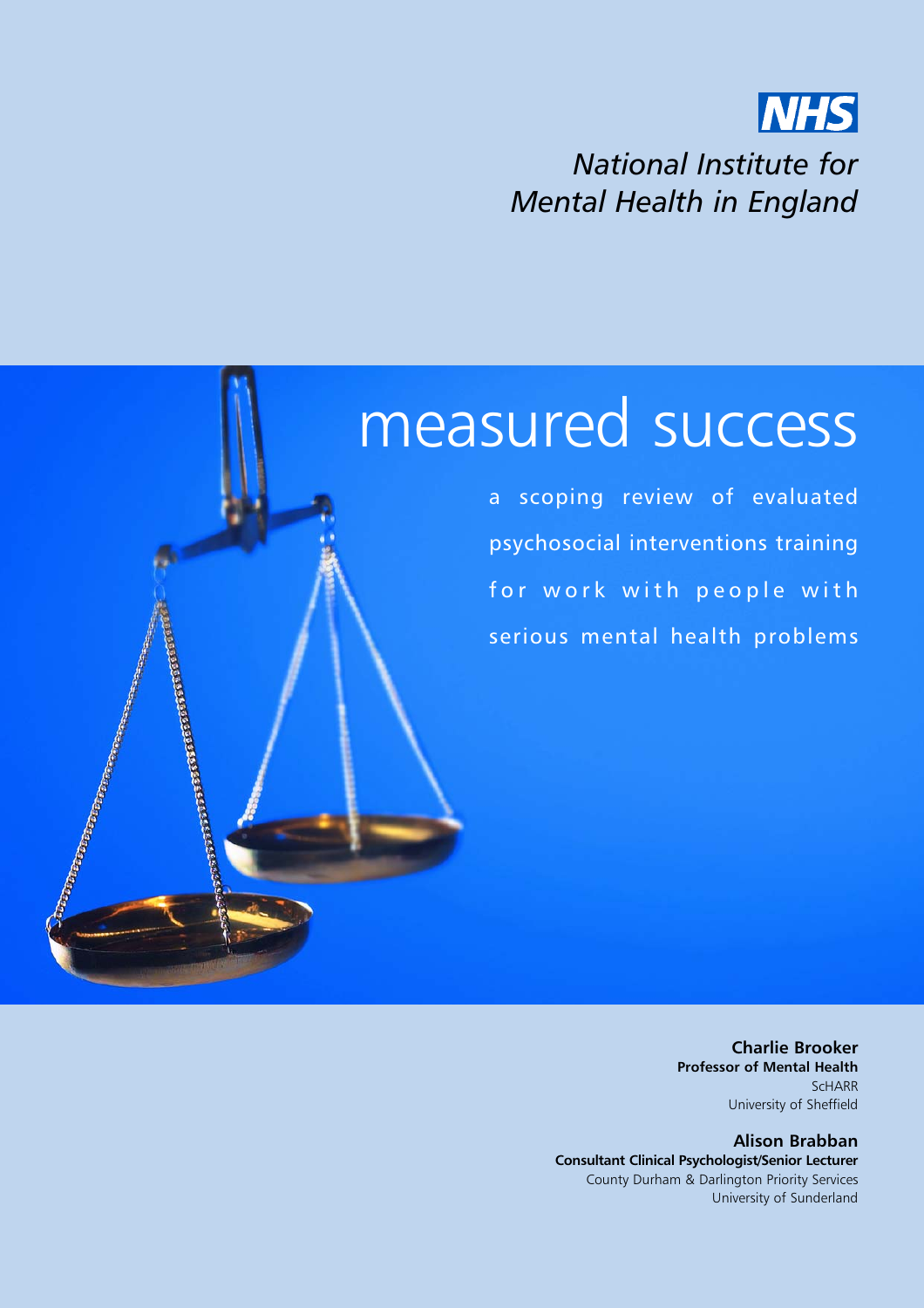NHS

*National Institute for Mental Health in England*

# measured success

## a scoping review of evaluated psychosocial interventions training for work with people with serious mental health problems

**Charlie Brooker**
**Professor of Mental Health**
ScHARR
University of Sheffield

**Alison Brabban**
**Consultant Clinical Psychologist/Senior Lecturer**
County Durham & Darlington Priority Services
University of Sunderland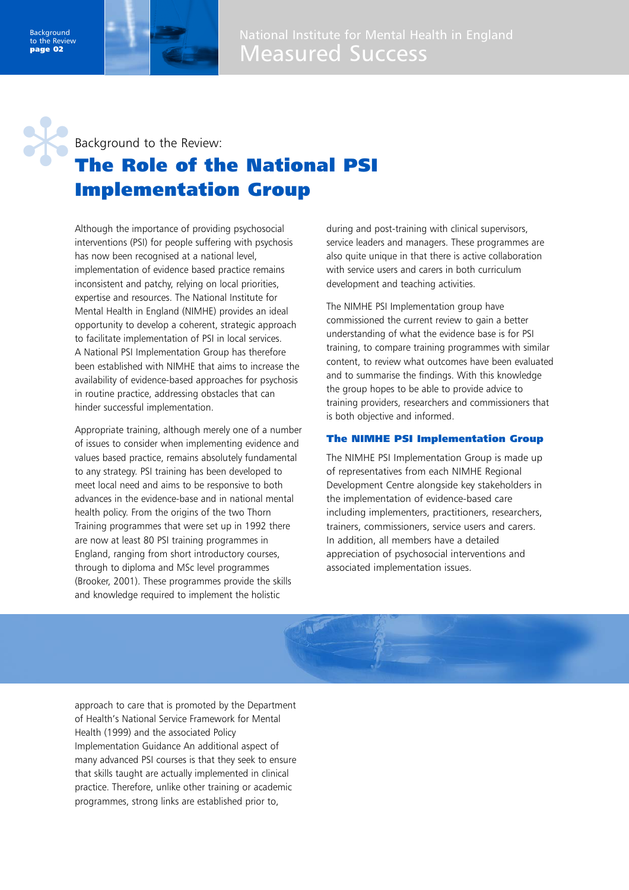Background to the Review:

# The Role of the National PSI Implementation Group

Although the importance of providing psychosocial interventions (PSI) for people suffering with psychosis has now been recognised at a national level, implementation of evidence based practice remains inconsistent and patchy, relying on local priorities, expertise and resources. The National Institute for Mental Health in England (NIMHE) provides an ideal opportunity to develop a coherent, strategic approach to facilitate implementation of PSI in local services. A National PSI Implementation Group has therefore been established with NIMHE that aims to increase the availability of evidence-based approaches for psychosis in routine practice, addressing obstacles that can hinder successful implementation.

Appropriate training, although merely one of a number of issues to consider when implementing evidence and values based practice, remains absolutely fundamental to any strategy. PSI training has been developed to meet local need and aims to be responsive to both advances in the evidence-base and in national mental health policy. From the origins of the two Thorn Training programmes that were set up in 1992 there are now at least 80 PSI training programmes in England, ranging from short introductory courses, through to diploma and MSc level programmes (Brooker, 2001). These programmes provide the skills and knowledge required to implement the holistic approach to care that is promoted by the Department of Health's National Service Framework for Mental Health (1999) and the associated Policy Implementation Guidance An additional aspect of many advanced PSI courses is that they seek to ensure that skills taught are actually implemented in clinical practice. Therefore, unlike other training or academic programmes, strong links are established prior to, during and post-training with clinical supervisors, service leaders and managers. These programmes are also quite unique in that there is active collaboration with service users and carers in both curriculum development and teaching activities.

The NIMHE PSI Implementation group have commissioned the current review to gain a better understanding of what the evidence base is for PSI training, to compare training programmes with similar content, to review what outcomes have been evaluated and to summarise the findings. With this knowledge the group hopes to be able to provide advice to training providers, researchers and commissioners that is both objective and informed.

### The NIMHE PSI Implementation Group

The NIMHE PSI Implementation Group is made up of representatives from each NIMHE Regional Development Centre alongside key stakeholders in the implementation of evidence-based care including implementers, practitioners, researchers, trainers, commissioners, service users and carers. In addition, all members have a detailed appreciation of psychosocial interventions and associated implementation issues.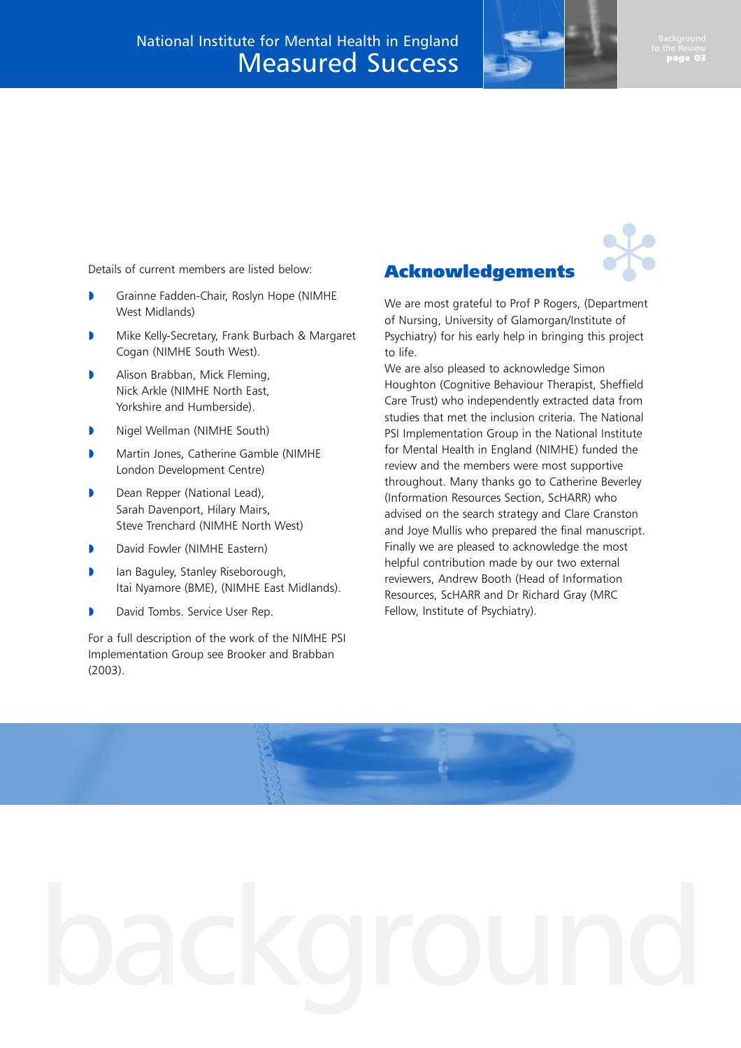Details of current members are listed below:

- Grainne Fadden-Chair, Roslyn Hope (NIMHE West Midlands)
- Mike Kelly-Secretary, Frank Burbach & Margaret Cogan (NIMHE South West).
- Alison Brabban, Mick Fleming, Nick Arkle (NIMHE North East, Yorkshire and Humberside).
- Nigel Wellman (NIMHE South)
- Martin Jones, Catherine Gamble (NIMHE London Development Centre)
- Dean Repper (National Lead), Sarah Davenport, Hilary Mairs, Steve Trenchard (NIMHE North West)
- David Fowler (NIMHE Eastern)
- Ian Baguley, Stanley Riseborough, Itai Nyamore (BME), (NIMHE East Midlands).
- David Tombs. Service User Rep.

For a full description of the work of the NIMHE PSI Implementation Group see Brooker and Brabban (2003).

## Acknowledgements

We are most grateful to Prof P Rogers, (Department of Nursing, University of Glamorgan/Institute of Psychiatry) for his early help in bringing this project to life.

We are also pleased to acknowledge Simon Houghton (Cognitive Behaviour Therapist, Sheffield Care Trust) who independently extracted data from studies that met the inclusion criteria. The National PSI Implementation Group in the National Institute for Mental Health in England (NIMHE) funded the review and the members were most supportive throughout. Many thanks go to Catherine Beverley (Information Resources Section, ScHARR) who advised on the search strategy and Clare Cranston and Joye Mullis who prepared the final manuscript. Finally we are pleased to acknowledge the most helpful contribution made by our two external reviewers, Andrew Booth (Head of Information Resources, ScHARR and Dr Richard Gray (MRC Fellow, Institute of Psychiatry).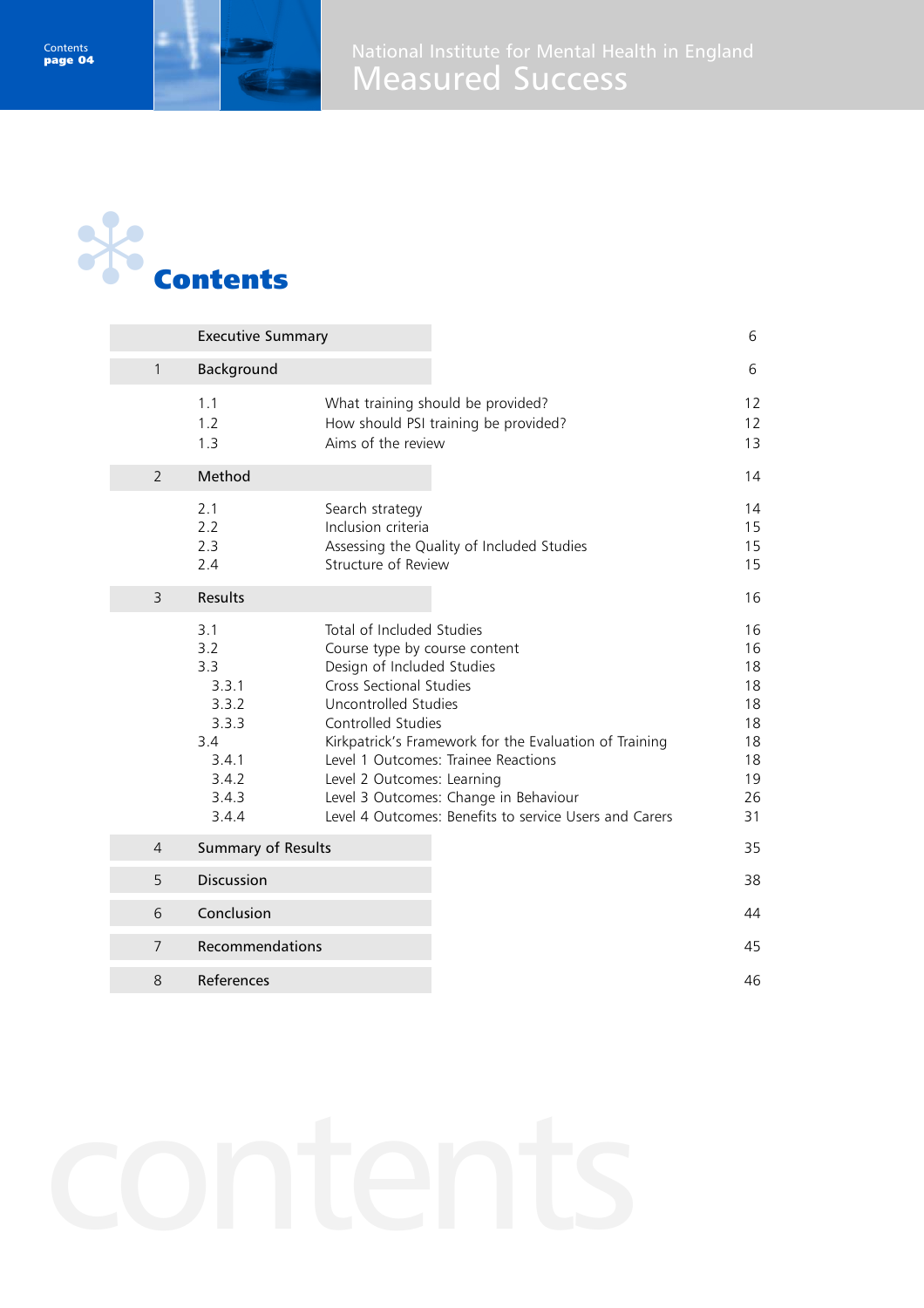# Contents

| | | | |
|---|---|---|---|
| | Executive Summary | | 6 |
| 1 | Background | | 6 |
| | 1.1 | What training should be provided? | 12 |
| | 1.2 | How should PSI training be provided? | 12 |
| | 1.3 | Aims of the review | 13 |
| 2 | Method | | 14 |
| | 2.1 | Search strategy | 14 |
| | 2.2 | Inclusion criteria | 15 |
| | 2.3 | Assessing the Quality of Included Studies | 15 |
| | 2.4 | Structure of Review | 15 |
| 3 | Results | | 16 |
| | 3.1 | Total of Included Studies | 16 |
| | 3.2 | Course type by course content | 16 |
| | 3.3 | Design of Included Studies | 18 |
| | 3.3.1 | Cross Sectional Studies | 18 |
| | 3.3.2 | Uncontrolled Studies | 18 |
| | 3.3.3 | Controlled Studies | 18 |
| | 3.4 | Kirkpatrick's Framework for the Evaluation of Training | 18 |
| | 3.4.1 | Level 1 Outcomes: Trainee Reactions | 18 |
| | 3.4.2 | Level 2 Outcomes: Learning | 19 |
| | 3.4.3 | Level 3 Outcomes: Change in Behaviour | 26 |
| | 3.4.4 | Level 4 Outcomes: Benefits to service Users and Carers | 31 |
| 4 | Summary of Results | | 35 |
| 5 | Discussion | | 38 |
| 6 | Conclusion | | 44 |
| 7 | Recommendations | | 45 |
| 8 | References | | 46 |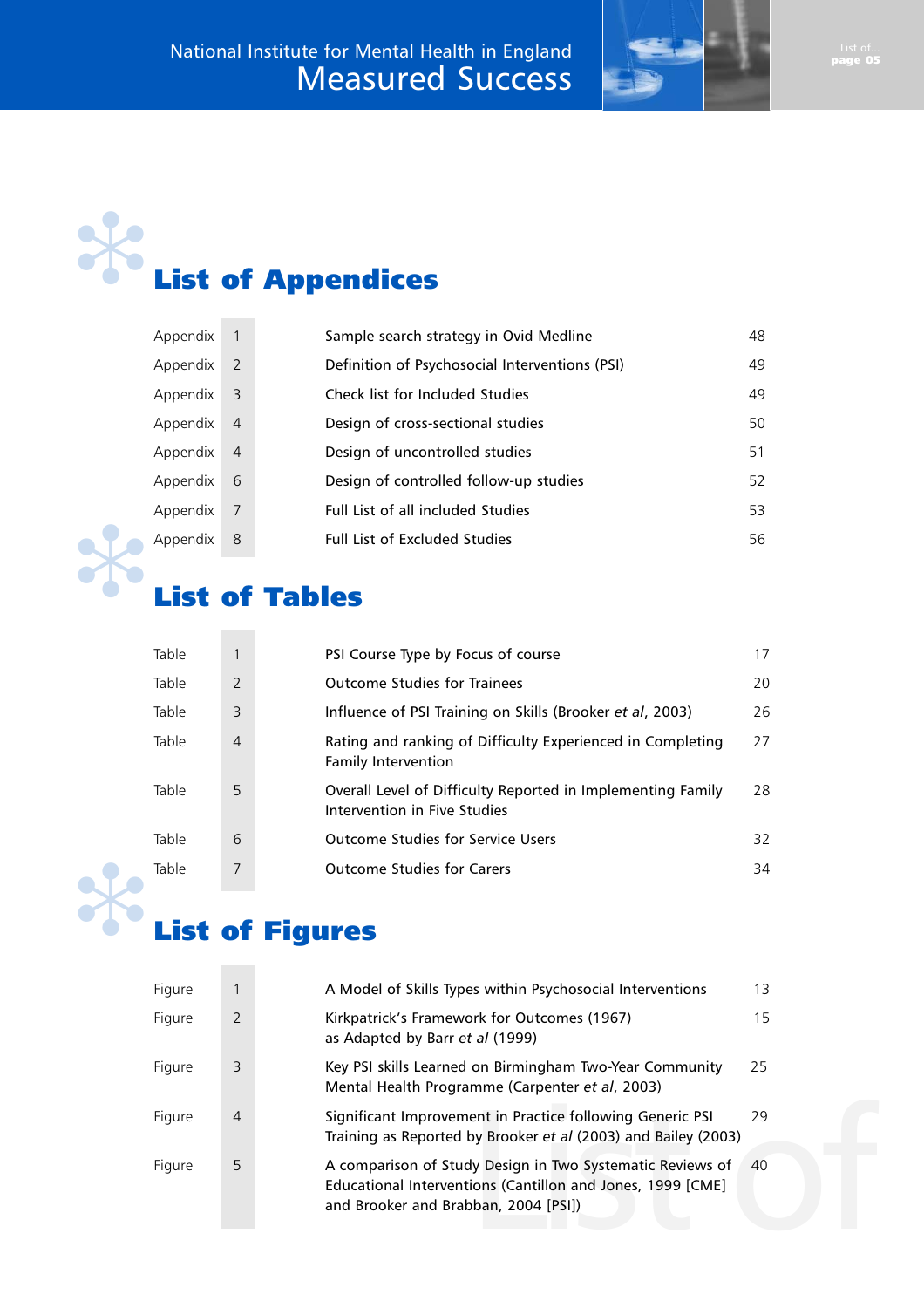## List of Appendices

| | | | |
|---|---|---|---|
| Appendix | 1 | Sample search strategy in Ovid Medline | 48 |
| Appendix | 2 | Definition of Psychosocial Interventions (PSI) | 49 |
| Appendix | 3 | Check list for Included Studies | 49 |
| Appendix | 4 | Design of cross-sectional studies | 50 |
| Appendix | 4 | Design of uncontrolled studies | 51 |
| Appendix | 6 | Design of controlled follow-up studies | 52 |
| Appendix | 7 | Full List of all included Studies | 53 |
| Appendix | 8 | Full List of Excluded Studies | 56 |

## List of Tables

| | | | |
|---|---|---|---|
| Table | 1 | PSI Course Type by Focus of course | 17 |
| Table | 2 | Outcome Studies for Trainees | 20 |
| Table | 3 | Influence of PSI Training on Skills (Brooker *et al*, 2003) | 26 |
| Table | 4 | Rating and ranking of Difficulty Experienced in Completing Family Intervention | 27 |
| Table | 5 | Overall Level of Difficulty Reported in Implementing Family Intervention in Five Studies | 28 |
| Table | 6 | Outcome Studies for Service Users | 32 |
| Table | 7 | Outcome Studies for Carers | 34 |

## List of Figures

| | | | |
|---|---|---|---|
| Figure | 1 | A Model of Skills Types within Psychosocial Interventions | 13 |
| Figure | 2 | Kirkpatrick's Framework for Outcomes (1967) as Adapted by Barr *et al* (1999) | 15 |
| Figure | 3 | Key PSI skills Learned on Birmingham Two-Year Community Mental Health Programme (Carpenter *et al*, 2003) | 25 |
| Figure | 4 | Significant Improvement in Practice following Generic PSI Training as Reported by Brooker *et al* (2003) and Bailey (2003) | 29 |
| Figure | 5 | A comparison of Study Design in Two Systematic Reviews of Educational Interventions (Cantillon and Jones, 1999 [CME] and Brooker and Brabban, 2004 [PSI]) | 40 |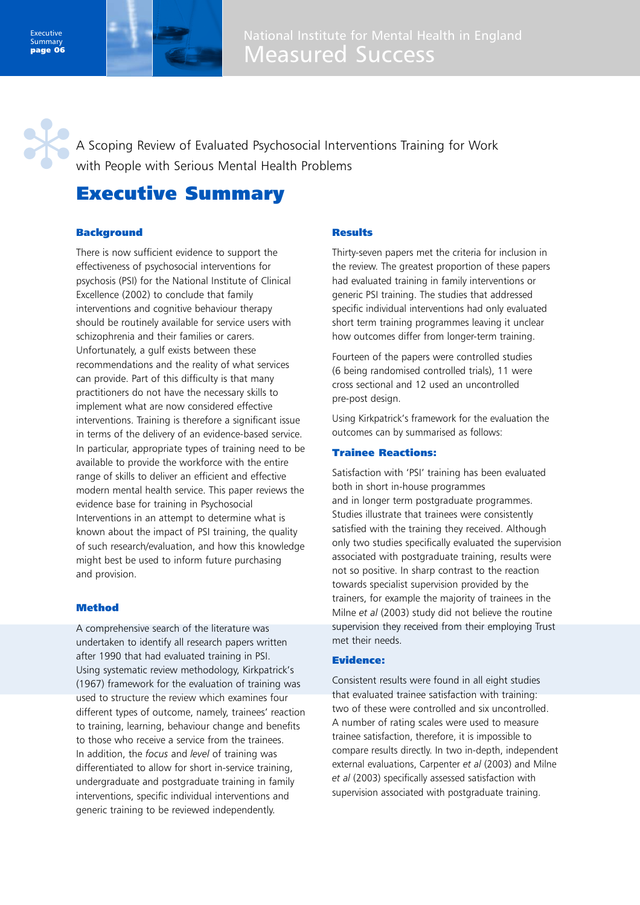A Scoping Review of Evaluated Psychosocial Interventions Training for Work with People with Serious Mental Health Problems

# Executive Summary

## Background

There is now sufficient evidence to support the effectiveness of psychosocial interventions for psychosis (PSI) for the National Institute of Clinical Excellence (2002) to conclude that family interventions and cognitive behaviour therapy should be routinely available for service users with schizophrenia and their families or carers. Unfortunately, a gulf exists between these recommendations and the reality of what services can provide. Part of this difficulty is that many practitioners do not have the necessary skills to implement what are now considered effective interventions. Training is therefore a significant issue in terms of the delivery of an evidence-based service. In particular, appropriate types of training need to be available to provide the workforce with the entire range of skills to deliver an efficient and effective modern mental health service. This paper reviews the evidence base for training in Psychosocial Interventions in an attempt to determine what is known about the impact of PSI training, the quality of such research/evaluation, and how this knowledge might best be used to inform future purchasing and provision.

## Method

A comprehensive search of the literature was undertaken to identify all research papers written after 1990 that had evaluated training in PSI. Using systematic review methodology, Kirkpatrick's (1967) framework for the evaluation of training was used to structure the review which examines four different types of outcome, namely, trainees' reaction to training, learning, behaviour change and benefits to those who receive a service from the trainees. In addition, the *focus* and *level* of training was differentiated to allow for short in-service training, undergraduate and postgraduate training in family interventions, specific individual interventions and generic training to be reviewed independently.

## Results

Thirty-seven papers met the criteria for inclusion in the review. The greatest proportion of these papers had evaluated training in family interventions or generic PSI training. The studies that addressed specific individual interventions had only evaluated short term training programmes leaving it unclear how outcomes differ from longer-term training.

Fourteen of the papers were controlled studies (6 being randomised controlled trials), 11 were cross sectional and 12 used an uncontrolled pre-post design.

Using Kirkpatrick's framework for the evaluation the outcomes can by summarised as follows:

### Trainee Reactions:

Satisfaction with 'PSI' training has been evaluated both in short in-house programmes and in longer term postgraduate programmes. Studies illustrate that trainees were consistently satisfied with the training they received. Although only two studies specifically evaluated the supervision associated with postgraduate training, results were not so positive. In sharp contrast to the reaction towards specialist supervision provided by the trainers, for example the majority of trainees in the Milne *et al* (2003) study did not believe the routine supervision they received from their employing Trust met their needs.

### Evidence:

Consistent results were found in all eight studies that evaluated trainee satisfaction with training: two of these were controlled and six uncontrolled. A number of rating scales were used to measure trainee satisfaction, therefore, it is impossible to compare results directly. In two in-depth, independent external evaluations, Carpenter *et al* (2003) and Milne *et al* (2003) specifically assessed satisfaction with supervision associated with postgraduate training.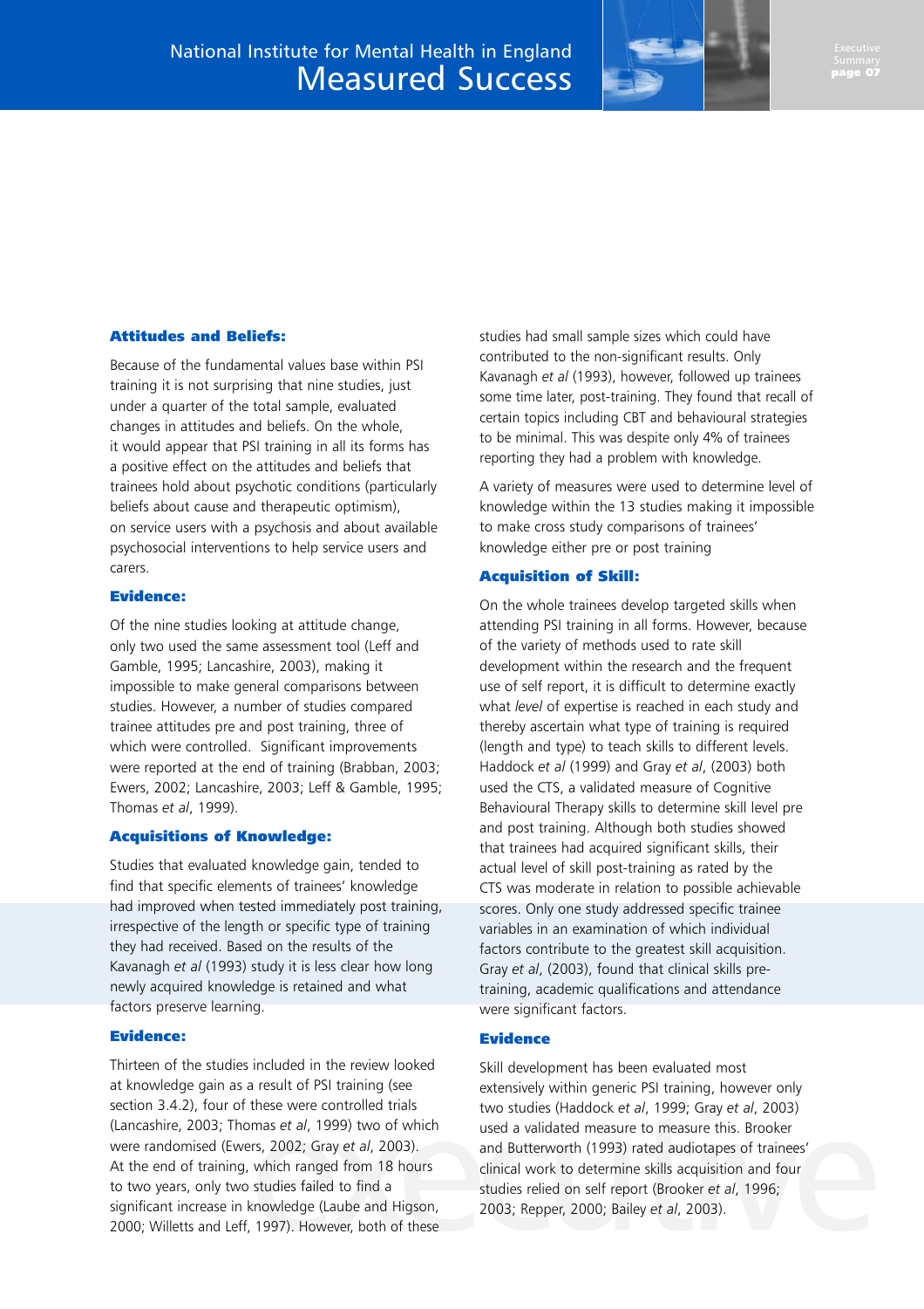### Attitudes and Beliefs:

Because of the fundamental values base within PSI training it is not surprising that nine studies, just under a quarter of the total sample, evaluated changes in attitudes and beliefs. On the whole, it would appear that PSI training in all its forms has a positive effect on the attitudes and beliefs that trainees hold about psychotic conditions (particularly beliefs about cause and therapeutic optimism), on service users with a psychosis and about available psychosocial interventions to help service users and carers.

### Evidence:

Of the nine studies looking at attitude change, only two used the same assessment tool (Leff and Gamble, 1995; Lancashire, 2003), making it impossible to make general comparisons between studies. However, a number of studies compared trainee attitudes pre and post training, three of which were controlled. Significant improvements were reported at the end of training (Brabban, 2003; Ewers, 2002; Lancashire, 2003; Leff & Gamble, 1995; Thomas *et al*, 1999).

### Acquisitions of Knowledge:

Studies that evaluated knowledge gain, tended to find that specific elements of trainees' knowledge had improved when tested immediately post training, irrespective of the length or specific type of training they had received. Based on the results of the Kavanagh *et al* (1993) study it is less clear how long newly acquired knowledge is retained and what factors preserve learning.

### Evidence:

Thirteen of the studies included in the review looked at knowledge gain as a result of PSI training (see section 3.4.2), four of these were controlled trials (Lancashire, 2003; Thomas *et al*, 1999) two of which were randomised (Ewers, 2002; Gray *et al*, 2003). At the end of training, which ranged from 18 hours to two years, only two studies failed to find a significant increase in knowledge (Laube and Higson, 2000; Willetts and Leff, 1997). However, both of these studies had small sample sizes which could have contributed to the non-significant results. Only Kavanagh *et al* (1993), however, followed up trainees some time later, post-training. They found that recall of certain topics including CBT and behavioural strategies to be minimal. This was despite only 4% of trainees reporting they had a problem with knowledge.

A variety of measures were used to determine level of knowledge within the 13 studies making it impossible to make cross study comparisons of trainees' knowledge either pre or post training

### Acquisition of Skill:

On the whole trainees develop targeted skills when attending PSI training in all forms. However, because of the variety of methods used to rate skill development within the research and the frequent use of self report, it is difficult to determine exactly what *level* of expertise is reached in each study and thereby ascertain what type of training is required (length and type) to teach skills to different levels. Haddock *et al* (1999) and Gray *et al*, (2003) both used the CTS, a validated measure of Cognitive Behavioural Therapy skills to determine skill level pre and post training. Although both studies showed that trainees had acquired significant skills, their actual level of skill post-training as rated by the CTS was moderate in relation to possible achievable scores. Only one study addressed specific trainee variables in an examination of which individual factors contribute to the greatest skill acquisition. Gray *et al*, (2003), found that clinical skills pre-training, academic qualifications and attendance were significant factors.

### Evidence

Skill development has been evaluated most extensively within generic PSI training, however only two studies (Haddock *et al*, 1999; Gray *et al*, 2003) used a validated measure to measure this. Brooker and Butterworth (1993) rated audiotapes of trainees' clinical work to determine skills acquisition and four studies relied on self report (Brooker *et al*, 1996; 2003; Repper, 2000; Bailey *et al*, 2003).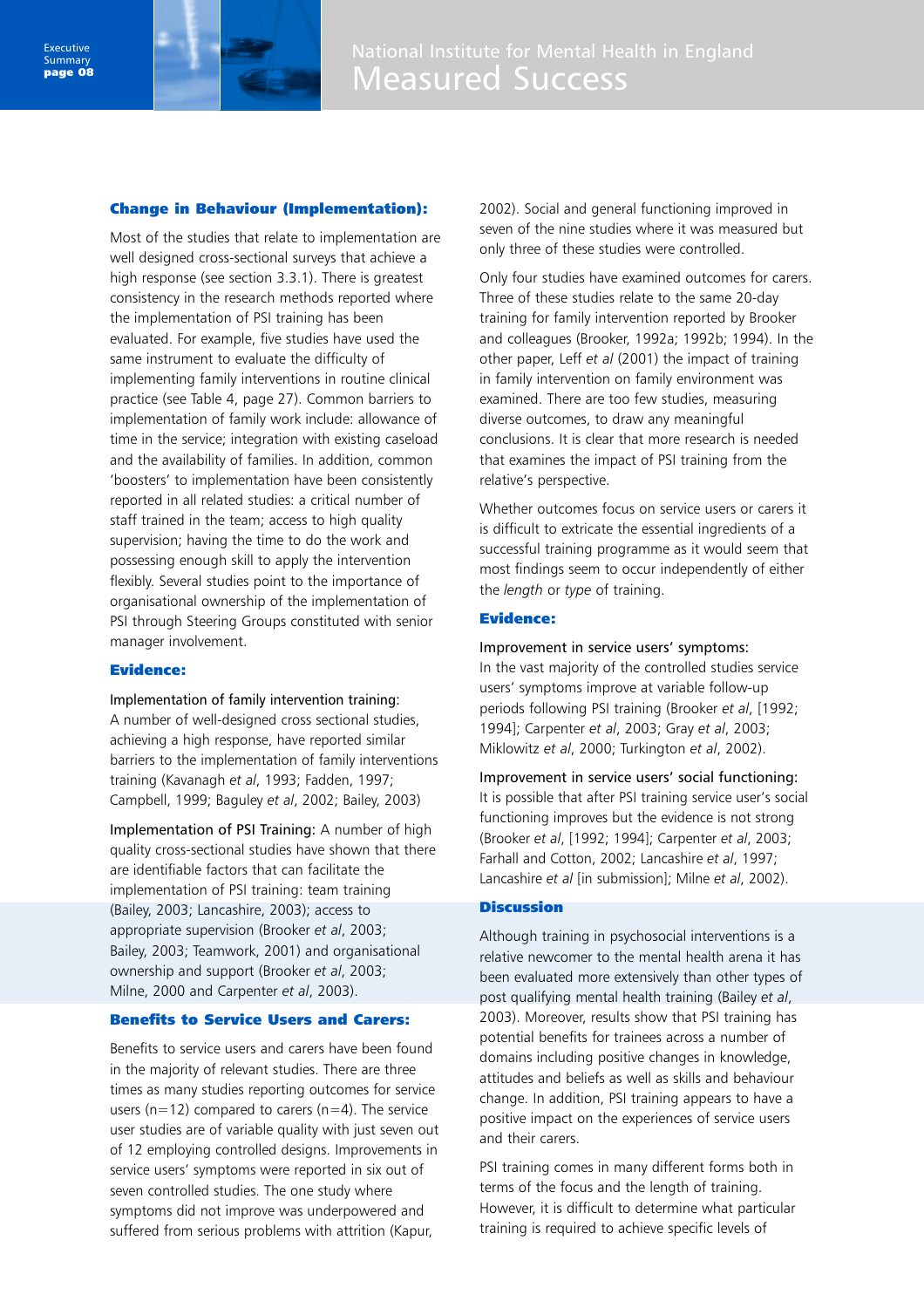### Change in Behaviour (Implementation):

Most of the studies that relate to implementation are well designed cross-sectional surveys that achieve a high response (see section 3.3.1). There is greatest consistency in the research methods reported where the implementation of PSI training has been evaluated. For example, five studies have used the same instrument to evaluate the difficulty of implementing family interventions in routine clinical practice (see Table 4, page 27). Common barriers to implementation of family work include: allowance of time in the service; integration with existing caseload and the availability of families. In addition, common 'boosters' to implementation have been consistently reported in all related studies: a critical number of staff trained in the team; access to high quality supervision; having the time to do the work and possessing enough skill to apply the intervention flexibly. Several studies point to the importance of organisational ownership of the implementation of PSI through Steering Groups constituted with senior manager involvement.

### Evidence:

Implementation of family intervention training:
A number of well-designed cross sectional studies, achieving a high response, have reported similar barriers to the implementation of family interventions training (Kavanagh *et al*, 1993; Fadden, 1997; Campbell, 1999; Baguley *et al*, 2002; Bailey, 2003)

Implementation of PSI Training: A number of high quality cross-sectional studies have shown that there are identifiable factors that can facilitate the implementation of PSI training: team training (Bailey, 2003; Lancashire, 2003); access to appropriate supervision (Brooker *et al*, 2003; Bailey, 2003; Teamwork, 2001) and organisational ownership and support (Brooker *et al*, 2003; Milne, 2000 and Carpenter *et al*, 2003).

### Benefits to Service Users and Carers:

Benefits to service users and carers have been found in the majority of relevant studies. There are three times as many studies reporting outcomes for service users (n=12) compared to carers (n=4). The service user studies are of variable quality with just seven out of 12 employing controlled designs. Improvements in service users' symptoms were reported in six out of seven controlled studies. The one study where symptoms did not improve was underpowered and suffered from serious problems with attrition (Kapur, 2002). Social and general functioning improved in seven of the nine studies where it was measured but only three of these studies were controlled.

Only four studies have examined outcomes for carers. Three of these studies relate to the same 20-day training for family intervention reported by Brooker and colleagues (Brooker, 1992a; 1992b; 1994). In the other paper, Leff *et al* (2001) the impact of training in family intervention on family environment was examined. There are too few studies, measuring diverse outcomes, to draw any meaningful conclusions. It is clear that more research is needed that examines the impact of PSI training from the relative's perspective.

Whether outcomes focus on service users or carers it is difficult to extricate the essential ingredients of a successful training programme as it would seem that most findings seem to occur independently of either the *length* or *type* of training.

### Evidence:

Improvement in service users' symptoms:
In the vast majority of the controlled studies service users' symptoms improve at variable follow-up periods following PSI training (Brooker *et al*, [1992; 1994]; Carpenter *et al*, 2003; Gray *et al*, 2003; Miklowitz *et al*, 2000; Turkington *et al*, 2002).

Improvement in service users' social functioning:
It is possible that after PSI training service user's social functioning improves but the evidence is not strong (Brooker *et al*, [1992; 1994]; Carpenter *et al*, 2003; Farhall and Cotton, 2002; Lancashire *et al*, 1997; Lancashire *et al* [in submission]; Milne *et al*, 2002).

### Discussion

Although training in psychosocial interventions is a relative newcomer to the mental health arena it has been evaluated more extensively than other types of post qualifying mental health training (Bailey *et al*, 2003). Moreover, results show that PSI training has potential benefits for trainees across a number of domains including positive changes in knowledge, attitudes and beliefs as well as skills and behaviour change. In addition, PSI training appears to have a positive impact on the experiences of service users and their carers.

PSI training comes in many different forms both in terms of the focus and the length of training. However, it is difficult to determine what particular training is required to achieve specific levels of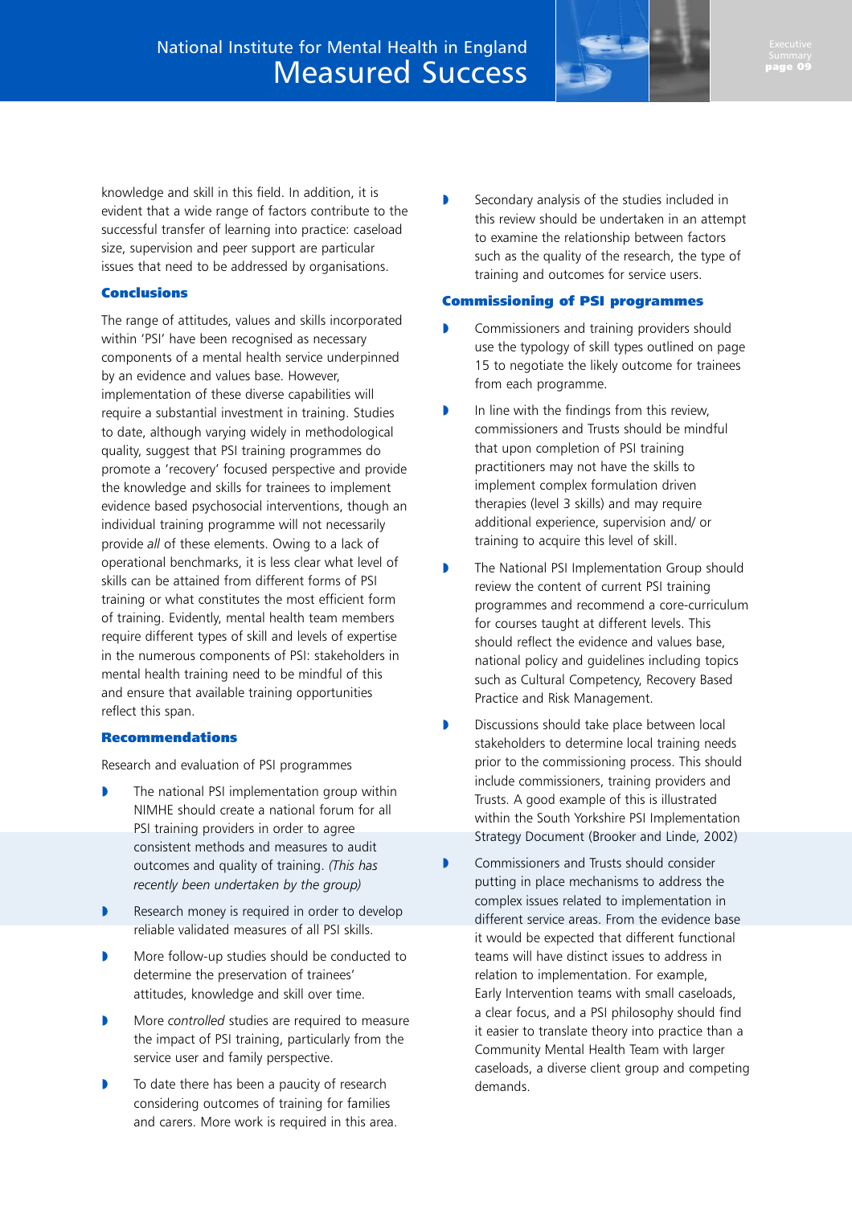knowledge and skill in this field. In addition, it is evident that a wide range of factors contribute to the successful transfer of learning into practice: caseload size, supervision and peer support are particular issues that need to be addressed by organisations.

### Conclusions

The range of attitudes, values and skills incorporated within 'PSI' have been recognised as necessary components of a mental health service underpinned by an evidence and values base. However, implementation of these diverse capabilities will require a substantial investment in training. Studies to date, although varying widely in methodological quality, suggest that PSI training programmes do promote a 'recovery' focused perspective and provide the knowledge and skills for trainees to implement evidence based psychosocial interventions, though an individual training programme will not necessarily provide *all* of these elements. Owing to a lack of operational benchmarks, it is less clear what level of skills can be attained from different forms of PSI training or what constitutes the most efficient form of training. Evidently, mental health team members require different types of skill and levels of expertise in the numerous components of PSI: stakeholders in mental health training need to be mindful of this and ensure that available training opportunities reflect this span.

### Recommendations

Research and evaluation of PSI programmes

- The national PSI implementation group within NIMHE should create a national forum for all PSI training providers in order to agree consistent methods and measures to audit outcomes and quality of training. *(This has recently been undertaken by the group)*
- Research money is required in order to develop reliable validated measures of all PSI skills.
- More follow-up studies should be conducted to determine the preservation of trainees' attitudes, knowledge and skill over time.
- More *controlled* studies are required to measure the impact of PSI training, particularly from the service user and family perspective.
- To date there has been a paucity of research considering outcomes of training for families and carers. More work is required in this area.
- Secondary analysis of the studies included in this review should be undertaken in an attempt to examine the relationship between factors such as the quality of the research, the type of training and outcomes for service users.

### Commissioning of PSI programmes

- Commissioners and training providers should use the typology of skill types outlined on page 15 to negotiate the likely outcome for trainees from each programme.
- In line with the findings from this review, commissioners and Trusts should be mindful that upon completion of PSI training practitioners may not have the skills to implement complex formulation driven therapies (level 3 skills) and may require additional experience, supervision and/ or training to acquire this level of skill.
- The National PSI Implementation Group should review the content of current PSI training programmes and recommend a core-curriculum for courses taught at different levels. This should reflect the evidence and values base, national policy and guidelines including topics such as Cultural Competency, Recovery Based Practice and Risk Management.
- Discussions should take place between local stakeholders to determine local training needs prior to the commissioning process. This should include commissioners, training providers and Trusts. A good example of this is illustrated within the South Yorkshire PSI Implementation Strategy Document (Brooker and Linde, 2002)
- Commissioners and Trusts should consider putting in place mechanisms to address the complex issues related to implementation in different service areas. From the evidence base it would be expected that different functional teams will have distinct issues to address in relation to implementation. For example, Early Intervention teams with small caseloads, a clear focus, and a PSI philosophy should find it easier to translate theory into practice than a Community Mental Health Team with larger caseloads, a diverse client group and competing demands.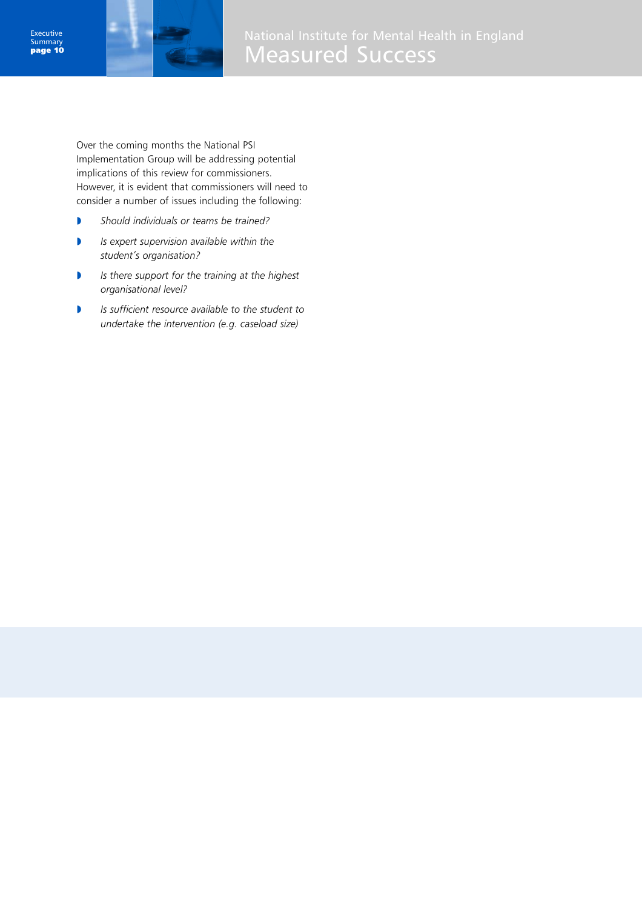Over the coming months the National PSI Implementation Group will be addressing potential implications of this review for commissioners. However, it is evident that commissioners will need to consider a number of issues including the following:

- *Should individuals or teams be trained?*
- *Is expert supervision available within the student's organisation?*
- *Is there support for the training at the highest organisational level?*
- *Is sufficient resource available to the student to undertake the intervention (e.g. caseload size)*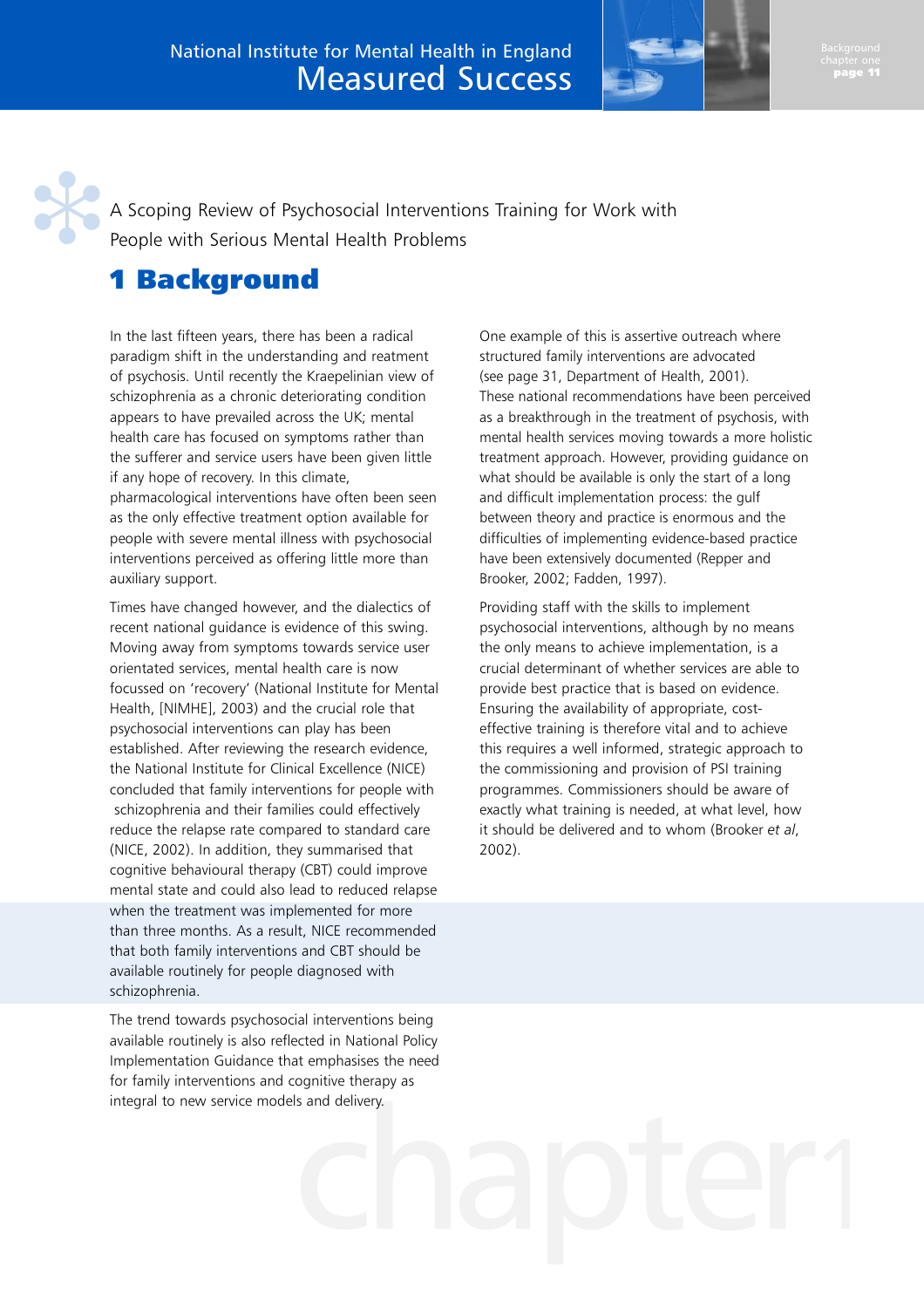A Scoping Review of Psychosocial Interventions Training for Work with People with Serious Mental Health Problems

# 1 Background

In the last fifteen years, there has been a radical paradigm shift in the understanding and reatment of psychosis. Until recently the Kraepelinian view of schizophrenia as a chronic deteriorating condition appears to have prevailed across the UK; mental health care has focused on symptoms rather than the sufferer and service users have been given little if any hope of recovery. In this climate, pharmacological interventions have often been seen as the only effective treatment option available for people with severe mental illness with psychosocial interventions perceived as offering little more than auxiliary support.

Times have changed however, and the dialectics of recent national guidance is evidence of this swing. Moving away from symptoms towards service user orientated services, mental health care is now focussed on 'recovery' (National Institute for Mental Health, [NIMHE], 2003) and the crucial role that psychosocial interventions can play has been established. After reviewing the research evidence, the National Institute for Clinical Excellence (NICE) concluded that family interventions for people with schizophrenia and their families could effectively reduce the relapse rate compared to standard care (NICE, 2002). In addition, they summarised that cognitive behavioural therapy (CBT) could improve mental state and could also lead to reduced relapse when the treatment was implemented for more than three months. As a result, NICE recommended that both family interventions and CBT should be available routinely for people diagnosed with schizophrenia.

The trend towards psychosocial interventions being available routinely is also reflected in National Policy Implementation Guidance that emphasises the need for family interventions and cognitive therapy as integral to new service models and delivery.

One example of this is assertive outreach where structured family interventions are advocated (see page 31, Department of Health, 2001). These national recommendations have been perceived as a breakthrough in the treatment of psychosis, with mental health services moving towards a more holistic treatment approach. However, providing guidance on what should be available is only the start of a long and difficult implementation process: the gulf between theory and practice is enormous and the difficulties of implementing evidence-based practice have been extensively documented (Repper and Brooker, 2002; Fadden, 1997).

Providing staff with the skills to implement psychosocial interventions, although by no means the only means to achieve implementation, is a crucial determinant of whether services are able to provide best practice that is based on evidence. Ensuring the availability of appropriate, cost-effective training is therefore vital and to achieve this requires a well informed, strategic approach to the commissioning and provision of PSI training programmes. Commissioners should be aware of exactly what training is needed, at what level, how it should be delivered and to whom (Brooker *et al*, 2002).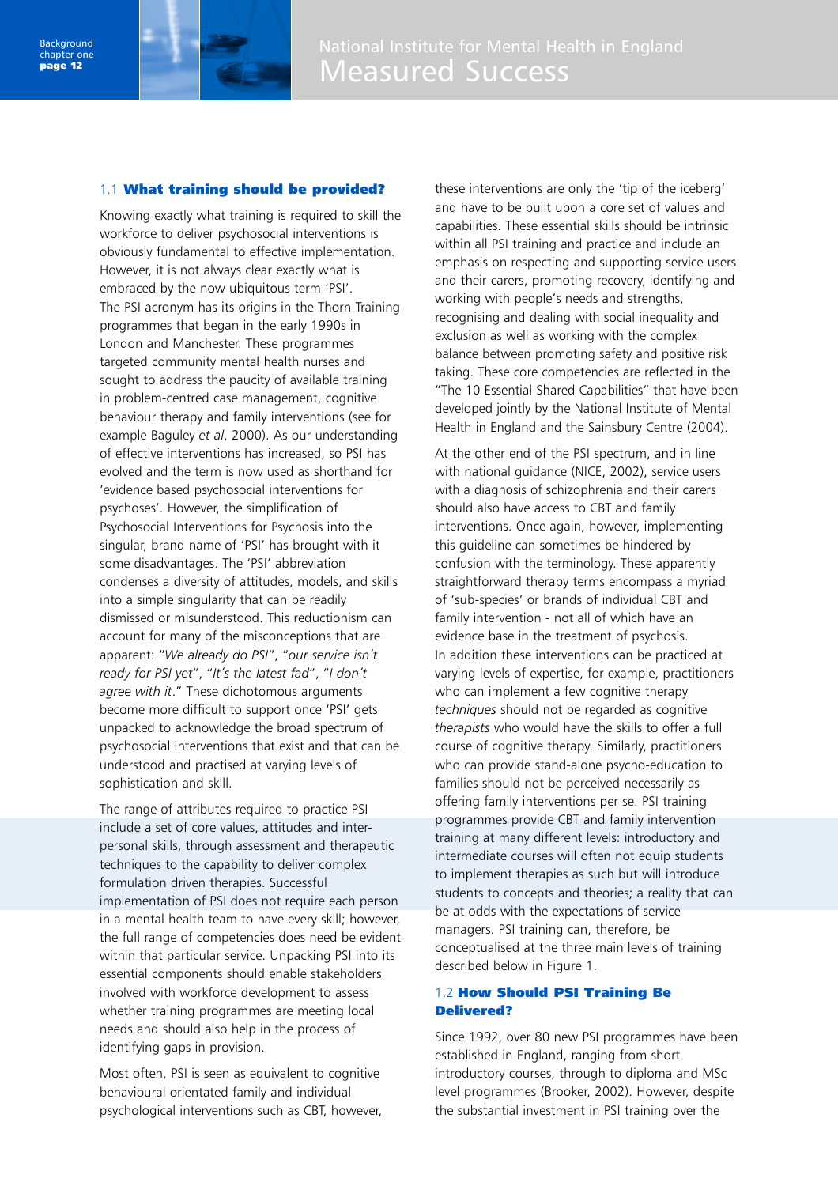## 1.1 What training should be provided?

Knowing exactly what training is required to skill the workforce to deliver psychosocial interventions is obviously fundamental to effective implementation. However, it is not always clear exactly what is embraced by the now ubiquitous term 'PSI'. The PSI acronym has its origins in the Thorn Training programmes that began in the early 1990s in London and Manchester. These programmes targeted community mental health nurses and sought to address the paucity of available training in problem-centred case management, cognitive behaviour therapy and family interventions (see for example Baguley *et al*, 2000). As our understanding of effective interventions has increased, so PSI has evolved and the term is now used as shorthand for 'evidence based psychosocial interventions for psychoses'. However, the simplification of Psychosocial Interventions for Psychosis into the singular, brand name of 'PSI' has brought with it some disadvantages. The 'PSI' abbreviation condenses a diversity of attitudes, models, and skills into a simple singularity that can be readily dismissed or misunderstood. This reductionism can account for many of the misconceptions that are apparent: "*We already do PSI*", "*our service isn't ready for PSI yet*", "*It's the latest fad*", "*I don't agree with it*." These dichotomous arguments become more difficult to support once 'PSI' gets unpacked to acknowledge the broad spectrum of psychosocial interventions that exist and that can be understood and practised at varying levels of sophistication and skill.

The range of attributes required to practise PSI include a set of core values, attitudes and inter-personal skills, through assessment and therapeutic techniques to the capability to deliver complex formulation driven therapies. Successful implementation of PSI does not require each person in a mental health team to have every skill; however, the full range of competencies does need be evident within that particular service. Unpacking PSI into its essential components should enable stakeholders involved with workforce development to assess whether training programmes are meeting local needs and should also help in the process of identifying gaps in provision.

Most often, PSI is seen as equivalent to cognitive behavioural orientated family and individual psychological interventions such as CBT, however, these interventions are only the 'tip of the iceberg' and have to be built upon a core set of values and capabilities. These essential skills should be intrinsic within all PSI training and practice and include an emphasis on respecting and supporting service users and their carers, promoting recovery, identifying and working with people's needs and strengths, recognising and dealing with social inequality and exclusion as well as working with the complex balance between promoting safety and positive risk taking. These core competencies are reflected in the "The 10 Essential Shared Capabilities" that have been developed jointly by the National Institute of Mental Health in England and the Sainsbury Centre (2004).

At the other end of the PSI spectrum, and in line with national guidance (NICE, 2002), service users with a diagnosis of schizophrenia and their carers should also have access to CBT and family interventions. Once again, however, implementing this guideline can sometimes be hindered by confusion with the terminology. These apparently straightforward therapy terms encompass a myriad of 'sub-species' or brands of individual CBT and family intervention - not all of which have an evidence base in the treatment of psychosis. In addition these interventions can be practiced at varying levels of expertise, for example, practitioners who can implement a few cognitive therapy *techniques* should not be regarded as cognitive *therapists* who would have the skills to offer a full course of cognitive therapy. Similarly, practitioners who can provide stand-alone psycho-education to families should not be perceived necessarily as offering family interventions per se. PSI training programmes provide CBT and family intervention training at many different levels: introductory and intermediate courses will often not equip students to implement therapies as such but will introduce students to concepts and theories; a reality that can be at odds with the expectations of service managers. PSI training can, therefore, be conceptualised at the three main levels of training described below in Figure 1.

## 1.2 How Should PSI Training Be Delivered?

Since 1992, over 80 new PSI programmes have been established in England, ranging from short introductory courses, through to diploma and MSc level programmes (Brooker, 2002). However, despite the substantial investment in PSI training over the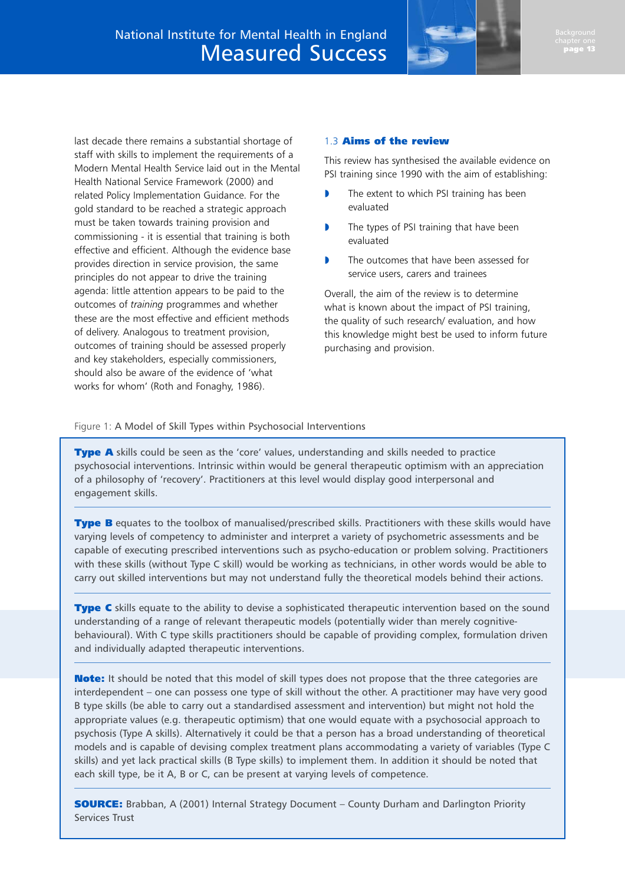last decade there remains a substantial shortage of staff with skills to implement the requirements of a Modern Mental Health Service laid out in the Mental Health National Service Framework (2000) and related Policy Implementation Guidance. For the gold standard to be reached a strategic approach must be taken towards training provision and commissioning - it is essential that training is both effective and efficient. Although the evidence base provides direction in service provision, the same principles do not appear to drive the training agenda: little attention appears to be paid to the outcomes of *training* programmes and whether these are the most effective and efficient methods of delivery. Analogous to treatment provision, outcomes of training should be assessed properly and key stakeholders, especially commissioners, should also be aware of the evidence of 'what works for whom' (Roth and Fonaghy, 1986).

## 1.3 Aims of the review

This review has synthesised the available evidence on PSI training since 1990 with the aim of establishing:

- The extent to which PSI training has been evaluated
- The types of PSI training that have been evaluated
- The outcomes that have been assessed for service users, carers and trainees

Overall, the aim of the review is to determine what is known about the impact of PSI training, the quality of such research/ evaluation, and how this knowledge might best be used to inform future purchasing and provision.

Figure 1: A Model of Skill Types within Psychosocial Interventions

**Type A** skills could be seen as the 'core' values, understanding and skills needed to practice psychosocial interventions. Intrinsic within would be general therapeutic optimism with an appreciation of a philosophy of 'recovery'. Practitioners at this level would display good interpersonal and engagement skills.

**Type B** equates to the toolbox of manualised/prescribed skills. Practitioners with these skills would have varying levels of competency to administer and interpret a variety of psychometric assessments and be capable of executing prescribed interventions such as psycho-education or problem solving. Practitioners with these skills (without Type C skill) would be working as technicians, in other words would be able to carry out skilled interventions but may not understand fully the theoretical models behind their actions.

**Type C** skills equate to the ability to devise a sophisticated therapeutic intervention based on the sound understanding of a range of relevant therapeutic models (potentially wider than merely cognitive-behavioural). With C type skills practitioners should be capable of providing complex, formulation driven and individually adapted therapeutic interventions.

**Note:** It should be noted that this model of skill types does not propose that the three categories are interdependent – one can possess one type of skill without the other. A practitioner may have very good B type skills (be able to carry out a standardised assessment and intervention) but might not hold the appropriate values (e.g. therapeutic optimism) that one would equate with a psychosocial approach to psychosis (Type A skills). Alternatively it could be that a person has a broad understanding of theoretical models and is capable of devising complex treatment plans accommodating a variety of variables (Type C skills) and yet lack practical skills (B Type skills) to implement them. In addition it should be noted that each skill type, be it A, B or C, can be present at varying levels of competence.

**SOURCE:** Brabban, A (2001) Internal Strategy Document – County Durham and Darlington Priority Services Trust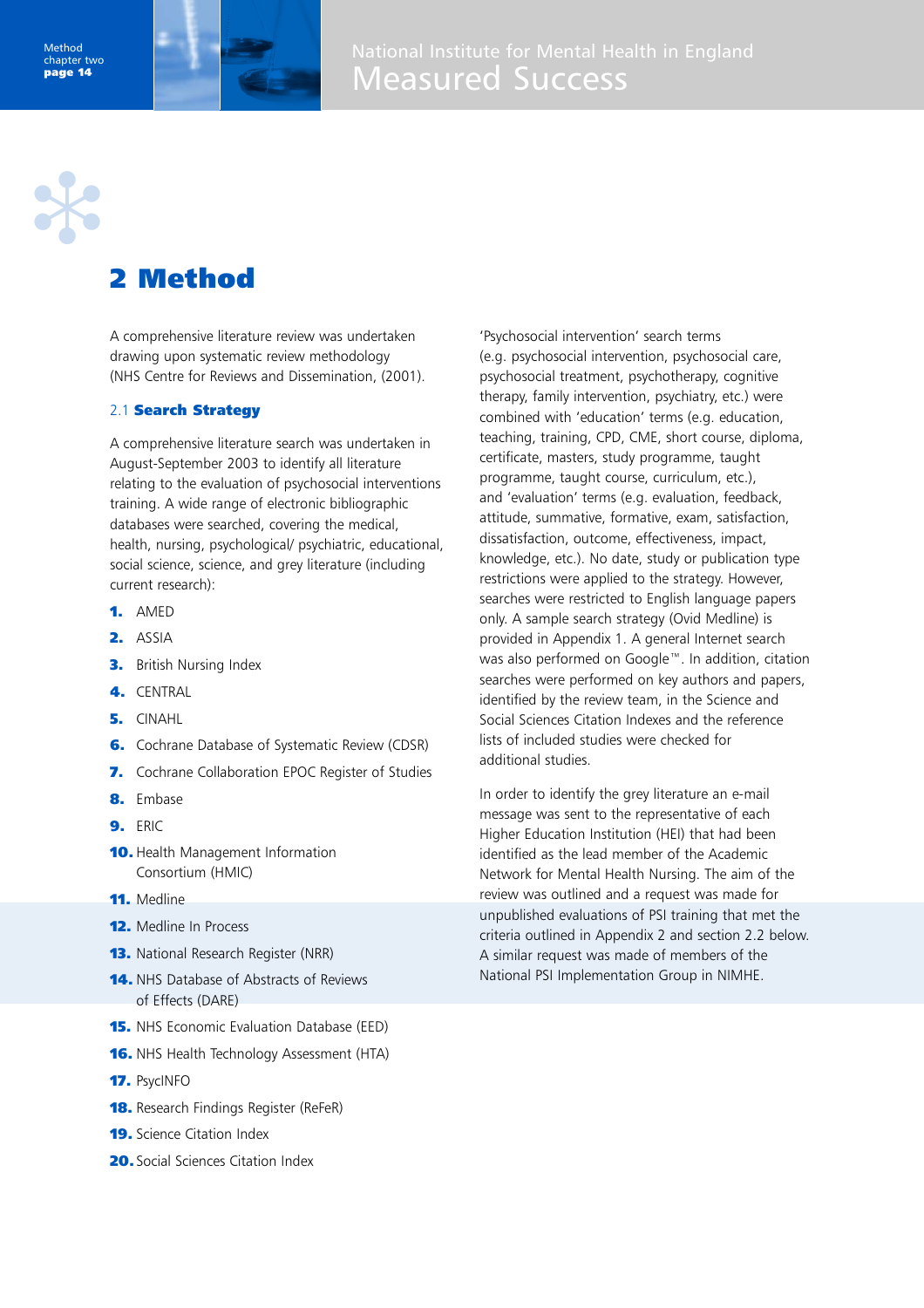# 2 Method

A comprehensive literature review was undertaken drawing upon systematic review methodology (NHS Centre for Reviews and Dissemination, (2001).

## 2.1 Search Strategy

A comprehensive literature search was undertaken in August-September 2003 to identify all literature relating to the evaluation of psychosocial interventions training. A wide range of electronic bibliographic databases were searched, covering the medical, health, nursing, psychological/ psychiatric, educational, social science, science, and grey literature (including current research):

1. AMED
2. ASSIA
3. British Nursing Index
4. CENTRAL
5. CINAHL
6. Cochrane Database of Systematic Review (CDSR)
7. Cochrane Collaboration EPOC Register of Studies
8. Embase
9. ERIC
10. Health Management Information Consortium (HMIC)
11. Medline
12. Medline In Process
13. National Research Register (NRR)
14. NHS Database of Abstracts of Reviews of Effects (DARE)
15. NHS Economic Evaluation Database (EED)
16. NHS Health Technology Assessment (HTA)
17. PsycINFO
18. Research Findings Register (ReFeR)
19. Science Citation Index
20. Social Sciences Citation Index

'Psychosocial intervention' search terms (e.g. psychosocial intervention, psychosocial care, psychosocial treatment, psychotherapy, cognitive therapy, family intervention, psychiatry, etc.) were combined with 'education' terms (e.g. education, teaching, training, CPD, CME, short course, diploma, certificate, masters, study programme, taught programme, taught course, curriculum, etc.), and 'evaluation' terms (e.g. evaluation, feedback, attitude, summative, formative, exam, satisfaction, dissatisfaction, outcome, effectiveness, impact, knowledge, etc.). No date, study or publication type restrictions were applied to the strategy. However, searches were restricted to English language papers only. A sample search strategy (Ovid Medline) is provided in Appendix 1. A general Internet search was also performed on Google™. In addition, citation searches were performed on key authors and papers, identified by the review team, in the Science and Social Sciences Citation Indexes and the reference lists of included studies were checked for additional studies.

In order to identify the grey literature an e-mail message was sent to the representative of each Higher Education Institution (HEI) that had been identified as the lead member of the Academic Network for Mental Health Nursing. The aim of the review was outlined and a request was made for unpublished evaluations of PSI training that met the criteria outlined in Appendix 2 and section 2.2 below. A similar request was made of members of the National PSI Implementation Group in NIMHE.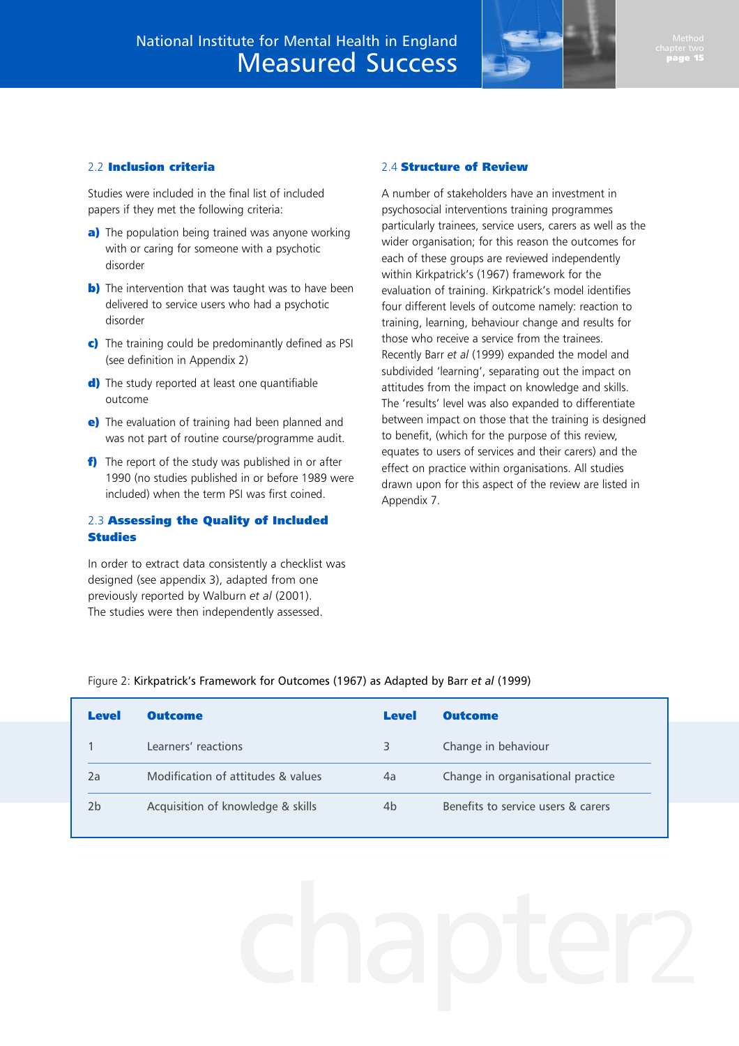## 2.2 Inclusion criteria

Studies were included in the final list of included papers if they met the following criteria:

**a)** The population being trained was anyone working with or caring for someone with a psychotic disorder

**b)** The intervention that was taught was to have been delivered to service users who had a psychotic disorder

**c)** The training could be predominantly defined as PSI (see definition in Appendix 2)

**d)** The study reported at least one quantifiable outcome

**e)** The evaluation of training had been planned and was not part of routine course/programme audit.

**f)** The report of the study was published in or after 1990 (no studies published in or before 1989 were included) when the term PSI was first coined.

## 2.3 Assessing the Quality of Included Studies

In order to extract data consistently a checklist was designed (see appendix 3), adapted from one previously reported by Walburn *et al* (2001). The studies were then independently assessed.

## 2.4 Structure of Review

A number of stakeholders have an investment in psychosocial interventions training programmes particularly trainees, service users, carers as well as the wider organisation; for this reason the outcomes for each of these groups are reviewed independently within Kirkpatrick's (1967) framework for the evaluation of training. Kirkpatrick's model identifies four different levels of outcome namely: reaction to training, learning, behaviour change and results for those who receive a service from the trainees. Recently Barr *et al* (1999) expanded the model and subdivided 'learning', separating out the impact on attitudes from the impact on knowledge and skills. The 'results' level was also expanded to differentiate between impact on those that the training is designed to benefit, (which for the purpose of this review, equates to users of services and their carers) and the effect on practice within organisations. All studies drawn upon for this aspect of the review are listed in Appendix 7.

Figure 2: Kirkpatrick's Framework for Outcomes (1967) as Adapted by Barr *et al* (1999)

| Level | Outcome | Level | Outcome |
|---|---|---|---|
| 1 | Learners' reactions | 3 | Change in behaviour |
| 2a | Modification of attitudes & values | 4a | Change in organisational practice |
| 2b | Acquisition of knowledge & skills | 4b | Benefits to service users & carers |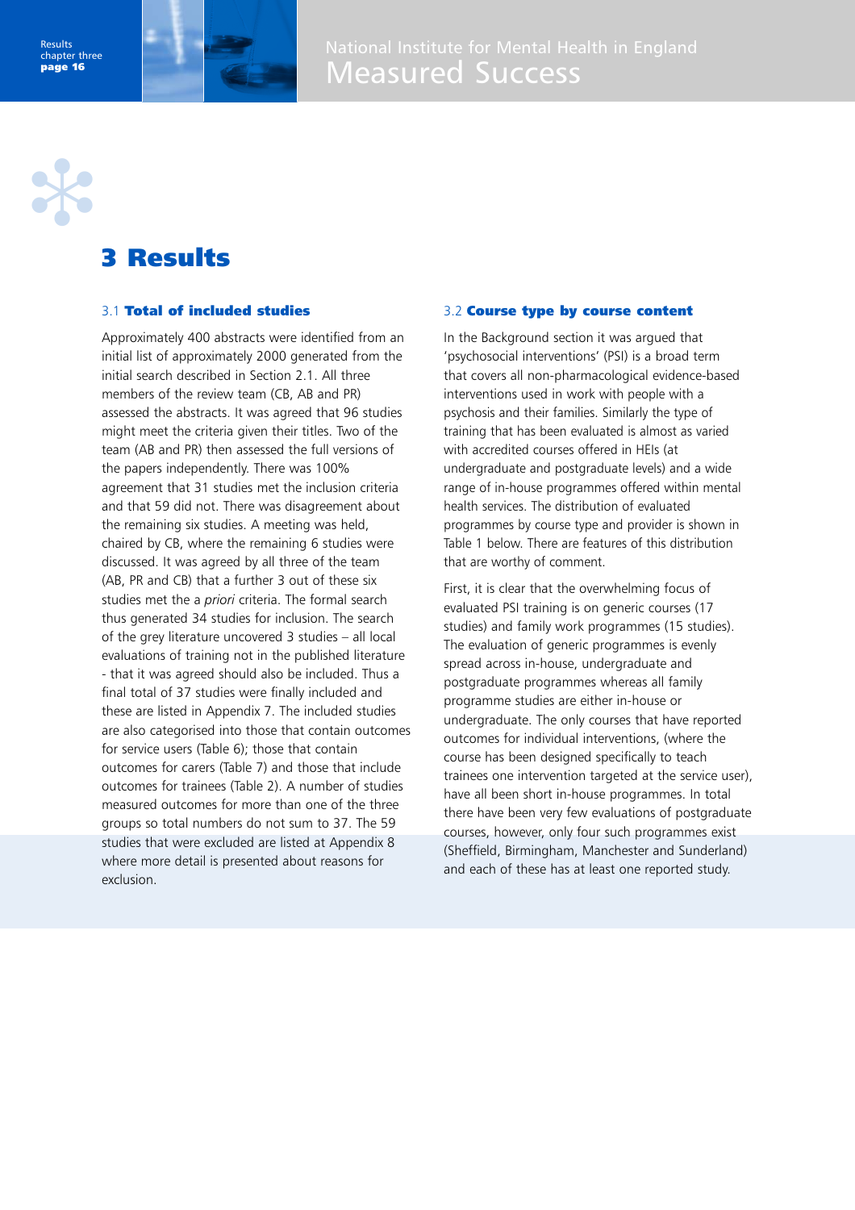# 3 Results

## 3.1 Total of included studies

Approximately 400 abstracts were identified from an initial list of approximately 2000 generated from the initial search described in Section 2.1. All three members of the review team (CB, AB and PR) assessed the abstracts. It was agreed that 96 studies might meet the criteria given their titles. Two of the team (AB and PR) then assessed the full versions of the papers independently. There was 100% agreement that 31 studies met the inclusion criteria and that 59 did not. There was disagreement about the remaining six studies. A meeting was held, chaired by CB, where the remaining 6 studies were discussed. It was agreed by all three of the team (AB, PR and CB) that a further 3 out of these six studies met the a *priori* criteria. The formal search thus generated 34 studies for inclusion. The search of the grey literature uncovered 3 studies – all local evaluations of training not in the published literature - that it was agreed should also be included. Thus a final total of 37 studies were finally included and these are listed in Appendix 7. The included studies are also categorised into those that contain outcomes for service users (Table 6); those that contain outcomes for carers (Table 7) and those that include outcomes for trainees (Table 2). A number of studies measured outcomes for more than one of the three groups so total numbers do not sum to 37. The 59 studies that were excluded are listed at Appendix 8 where more detail is presented about reasons for exclusion.

## 3.2 Course type by course content

In the Background section it was argued that 'psychosocial interventions' (PSI) is a broad term that covers all non-pharmacological evidence-based interventions used in work with people with a psychosis and their families. Similarly the type of training that has been evaluated is almost as varied with accredited courses offered in HEIs (at undergraduate and postgraduate levels) and a wide range of in-house programmes offered within mental health services. The distribution of evaluated programmes by course type and provider is shown in Table 1 below. There are features of this distribution that are worthy of comment.

First, it is clear that the overwhelming focus of evaluated PSI training is on generic courses (17 studies) and family work programmes (15 studies). The evaluation of generic programmes is evenly spread across in-house, undergraduate and postgraduate programmes whereas all family programme studies are either in-house or undergraduate. The only courses that have reported outcomes for individual interventions, (where the course has been designed specifically to teach trainees one intervention targeted at the service user), have all been short in-house programmes. In total there have been very few evaluations of postgraduate courses, however, only four such programmes exist (Sheffield, Birmingham, Manchester and Sunderland) and each of these has at least one reported study.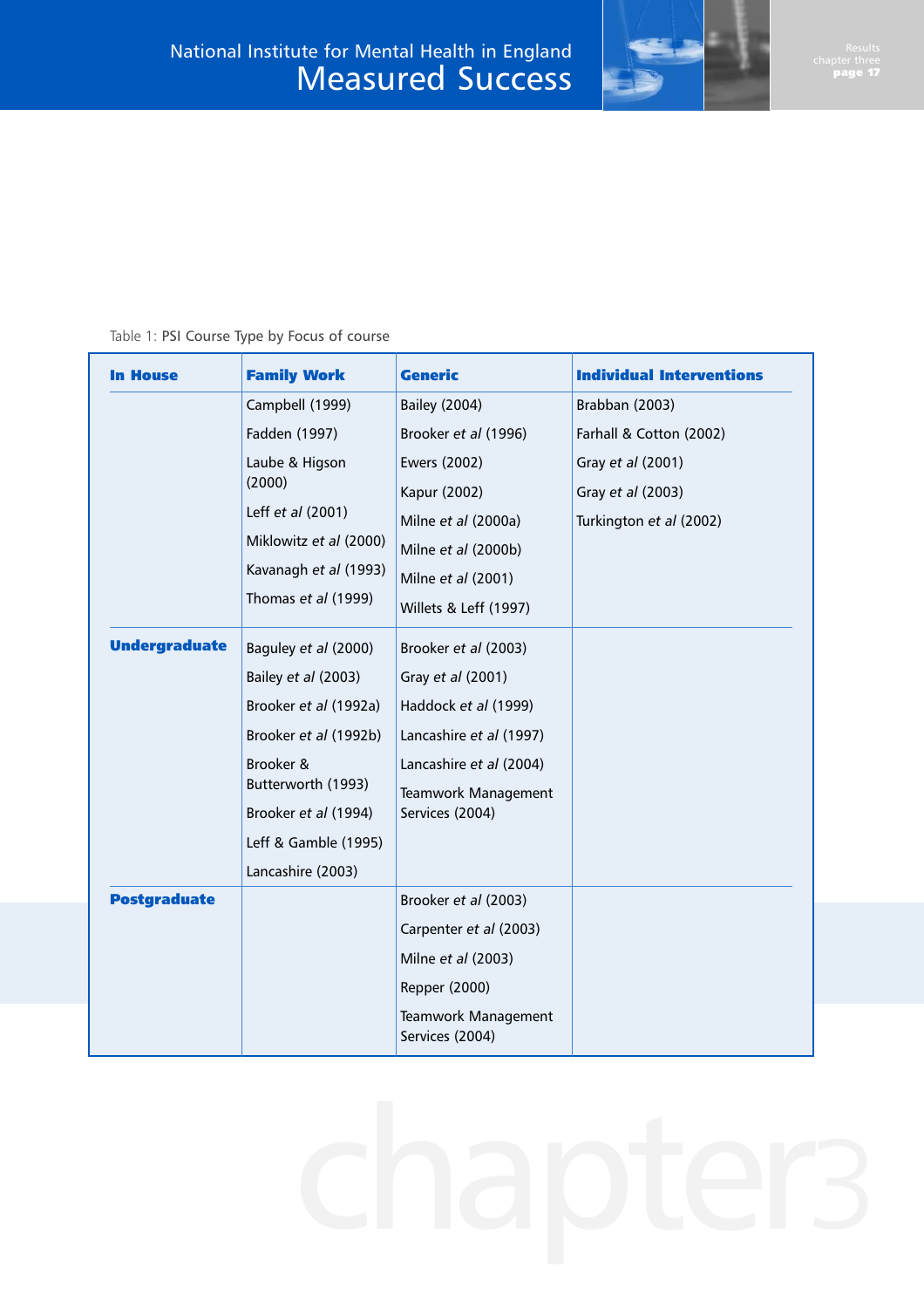Table 1: PSI Course Type by Focus of course

| | Family Work | Generic | Individual Interventions |
|---|---|---|---|
| **In House** | Campbell (1999)<br>Fadden (1997)<br>Laube & Higson (2000)<br>Leff *et al* (2001)<br>Miklowitz *et al* (2000)<br>Kavanagh *et al* (1993)<br>Thomas *et al* (1999) | Bailey (2004)<br>Brooker *et al* (1996)<br>Ewers (2002)<br>Kapur (2002)<br>Milne *et al* (2000a)<br>Milne *et al* (2000b)<br>Milne *et al* (2001)<br>Willets & Leff (1997) | Brabban (2003)<br>Farhall & Cotton (2002)<br>Gray *et al* (2001)<br>Gray *et al* (2003)<br>Turkington *et al* (2002) |
| **Undergraduate** | Baguley *et al* (2000)<br>Bailey *et al* (2003)<br>Brooker *et al* (1992a)<br>Brooker *et al* (1992b)<br>Brooker & Butterworth (1993)<br>Brooker *et al* (1994)<br>Leff & Gamble (1995)<br>Lancashire (2003) | Brooker *et al* (2003)<br>Gray *et al* (2001)<br>Haddock *et al* (1999)<br>Lancashire *et al* (1997)<br>Lancashire *et al* (2004)<br>Teamwork Management Services (2004) | |
| **Postgraduate** | | Brooker *et al* (2003)<br>Carpenter *et al* (2003)<br>Milne *et al* (2003)<br>Repper (2000)<br>Teamwork Management Services (2004) | |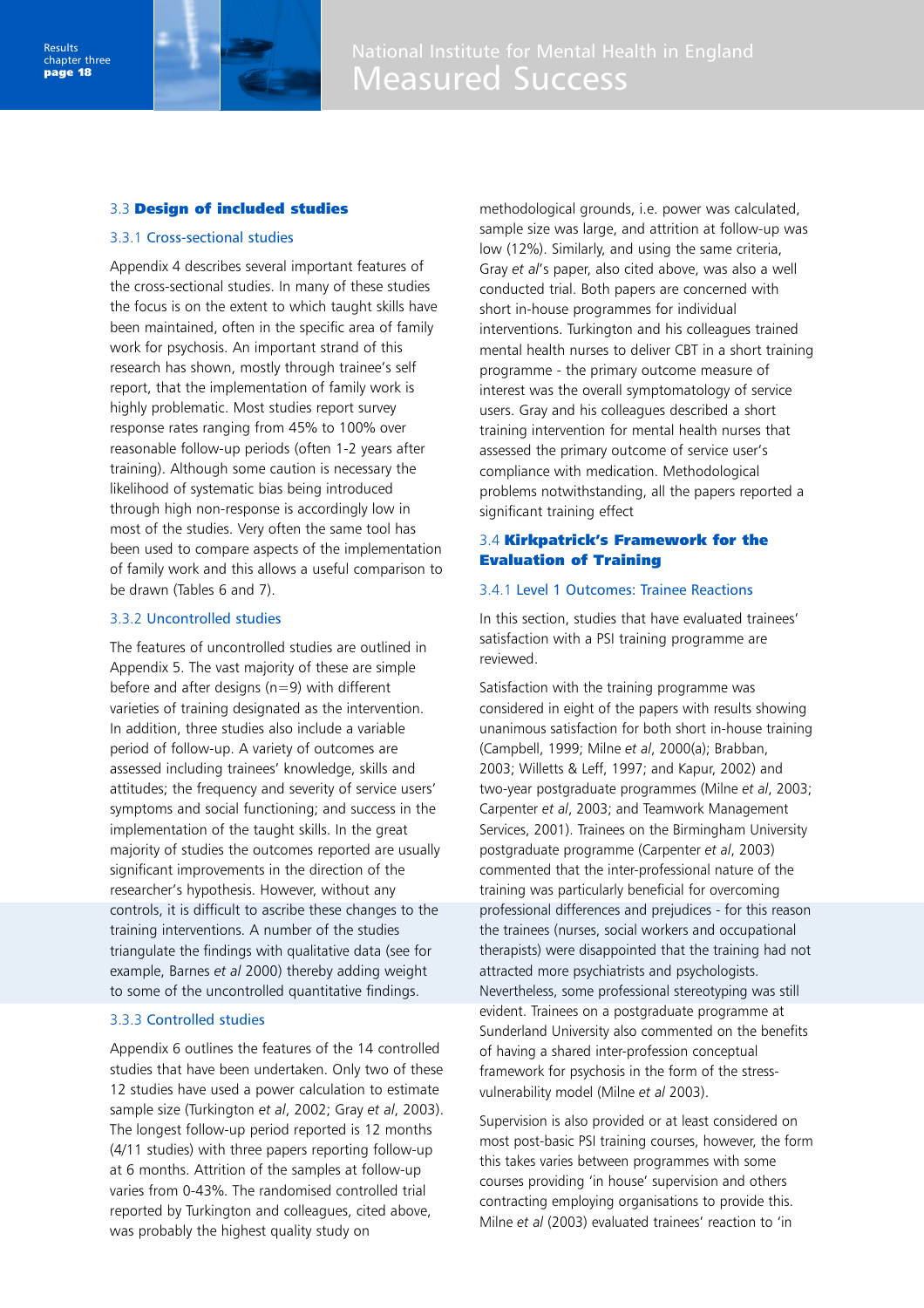## 3.3 Design of included studies

### 3.3.1 Cross-sectional studies

Appendix 4 describes several important features of the cross-sectional studies. In many of these studies the focus is on the extent to which taught skills have been maintained, often in the specific area of family work for psychosis. An important strand of this research has shown, mostly through trainee's self report, that the implementation of family work is highly problematic. Most studies report survey response rates ranging from 45% to 100% over reasonable follow-up periods (often 1-2 years after training). Although some caution is necessary the likelihood of systematic bias being introduced through high non-response is accordingly low in most of the studies. Very often the same tool has been used to compare aspects of the implementation of family work and this allows a useful comparison to be drawn (Tables 6 and 7).

### 3.3.2 Uncontrolled studies

The features of uncontrolled studies are outlined in Appendix 5. The vast majority of these are simple before and after designs (n=9) with different varieties of training designated as the intervention. In addition, three studies also include a variable period of follow-up. A variety of outcomes are assessed including trainees' knowledge, skills and attitudes; the frequency and severity of service users' symptoms and social functioning; and success in the implementation of the taught skills. In the great majority of studies the outcomes reported are usually significant improvements in the direction of the researcher's hypothesis. However, without any controls, it is difficult to ascribe these changes to the training interventions. A number of the studies triangulate the findings with qualitative data (see for example, Barnes *et al* 2000) thereby adding weight to some of the uncontrolled quantitative findings.

### 3.3.3 Controlled studies

Appendix 6 outlines the features of the 14 controlled studies that have been undertaken. Only two of these 12 studies have used a power calculation to estimate sample size (Turkington *et al*, 2002; Gray *et al*, 2003). The longest follow-up period reported is 12 months (4/11 studies) with three papers reporting follow-up at 6 months. Attrition of the samples at follow-up varies from 0-43%. The randomised controlled trial reported by Turkington and colleagues, cited above, was probably the highest quality study on methodological grounds, i.e. power was calculated, sample size was large, and attrition at follow-up was low (12%). Similarly, and using the same criteria, Gray *et al*'s paper, also cited above, was also a well conducted trial. Both papers are concerned with short in-house programmes for individual interventions. Turkington and his colleagues trained mental health nurses to deliver CBT in a short training programme - the primary outcome measure of interest was the overall symptomatology of service users. Gray and his colleagues described a short training intervention for mental health nurses that assessed the primary outcome of service user's compliance with medication. Methodological problems notwithstanding, all the papers reported a significant training effect

## 3.4 Kirkpatrick's Framework for the Evaluation of Training

### 3.4.1 Level 1 Outcomes: Trainee Reactions

In this section, studies that have evaluated trainees' satisfaction with a PSI training programme are reviewed.

Satisfaction with the training programme was considered in eight of the papers with results showing unanimous satisfaction for both short in-house training (Campbell, 1999; Milne *et al*, 2000(a); Brabban, 2003; Willetts & Leff, 1997; and Kapur, 2002) and two-year postgraduate programmes (Milne *et al*, 2003; Carpenter *et al*, 2003; and Teamwork Management Services, 2001). Trainees on the Birmingham University postgraduate programme (Carpenter *et al*, 2003) commented that the inter-professional nature of the training was particularly beneficial for overcoming professional differences and prejudices - for this reason the trainees (nurses, social workers and occupational therapists) were disappointed that the training had not attracted more psychiatrists and psychologists. Nevertheless, some professional stereotyping was still evident. Trainees on a postgraduate programme at Sunderland University also commented on the benefits of having a shared inter-profession conceptual framework for psychosis in the form of the stress-vulnerability model (Milne *et al* 2003).

Supervision is also provided or at least considered on most post-basic PSI training courses, however, the form this takes varies between programmes with some courses providing 'in house' supervision and others contracting employing organisations to provide this. Milne *et al* (2003) evaluated trainees' reaction to 'in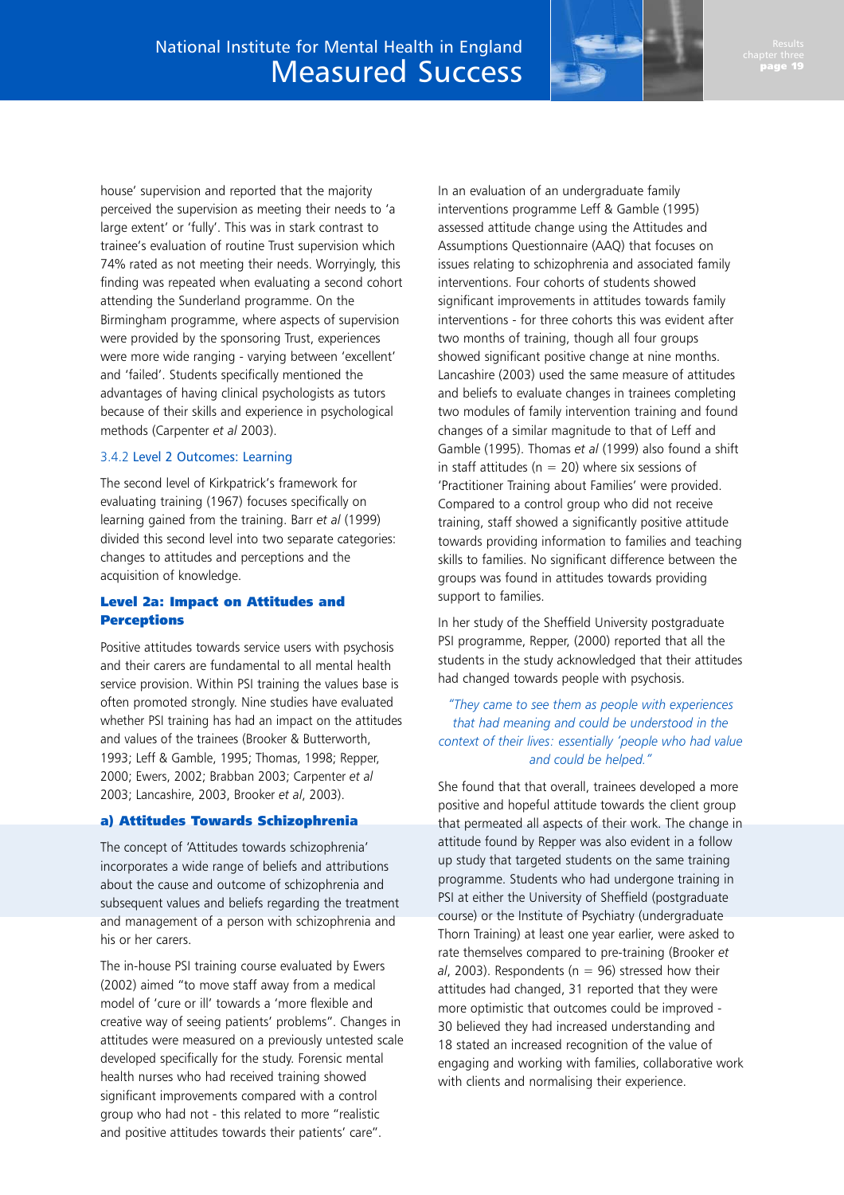house' supervision and reported that the majority perceived the supervision as meeting their needs to 'a large extent' or 'fully'. This was in stark contrast to trainee's evaluation of routine Trust supervision which 74% rated as not meeting their needs. Worryingly, this finding was repeated when evaluating a second cohort attending the Sunderland programme. On the Birmingham programme, where aspects of supervision were provided by the sponsoring Trust, experiences were more wide ranging - varying between 'excellent' and 'failed'. Students specifically mentioned the advantages of having clinical psychologists as tutors because of their skills and experience in psychological methods (Carpenter *et al* 2003).

### 3.4.2 Level 2 Outcomes: Learning

The second level of Kirkpatrick's framework for evaluating training (1967) focuses specifically on learning gained from the training. Barr *et al* (1999) divided this second level into two separate categories: changes to attitudes and perceptions and the acquisition of knowledge.

#### Level 2a: Impact on Attitudes and Perceptions

Positive attitudes towards service users with psychosis and their carers are fundamental to all mental health service provision. Within PSI training the values base is often promoted strongly. Nine studies have evaluated whether PSI training has had an impact on the attitudes and values of the trainees (Brooker & Butterworth, 1993; Leff & Gamble, 1995; Thomas, 1998; Repper, 2000; Ewers, 2002; Brabban 2003; Carpenter *et al* 2003; Lancashire, 2003, Brooker *et al*, 2003).

#### a) Attitudes Towards Schizophrenia

The concept of 'Attitudes towards schizophrenia' incorporates a wide range of beliefs and attributions about the cause and outcome of schizophrenia and subsequent values and beliefs regarding the treatment and management of a person with schizophrenia and his or her carers.

The in-house PSI training course evaluated by Ewers (2002) aimed "to move staff away from a medical model of 'cure or ill' towards a 'more flexible and creative way of seeing patients' problems". Changes in attitudes were measured on a previously untested scale developed specifically for the study. Forensic mental health nurses who had received training showed significant improvements compared with a control group who had not - this related to more "realistic and positive attitudes towards their patients' care".

In an evaluation of an undergraduate family interventions programme Leff & Gamble (1995) assessed attitude change using the Attitudes and Assumptions Questionnaire (AAQ) that focuses on issues relating to schizophrenia and associated family interventions. Four cohorts of students showed significant improvements in attitudes towards family interventions - for three cohorts this was evident after two months of training, though all four groups showed significant positive change at nine months. Lancashire (2003) used the same measure of attitudes and beliefs to evaluate changes in trainees completing two modules of family intervention training and found changes of a similar magnitude to that of Leff and Gamble (1995). Thomas *et al* (1999) also found a shift in staff attitudes (n = 20) where six sessions of 'Practitioner Training about Families' were provided. Compared to a control group who did not receive training, staff showed a significantly positive attitude towards providing information to families and teaching skills to families. No significant difference between the groups was found in attitudes towards providing support to families.

In her study of the Sheffield University postgraduate PSI programme, Repper, (2000) reported that all the students in the study acknowledged that their attitudes had changed towards people with psychosis.

> *"They came to see them as people with experiences that had meaning and could be understood in the context of their lives: essentially 'people who had value and could be helped."*

She found that that overall, trainees developed a more positive and hopeful attitude towards the client group that permeated all aspects of their work. The change in attitude found by Repper was also evident in a follow up study that targeted students on the same training programme. Students who had undergone training in PSI at either the University of Sheffield (postgraduate course) or the Institute of Psychiatry (undergraduate Thorn Training) at least one year earlier, were asked to rate themselves compared to pre-training (Brooker *et al*, 2003). Respondents (n = 96) stressed how their attitudes had changed, 31 reported that they were more optimistic that outcomes could be improved - 30 believed they had increased understanding and 18 stated an increased recognition of the value of engaging and working with families, collaborative work with clients and normalising their experience.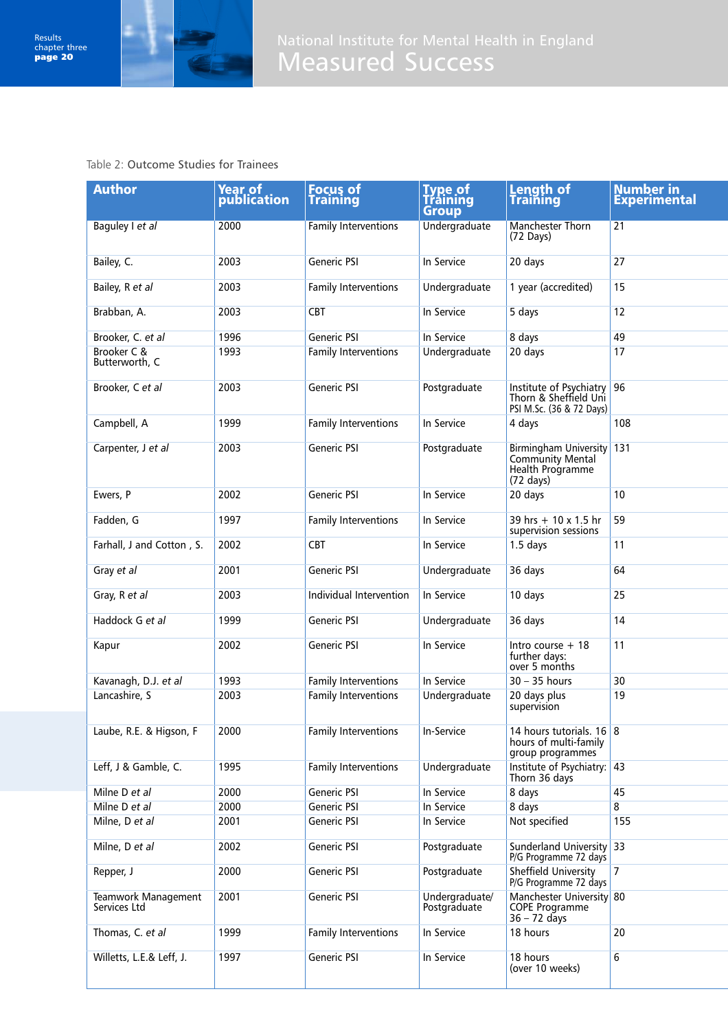Table 2: Outcome Studies for Trainees

| Author | Year of publication | Focus of Training | Type of Training Group | Length of Training | Number in Experimental |
|---|---|---|---|---|---|
| Baguley I *et al* | 2000 | Family Interventions | Undergraduate | Manchester Thorn (72 Days) | 21 |
| Bailey, C. | 2003 | Generic PSI | In Service | 20 days | 27 |
| Bailey, R *et al* | 2003 | Family Interventions | Undergraduate | 1 year (accredited) | 15 |
| Brabban, A. | 2003 | CBT | In Service | 5 days | 12 |
| Brooker, C. *et al* | 1996 | Generic PSI | In Service | 8 days | 49 |
| Brooker C & Butterworth, C | 1993 | Family Interventions | Undergraduate | 20 days | 17 |
| Brooker, C *et al* | 2003 | Generic PSI | Postgraduate | Institute of Psychiatry Thorn & Sheffield Uni PSI M.Sc. (36 & 72 Days) | 96 |
| Campbell, A | 1999 | Family Interventions | In Service | 4 days | 108 |
| Carpenter, J *et al* | 2003 | Generic PSI | Postgraduate | Birmingham University Community Mental Health Programme (72 days) | 131 |
| Ewers, P | 2002 | Generic PSI | In Service | 20 days | 10 |
| Fadden, G | 1997 | Family Interventions | In Service | 39 hrs + 10 x 1.5 hr supervision sessions | 59 |
| Farhall, J and Cotton , S. | 2002 | CBT | In Service | 1.5 days | 11 |
| Gray *et al* | 2001 | Generic PSI | Undergraduate | 36 days | 64 |
| Gray, R *et al* | 2003 | Individual Intervention | In Service | 10 days | 25 |
| Haddock G *et al* | 1999 | Generic PSI | Undergraduate | 36 days | 14 |
| Kapur | 2002 | Generic PSI | In Service | Intro course + 18 further days: over 5 months | 11 |
| Kavanagh, D.J. *et al* | 1993 | Family Interventions | In Service | 30 – 35 hours | 30 |
| Lancashire, S | 2003 | Family Interventions | Undergraduate | 20 days plus supervision | 19 |
| Laube, R.E. & Higson, F | 2000 | Family Interventions | In-Service | 14 hours tutorials. 16 hours of multi-family group programmes | 8 |
| Leff, J & Gamble, C. | 1995 | Family Interventions | Undergraduate | Institute of Psychiatry: Thorn 36 days | 43 |
| Milne D *et al* | 2000 | Generic PSI | In Service | 8 days | 45 |
| Milne D *et al* | 2000 | Generic PSI | In Service | 8 days | 8 |
| Milne, D *et al* | 2001 | Generic PSI | In Service | Not specified | 155 |
| Milne, D *et al* | 2002 | Generic PSI | Postgraduate | Sunderland University P/G Programme 72 days | 33 |
| Repper, J | 2000 | Generic PSI | Postgraduate | Sheffield University P/G Programme 72 days | 7 |
| Teamwork Management Services Ltd | 2001 | Generic PSI | Undergraduate/ Postgraduate | Manchester University COPE Programme 36 – 72 days | 80 |
| Thomas, C. *et al* | 1999 | Family Interventions | In Service | 18 hours | 20 |
| Willetts, L.E.& Leff, J. | 1997 | Generic PSI | In Service | 18 hours (over 10 weeks) | 6 |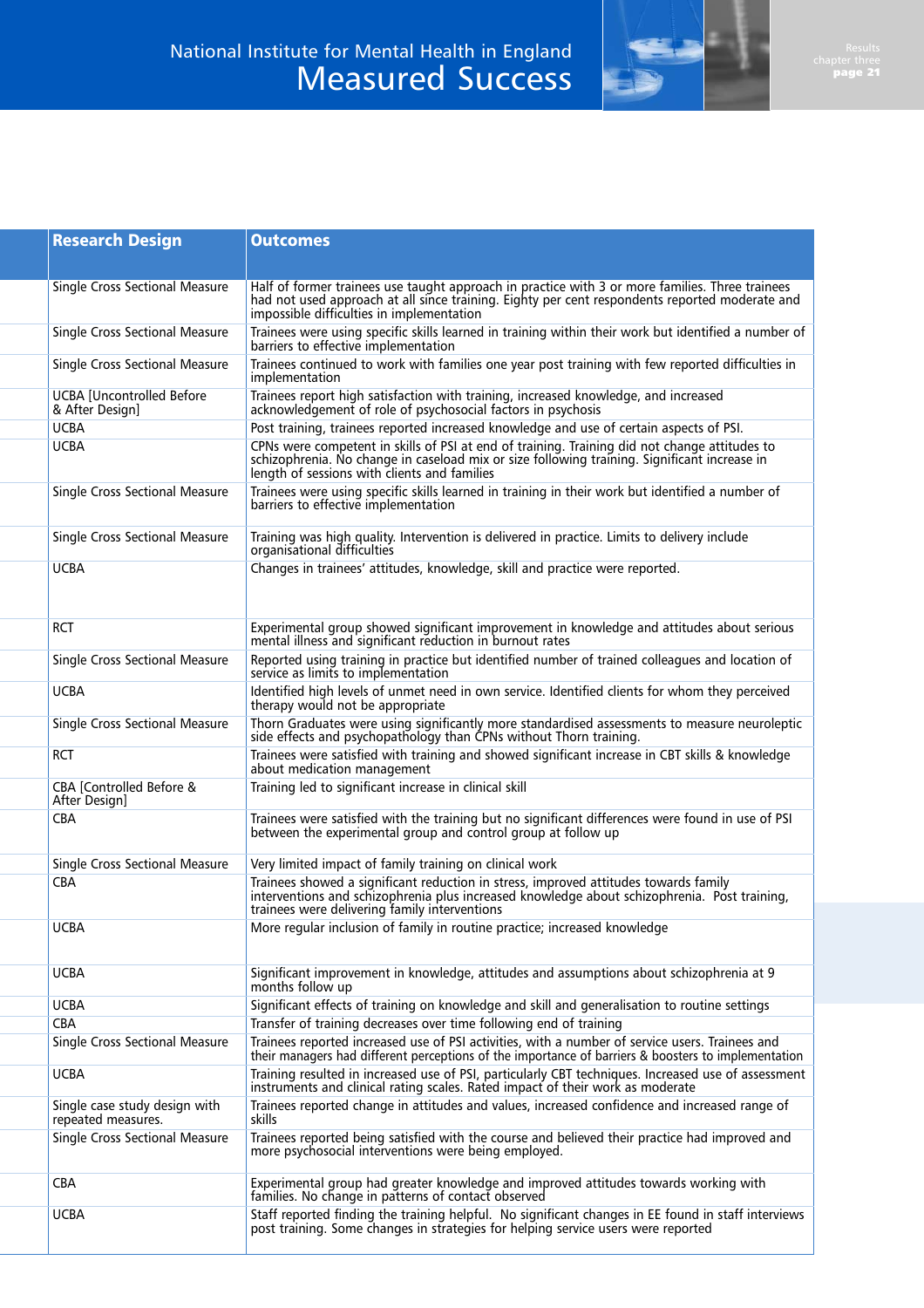| Research Design | Outcomes |
|---|---|
| Single Cross Sectional Measure | Half of former trainees use taught approach in practice with 3 or more families. Three trainees had not used approach at all since training. Eighty per cent respondents reported moderate and impossible difficulties in implementation |
| Single Cross Sectional Measure | Trainees were using specific skills learned in training within their work but identified a number of barriers to effective implementation |
| Single Cross Sectional Measure | Trainees continued to work with families one year post training with few reported difficulties in implementation |
| UCBA [Uncontrolled Before & After Design] | Trainees report high satisfaction with training, increased knowledge, and increased acknowledgement of role of psychosocial factors in psychosis |
| UCBA | Post training, trainees reported increased knowledge and use of certain aspects of PSI. |
| UCBA | CPNs were competent in skills of PSI at end of training. Training did not change attitudes to schizophrenia. No change in caseload mix or size following training. Significant increase in length of sessions with clients and families |
| Single Cross Sectional Measure | Trainees were using specific skills learned in training in their work but identified a number of barriers to effective implementation |
| Single Cross Sectional Measure | Training was high quality. Intervention is delivered in practice. Limits to delivery include organisational difficulties |
| UCBA | Changes in trainees' attitudes, knowledge, skill and practice were reported. |
| RCT | Experimental group showed significant improvement in knowledge and attitudes about serious mental illness and significant reduction in burnout rates |
| Single Cross Sectional Measure | Reported using training in practice but identified number of trained colleagues and location of service as limits to implementation |
| UCBA | Identified high levels of unmet need in own service. Identified clients for whom they perceived therapy would not be appropriate |
| Single Cross Sectional Measure | Thorn Graduates were using significantly more standardised assessments to measure neuroleptic side effects and psychopathology than CPNs without Thorn training. |
| RCT | Trainees were satisfied with training and showed significant increase in CBT skills & knowledge about medication management |
| CBA [Controlled Before & After Design] | Training led to significant increase in clinical skill |
| CBA | Trainees were satisfied with the training but no significant differences were found in use of PSI between the experimental group and control group at follow up |
| Single Cross Sectional Measure | Very limited impact of family training on clinical work |
| CBA | Trainees showed a significant reduction in stress, improved attitudes towards family interventions and schizophrenia plus increased knowledge about schizophrenia. Post training, trainees were delivering family interventions |
| UCBA | More regular inclusion of family in routine practice; increased knowledge |
| UCBA | Significant improvement in knowledge, attitudes and assumptions about schizophrenia at 9 months follow up |
| UCBA | Significant effects of training on knowledge and skill and generalisation to routine settings |
| CBA | Transfer of training decreases over time following end of training |
| Single Cross Sectional Measure | Trainees reported increased use of PSI activities, with a number of service users. Trainees and their managers had different perceptions of the importance of barriers & boosters to implementation |
| UCBA | Training resulted in increased use of PSI, particularly CBT techniques. Increased use of assessment instruments and clinical rating scales. Rated impact of their work as moderate |
| Single case study design with repeated measures. | Trainees reported change in attitudes and values, increased confidence and increased range of skills |
| Single Cross Sectional Measure | Trainees reported being satisfied with the course and believed their practice had improved and more psychosocial interventions were being employed. |
| CBA | Experimental group had greater knowledge and improved attitudes towards working with families. No change in patterns of contact observed |
| UCBA | Staff reported finding the training helpful. No significant changes in EE found in staff interviews post training. Some changes in strategies for helping service users were reported |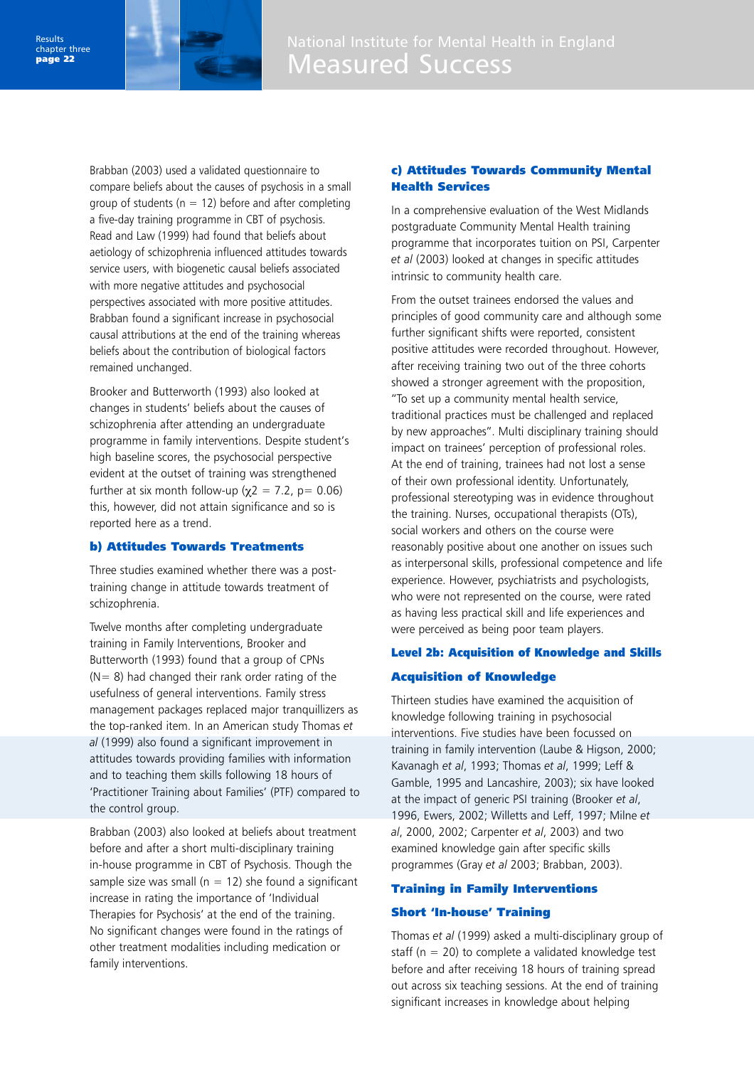Brabban (2003) used a validated questionnaire to compare beliefs about the causes of psychosis in a small group of students (n = 12) before and after completing a five-day training programme in CBT of psychosis. Read and Law (1999) had found that beliefs about aetiology of schizophrenia influenced attitudes towards service users, with biogenetic causal beliefs associated with more negative attitudes and psychosocial perspectives associated with more positive attitudes. Brabban found a significant increase in psychosocial causal attributions at the end of the training whereas beliefs about the contribution of biological factors remained unchanged.

Brooker and Butterworth (1993) also looked at changes in students' beliefs about the causes of schizophrenia after attending an undergraduate programme in family interventions. Despite student's high baseline scores, the psychosocial perspective evident at the outset of training was strengthened further at six month follow-up ($\chi 2 = 7.2$, $p = 0.06$) this, however, did not attain significance and so is reported here as a trend.

### b) Attitudes Towards Treatments

Three studies examined whether there was a post-training change in attitude towards treatment of schizophrenia.

Twelve months after completing undergraduate training in Family Interventions, Brooker and Butterworth (1993) found that a group of CPNs (N= 8) had changed their rank order rating of the usefulness of general interventions. Family stress management packages replaced major tranquillizers as the top-ranked item. In an American study Thomas *et al* (1999) also found a significant improvement in attitudes towards providing families with information and to teaching them skills following 18 hours of 'Practitioner Training about Families' (PTF) compared to the control group.

Brabban (2003) also looked at beliefs about treatment before and after a short multi-disciplinary training in-house programme in CBT of Psychosis. Though the sample size was small (n = 12) she found a significant increase in rating the importance of 'Individual Therapies for Psychosis' at the end of the training. No significant changes were found in the ratings of other treatment modalities including medication or family interventions.

### c) Attitudes Towards Community Mental Health Services

In a comprehensive evaluation of the West Midlands postgraduate Community Mental Health training programme that incorporates tuition on PSI, Carpenter *et al* (2003) looked at changes in specific attitudes intrinsic to community health care.

From the outset trainees endorsed the values and principles of good community care and although some further significant shifts were reported, consistent positive attitudes were recorded throughout. However, after receiving training two out of the three cohorts showed a stronger agreement with the proposition, "To set up a community mental health service, traditional practices must be challenged and replaced by new approaches". Multi disciplinary training should impact on trainees' perception of professional roles. At the end of training, trainees had not lost a sense of their own professional identity. Unfortunately, professional stereotyping was in evidence throughout the training. Nurses, occupational therapists (OTs), social workers and others on the course were reasonably positive about one another on issues such as interpersonal skills, professional competence and life experience. However, psychiatrists and psychologists, who were not represented on the course, were rated as having less practical skill and life experiences and were perceived as being poor team players.

### Level 2b: Acquisition of Knowledge and Skills

### Acquisition of Knowledge

Thirteen studies have examined the acquisition of knowledge following training in psychosocial interventions. Five studies have been focussed on training in family intervention (Laube & Higson, 2000; Kavanagh *et al*, 1993; Thomas *et al*, 1999; Leff & Gamble, 1995 and Lancashire, 2003); six have looked at the impact of generic PSI training (Brooker *et al*, 1996, Ewers, 2002; Willetts and Leff, 1997; Milne *et al*, 2000, 2002; Carpenter *et al*, 2003) and two examined knowledge gain after specific skills programmes (Gray *et al* 2003; Brabban, 2003).

### Training in Family Interventions

### Short 'In-house' Training

Thomas *et al* (1999) asked a multi-disciplinary group of staff (n = 20) to complete a validated knowledge test before and after receiving 18 hours of training spread out across six teaching sessions. At the end of training significant increases in knowledge about helping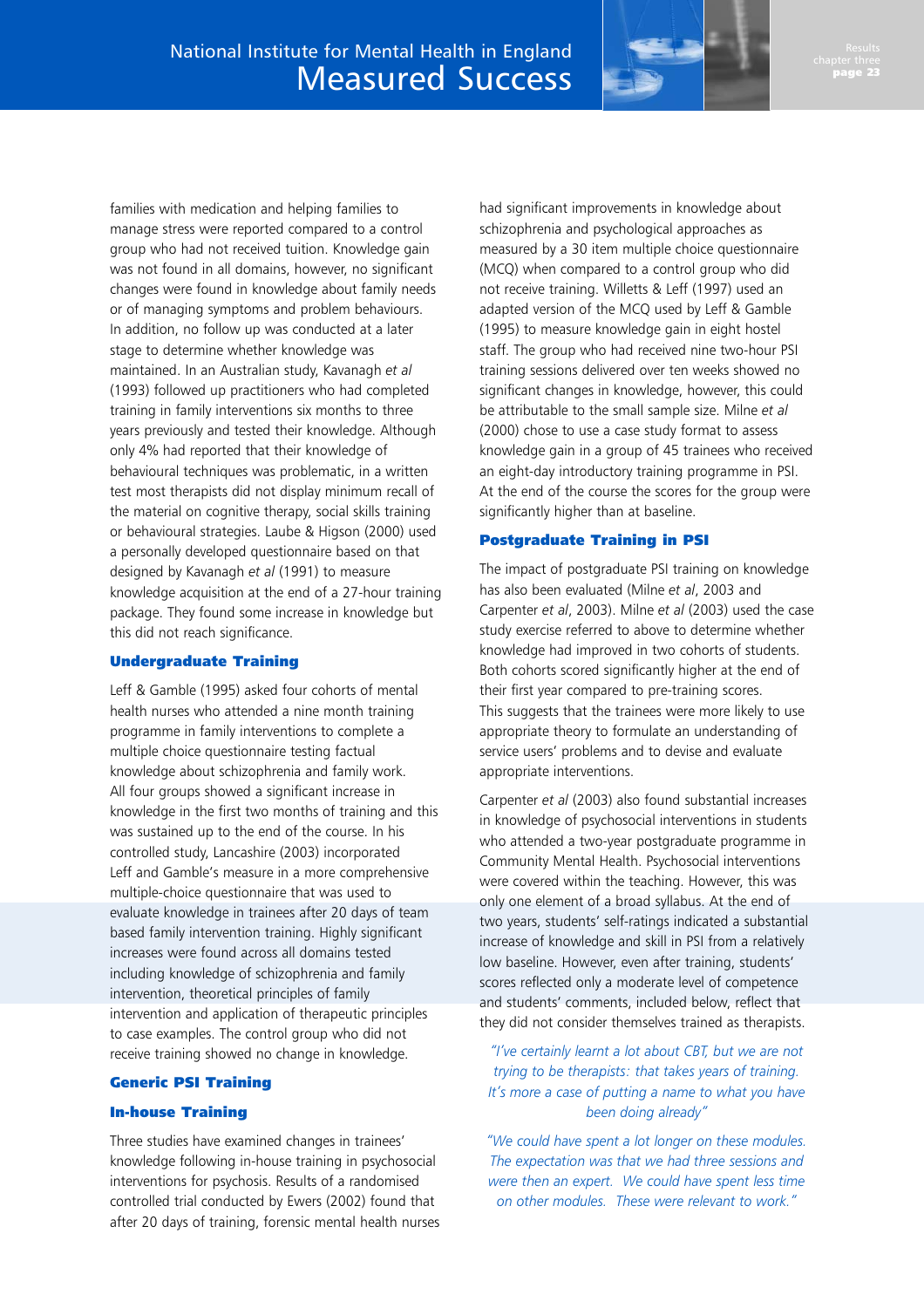families with medication and helping families to manage stress were reported compared to a control group who had not received tuition. Knowledge gain was not found in all domains, however, no significant changes were found in knowledge about family needs or of managing symptoms and problem behaviours. In addition, no follow up was conducted at a later stage to determine whether knowledge was maintained. In an Australian study, Kavanagh *et al* (1993) followed up practitioners who had completed training in family interventions six months to three years previously and tested their knowledge. Although only 4% had reported that their knowledge of behavioural techniques was problematic, in a written test most therapists did not display minimum recall of the material on cognitive therapy, social skills training or behavioural strategies. Laube & Higson (2000) used a personally developed questionnaire based on that designed by Kavanagh *et al* (1991) to measure knowledge acquisition at the end of a 27-hour training package. They found some increase in knowledge but this did not reach significance.

### Undergraduate Training

Leff & Gamble (1995) asked four cohorts of mental health nurses who attended a nine month training programme in family interventions to complete a multiple choice questionnaire testing factual knowledge about schizophrenia and family work. All four groups showed a significant increase in knowledge in the first two months of training and this was sustained up to the end of the course. In his controlled study, Lancashire (2003) incorporated Leff and Gamble's measure in a more comprehensive multiple-choice questionnaire that was used to evaluate knowledge in trainees after 20 days of team based family intervention training. Highly significant increases were found across all domains tested including knowledge of schizophrenia and family intervention, theoretical principles of family intervention and application of therapeutic principles to case examples. The control group who did not receive training showed no change in knowledge.

### Generic PSI Training

#### In-house Training

Three studies have examined changes in trainees' knowledge following in-house training in psychosocial interventions for psychosis. Results of a randomised controlled trial conducted by Ewers (2002) found that after 20 days of training, forensic mental health nurses had significant improvements in knowledge about schizophrenia and psychological approaches as measured by a 30 item multiple choice questionnaire (MCQ) when compared to a control group who did not receive training. Willetts & Leff (1997) used an adapted version of the MCQ used by Leff & Gamble (1995) to measure knowledge gain in eight hostel staff. The group who had received nine two-hour PSI training sessions delivered over ten weeks showed no significant changes in knowledge, however, this could be attributable to the small sample size. Milne *et al* (2000) chose to use a case study format to assess knowledge gain in a group of 45 trainees who received an eight-day introductory training programme in PSI. At the end of the course the scores for the group were significantly higher than at baseline.

### Postgraduate Training in PSI

The impact of postgraduate PSI training on knowledge has also been evaluated (Milne *et al*, 2003 and Carpenter *et al*, 2003). Milne *et al* (2003) used the case study exercise referred to above to determine whether knowledge had improved in two cohorts of students. Both cohorts scored significantly higher at the end of their first year compared to pre-training scores. This suggests that the trainees were more likely to use appropriate theory to formulate an understanding of service users' problems and to devise and evaluate appropriate interventions.

Carpenter *et al* (2003) also found substantial increases in knowledge of psychosocial interventions in students who attended a two-year postgraduate programme in Community Mental Health. Psychosocial interventions were covered within the teaching. However, this was only one element of a broad syllabus. At the end of two years, students' self-ratings indicated a substantial increase of knowledge and skill in PSI from a relatively low baseline. However, even after training, students' scores reflected only a moderate level of competence and students' comments, included below, reflect that they did not consider themselves trained as therapists.

> *"I've certainly learnt a lot about CBT, but we are not trying to be therapists: that takes years of training. It's more a case of putting a name to what you have been doing already"*

> *"We could have spent a lot longer on these modules. The expectation was that we had three sessions and were then an expert. We could have spent less time on other modules. These were relevant to work."*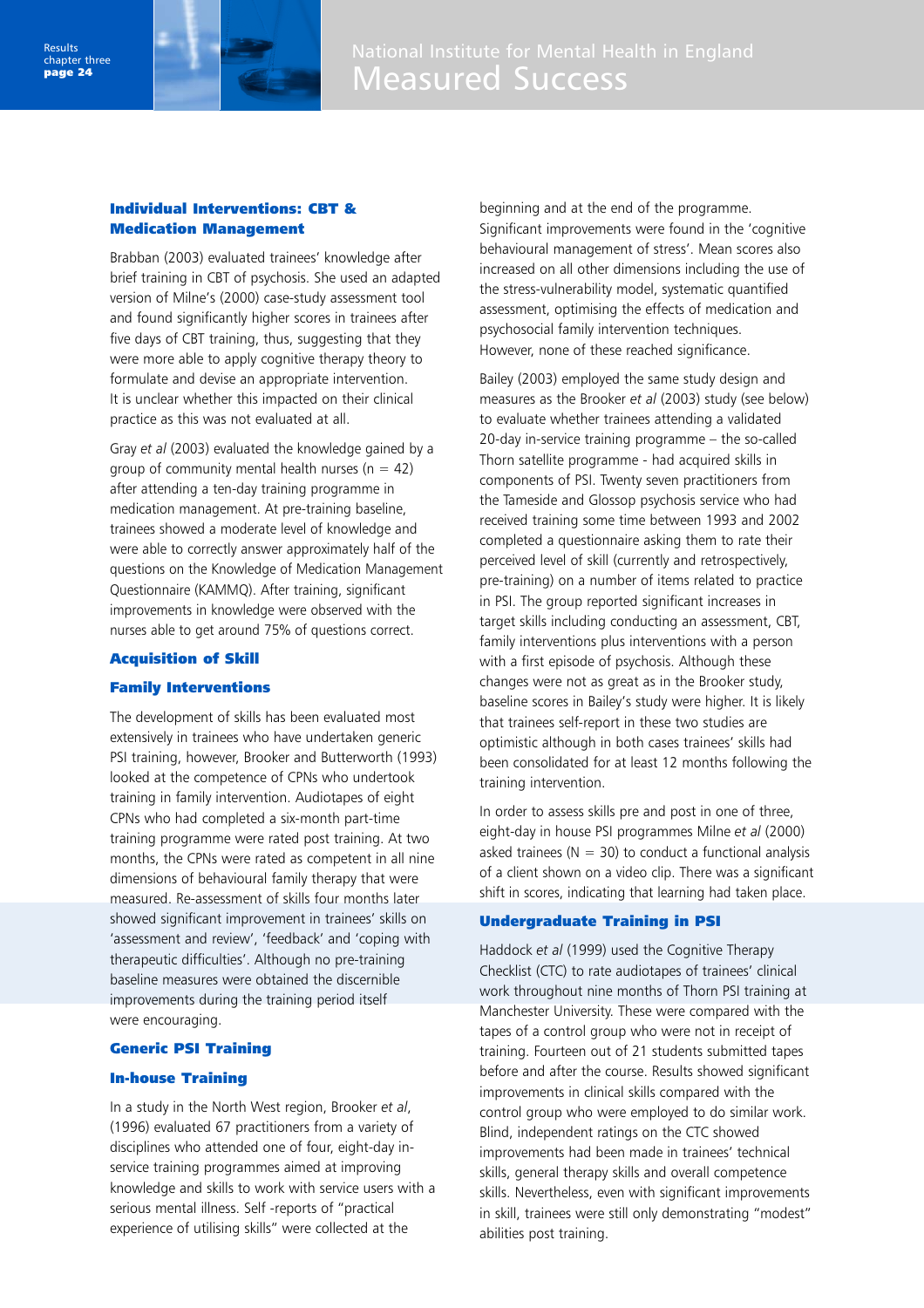### Individual Interventions: CBT & Medication Management

Brabban (2003) evaluated trainees' knowledge after brief training in CBT of psychosis. She used an adapted version of Milne's (2000) case-study assessment tool and found significantly higher scores in trainees after five days of CBT training, thus, suggesting that they were more able to apply cognitive therapy theory to formulate and devise an appropriate intervention. It is unclear whether this impacted on their clinical practice as this was not evaluated at all.

Gray *et al* (2003) evaluated the knowledge gained by a group of community mental health nurses (n = 42) after attending a ten-day training programme in medication management. At pre-training baseline, trainees showed a moderate level of knowledge and were able to correctly answer approximately half of the questions on the Knowledge of Medication Management Questionnaire (KAMMQ). After training, significant improvements in knowledge were observed with the nurses able to get around 75% of questions correct.

## Acquisition of Skill

### Family Interventions

The development of skills has been evaluated most extensively in trainees who have undertaken generic PSI training, however, Brooker and Butterworth (1993) looked at the competence of CPNs who undertook training in family intervention. Audiotapes of eight CPNs who had completed a six-month part-time training programme were rated post training. At two months, the CPNs were rated as competent in all nine dimensions of behavioural family therapy that were measured. Re-assessment of skills four months later showed significant improvement in trainees' skills on 'assessment and review', 'feedback' and 'coping with therapeutic difficulties'. Although no pre-training baseline measures were obtained the discernible improvements during the training period itself were encouraging.

### Generic PSI Training

### In-house Training

In a study in the North West region, Brooker *et al*, (1996) evaluated 67 practitioners from a variety of disciplines who attended one of four, eight-day in-service training programmes aimed at improving knowledge and skills to work with service users with a serious mental illness. Self -reports of "practical experience of utilising skills" were collected at the beginning and at the end of the programme. Significant improvements were found in the 'cognitive behavioural management of stress'. Mean scores also increased on all other dimensions including the use of the stress-vulnerability model, systematic quantified assessment, optimising the effects of medication and psychosocial family intervention techniques. However, none of these reached significance.

Bailey (2003) employed the same study design and measures as the Brooker *et al* (2003) study (see below) to evaluate whether trainees attending a validated 20-day in-service training programme – the so-called Thorn satellite programme - had acquired skills in components of PSI. Twenty seven practitioners from the Tameside and Glossop psychosis service who had received training some time between 1993 and 2002 completed a questionnaire asking them to rate their perceived level of skill (currently and retrospectively, pre-training) on a number of items related to practice in PSI. The group reported significant increases in target skills including conducting an assessment, CBT, family interventions plus interventions with a person with a first episode of psychosis. Although these changes were not as great as in the Brooker study, baseline scores in Bailey's study were higher. It is likely that trainees self-report in these two studies are optimistic although in both cases trainees' skills had been consolidated for at least 12 months following the training intervention.

In order to assess skills pre and post in one of three, eight-day in house PSI programmes Milne *et al* (2000) asked trainees (N = 30) to conduct a functional analysis of a client shown on a video clip. There was a significant shift in scores, indicating that learning had taken place.

### Undergraduate Training in PSI

Haddock *et al* (1999) used the Cognitive Therapy Checklist (CTC) to rate audiotapes of trainees' clinical work throughout nine months of Thorn PSI training at Manchester University. These were compared with the tapes of a control group who were not in receipt of training. Fourteen out of 21 students submitted tapes before and after the course. Results showed significant improvements in clinical skills compared with the control group who were employed to do similar work. Blind, independent ratings on the CTC showed improvements had been made in trainees' technical skills, general therapy skills and overall competence skills. Nevertheless, even with significant improvements in skill, trainees were still only demonstrating "modest" abilities post training.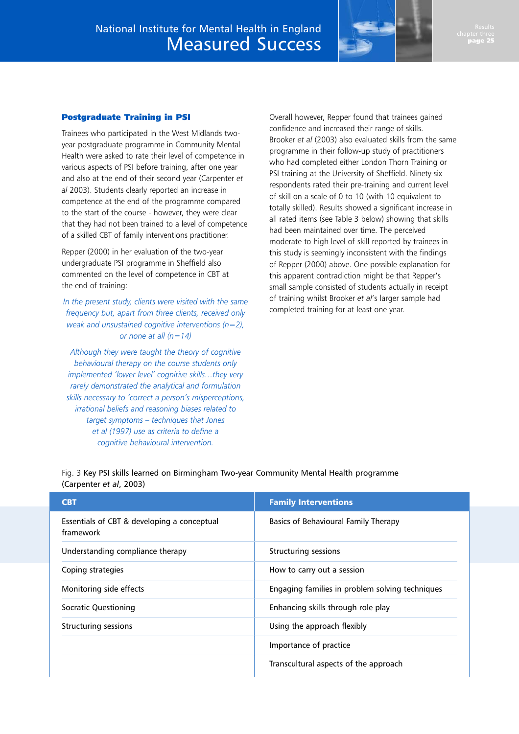### Postgraduate Training in PSI

Trainees who participated in the West Midlands two-year postgraduate programme in Community Mental Health were asked to rate their level of competence in various aspects of PSI before training, after one year and also at the end of their second year (Carpenter *et al* 2003). Students clearly reported an increase in competence at the end of the programme compared to the start of the course - however, they were clear that they had not been trained to a level of competence of a skilled CBT of family interventions practitioner.

Repper (2000) in her evaluation of the two-year undergraduate PSI programme in Sheffield also commented on the level of competence in CBT at the end of training:

*In the present study, clients were visited with the same frequency but, apart from three clients, received only weak and unsustained cognitive interventions (n=2), or none at all (n=14)*

*Although they were taught the theory of cognitive behavioural therapy on the course students only implemented 'lower level' cognitive skills…they very rarely demonstrated the analytical and formulation skills necessary to 'correct a person's misperceptions, irrational beliefs and reasoning biases related to target symptoms – techniques that Jones et al (1997) use as criteria to define a cognitive behavioural intervention.*

Overall however, Repper found that trainees gained confidence and increased their range of skills. Brooker *et al* (2003) also evaluated skills from the same programme in their follow-up study of practitioners who had completed either London Thorn Training or PSI training at the University of Sheffield. Ninety-six respondents rated their pre-training and current level of skill on a scale of 0 to 10 (with 10 equivalent to totally skilled). Results showed a significant increase in all rated items (see Table 3 below) showing that skills had been maintained over time. The perceived moderate to high level of skill reported by trainees in this study is seemingly inconsistent with the findings of Repper (2000) above. One possible explanation for this apparent contradiction might be that Repper's small sample consisted of students actually in receipt of training whilst Brooker *et al*'s larger sample had completed training for at least one year.

Fig. 3 Key PSI skills learned on Birmingham Two-year Community Mental Health programme (Carpenter *et al*, 2003)

| CBT | Family Interventions |
|---|---|
| Essentials of CBT & developing a conceptual framework | Basics of Behavioural Family Therapy |
| Understanding compliance therapy | Structuring sessions |
| Coping strategies | How to carry out a session |
| Monitoring side effects | Engaging families in problem solving techniques |
| Socratic Questioning | Enhancing skills through role play |
| Structuring sessions | Using the approach flexibly |
| | Importance of practice |
| | Transcultural aspects of the approach |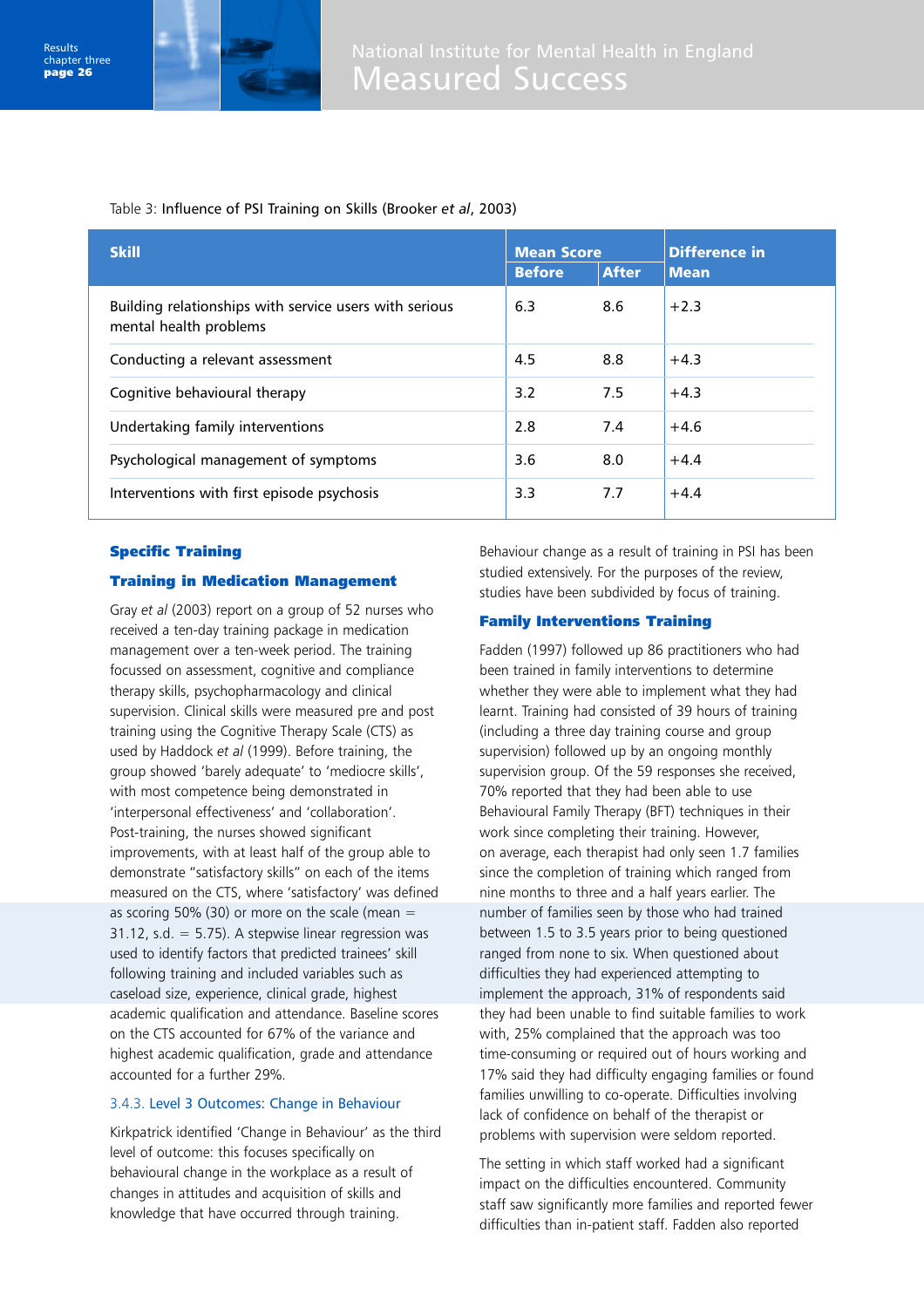Table 3: Influence of PSI Training on Skills (Brooker *et al*, 2003)

| Skill | Mean Score | | Difference in Mean |
|---|---|---|---|
| | Before | After | |
| Building relationships with service users with serious mental health problems | 6.3 | 8.6 | +2.3 |
| Conducting a relevant assessment | 4.5 | 8.8 | +4.3 |
| Cognitive behavioural therapy | 3.2 | 7.5 | +4.3 |
| Undertaking family interventions | 2.8 | 7.4 | +4.6 |
| Psychological management of symptoms | 3.6 | 8.0 | +4.4 |
| Interventions with first episode psychosis | 3.3 | 7.7 | +4.4 |

### Specific Training

### Training in Medication Management

Gray *et al* (2003) report on a group of 52 nurses who received a ten-day training package in medication management over a ten-week period. The training focussed on assessment, cognitive and compliance therapy skills, psychopharmacology and clinical supervision. Clinical skills were measured pre and post training using the Cognitive Therapy Scale (CTS) as used by Haddock *et al* (1999). Before training, the group showed 'barely adequate' to 'mediocre skills', with most competence being demonstrated in 'interpersonal effectiveness' and 'collaboration'. Post-training, the nurses showed significant improvements, with at least half of the group able to demonstrate "satisfactory skills" on each of the items measured on the CTS, where 'satisfactory' was defined as scoring 50% (30) or more on the scale (mean = 31.12, s.d. = 5.75). A stepwise linear regression was used to identify factors that predicted trainees' skill following training and included variables such as caseload size, experience, clinical grade, highest academic qualification and attendance. Baseline scores on the CTS accounted for 67% of the variance and highest academic qualification, grade and attendance accounted for a further 29%.

## 3.4.3. Level 3 Outcomes: Change in Behaviour

Kirkpatrick identified 'Change in Behaviour' as the third level of outcome: this focuses specifically on behavioural change in the workplace as a result of changes in attitudes and acquisition of skills and knowledge that have occurred through training.

Behaviour change as a result of training in PSI has been studied extensively. For the purposes of the review, studies have been subdivided by focus of training.

### Family Interventions Training

Fadden (1997) followed up 86 practitioners who had been trained in family interventions to determine whether they were able to implement what they had learnt. Training had consisted of 39 hours of training (including a three day training course and group supervision) followed up by an ongoing monthly supervision group. Of the 59 responses she received, 70% reported that they had been able to use Behavioural Family Therapy (BFT) techniques in their work since completing their training. However, on average, each therapist had only seen 1.7 families since the completion of training which ranged from nine months to three and a half years earlier. The number of families seen by those who had trained between 1.5 to 3.5 years prior to being questioned ranged from none to six. When questioned about difficulties they had experienced attempting to implement the approach, 31% of respondents said they had been unable to find suitable families to work with, 25% complained that the approach was too time-consuming or required out of hours working and 17% said they had difficulty engaging families or found families unwilling to co-operate. Difficulties involving lack of confidence on behalf of the therapist or problems with supervision were seldom reported.

The setting in which staff worked had a significant impact on the difficulties encountered. Community staff saw significantly more families and reported fewer difficulties than in-patient staff. Fadden also reported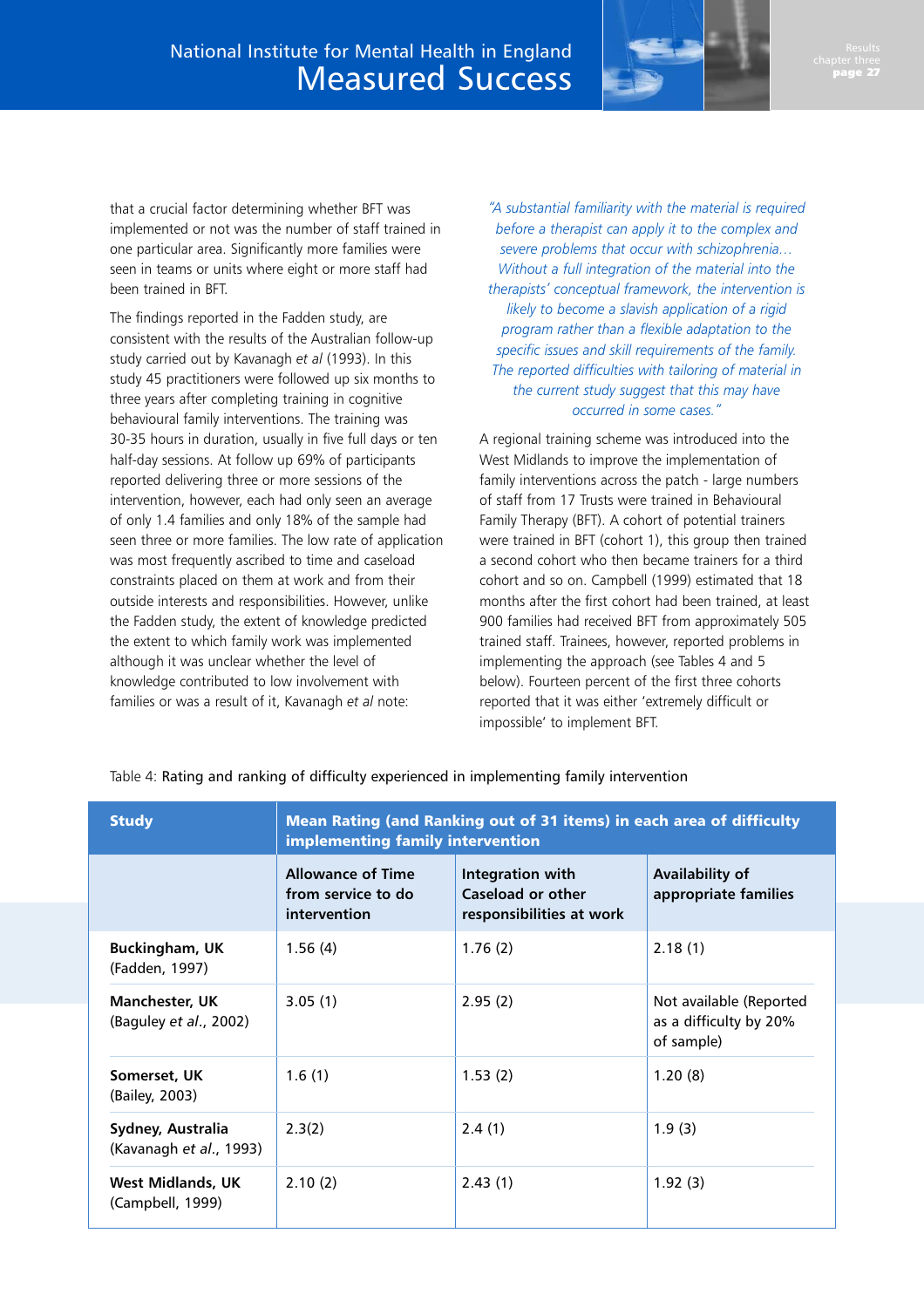that a crucial factor determining whether BFT was implemented or not was the number of staff trained in one particular area. Significantly more families were seen in teams or units where eight or more staff had been trained in BFT.

The findings reported in the Fadden study, are consistent with the results of the Australian follow-up study carried out by Kavanagh *et al* (1993). In this study 45 practitioners were followed up six months to three years after completing training in cognitive behavioural family interventions. The training was 30-35 hours in duration, usually in five full days or ten half-day sessions. At follow up 69% of participants reported delivering three or more sessions of the intervention, however, each had only seen an average of only 1.4 families and only 18% of the sample had seen three or more families. The low rate of application was most frequently ascribed to time and caseload constraints placed on them at work and from their outside interests and responsibilities. However, unlike the Fadden study, the extent of knowledge predicted the extent to which family work was implemented although it was unclear whether the level of knowledge contributed to low involvement with families or was a result of it, Kavanagh *et al* note:

*"A substantial familiarity with the material is required before a therapist can apply it to the complex and severe problems that occur with schizophrenia… Without a full integration of the material into the therapists' conceptual framework, the intervention is likely to become a slavish application of a rigid program rather than a flexible adaptation to the specific issues and skill requirements of the family. The reported difficulties with tailoring of material in the current study suggest that this may have occurred in some cases."*

A regional training scheme was introduced into the West Midlands to improve the implementation of family interventions across the patch - large numbers of staff from 17 Trusts were trained in Behavioural Family Therapy (BFT). A cohort of potential trainers were trained in BFT (cohort 1), this group then trained a second cohort who then became trainers for a third cohort and so on. Campbell (1999) estimated that 18 months after the first cohort had been trained, at least 900 families had received BFT from approximately 505 trained staff. Trainees, however, reported problems in implementing the approach (see Tables 4 and 5 below). Fourteen percent of the first three cohorts reported that it was either 'extremely difficult or impossible' to implement BFT.

Table 4: **Rating and ranking of difficulty experienced in implementing family intervention**

| Study | Mean Rating (and Ranking out of 31 items) in each area of difficulty implementing family intervention | | |
|---|---|---|---|
| | Allowance of Time from service to do intervention | Integration with Caseload or other responsibilities at work | Availability of appropriate families |
| **Buckingham, UK** (Fadden, 1997) | 1.56 (4) | 1.76 (2) | 2.18 (1) |
| **Manchester, UK** (Baguley *et al*., 2002) | 3.05 (1) | 2.95 (2) | Not available (Reported as a difficulty by 20% of sample) |
| **Somerset, UK** (Bailey, 2003) | 1.6 (1) | 1.53 (2) | 1.20 (8) |
| **Sydney, Australia** (Kavanagh *et al*., 1993) | 2.3(2) | 2.4 (1) | 1.9 (3) |
| **West Midlands, UK** (Campbell, 1999) | 2.10 (2) | 2.43 (1) | 1.92 (3) |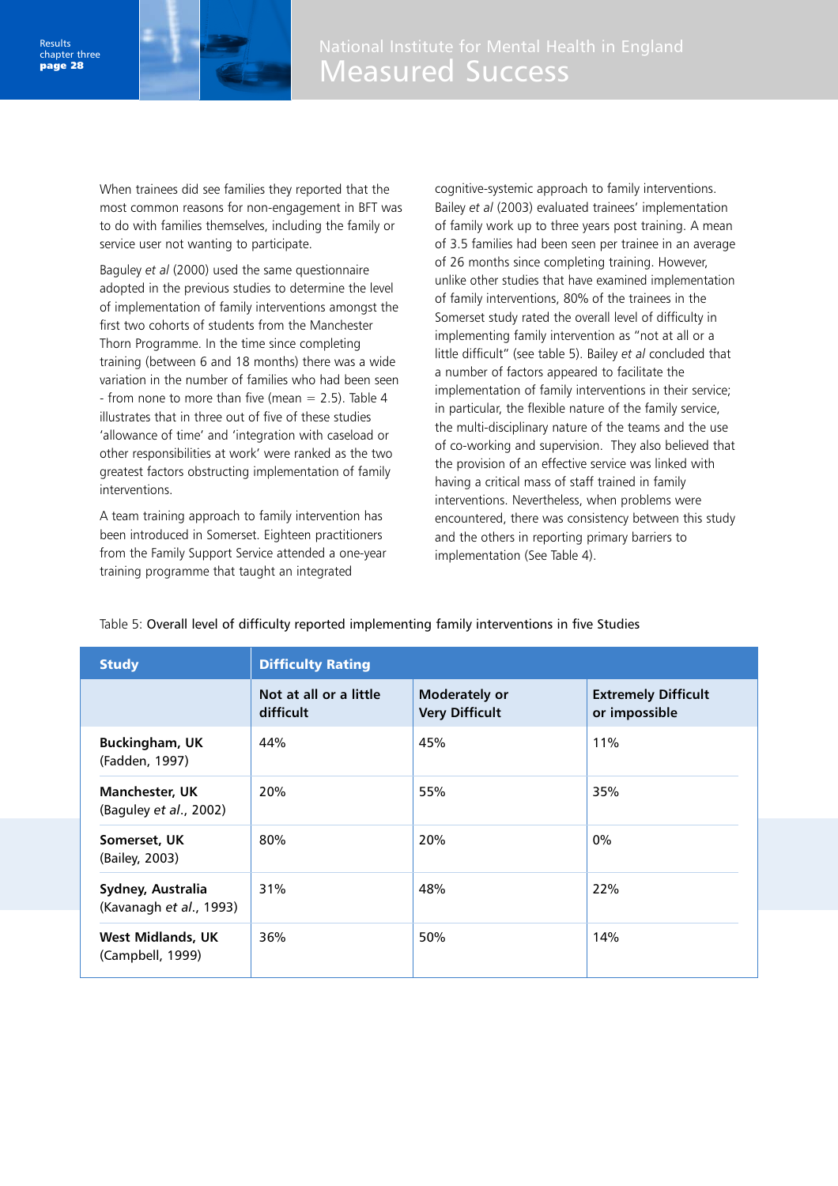When trainees did see families they reported that the most common reasons for non-engagement in BFT was to do with families themselves, including the family or service user not wanting to participate.

Baguley *et al* (2000) used the same questionnaire adopted in the previous studies to determine the level of implementation of family interventions amongst the first two cohorts of students from the Manchester Thorn Programme. In the time since completing training (between 6 and 18 months) there was a wide variation in the number of families who had been seen - from none to more than five (mean = 2.5). Table 4 illustrates that in three out of five of these studies 'allowance of time' and 'integration with caseload or other responsibilities at work' were ranked as the two greatest factors obstructing implementation of family interventions.

A team training approach to family intervention has been introduced in Somerset. Eighteen practitioners from the Family Support Service attended a one-year training programme that taught an integrated cognitive-systemic approach to family interventions. Bailey *et al* (2003) evaluated trainees' implementation of family work up to three years post training. A mean of 3.5 families had been seen per trainee in an average of 26 months since completing training. However, unlike other studies that have examined implementation of family interventions, 80% of the trainees in the Somerset study rated the overall level of difficulty in implementing family intervention as "not at all or a little difficult" (see table 5). Bailey *et al* concluded that a number of factors appeared to facilitate the implementation of family interventions in their service; in particular, the flexible nature of the family service, the multi-disciplinary nature of the teams and the use of co-working and supervision. They also believed that the provision of an effective service was linked with having a critical mass of staff trained in family interventions. Nevertheless, when problems were encountered, there was consistency between this study and the others in reporting primary barriers to implementation (See Table 4).

Table 5: Overall level of difficulty reported implementing family interventions in five Studies

| Study | Difficulty Rating | | |
|---|---|---|---|
| | Not at all or a little difficult | Moderately or Very Difficult | Extremely Difficult or impossible |
| **Buckingham, UK** (Fadden, 1997) | 44% | 45% | 11% |
| **Manchester, UK** (Baguley *et al*., 2002) | 20% | 55% | 35% |
| **Somerset, UK** (Bailey, 2003) | 80% | 20% | 0% |
| **Sydney, Australia** (Kavanagh *et al*., 1993) | 31% | 48% | 22% |
| **West Midlands, UK** (Campbell, 1999) | 36% | 50% | 14% |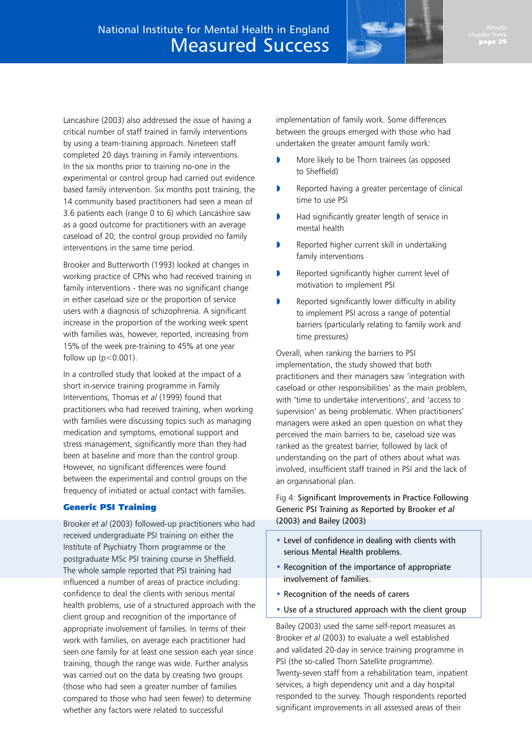Lancashire (2003) also addressed the issue of having a critical number of staff trained in family interventions by using a team-training approach. Nineteen staff completed 20 days training in Family interventions. In the six months prior to training no-one in the experimental or control group had carried out evidence based family intervention. Six months post training, the 14 community based practitioners had seen a mean of 3.6 patients each (range 0 to 6) which Lancashire saw as a good outcome for practitioners with an average caseload of 20; the control group provided no family interventions in the same time period.

Brooker and Butterworth (1993) looked at changes in working practice of CPNs who had received training in family interventions - there was no significant change in either caseload size or the proportion of service users with a diagnosis of schizophrenia. A significant increase in the proportion of the working week spent with families was, however, reported, increasing from 15% of the week pre-training to 45% at one year follow up ($p<0.001$).

In a controlled study that looked at the impact of a short in-service training programme in Family Interventions, Thomas *et al* (1999) found that practitioners who had received training, when working with families were discussing topics such as managing medication and symptoms, emotional support and stress management, significantly more than they had been at baseline and more than the control group. However, no significant differences were found between the experimental and control groups on the frequency of initiated or actual contact with families.

### Generic PSI Training

Brooker *et al* (2003) followed-up practitioners who had received undergraduate PSI training on either the Institute of Psychiatry Thorn programme or the postgraduate MSc PSI training course in Sheffield. The whole sample reported that PSI training had influenced a number of areas of practice including: confidence to deal the clients with serious mental health problems, use of a structured approach with the client group and recognition of the importance of appropriate involvement of families. In terms of their work with families, on average each practitioner had seen one family for at least one session each year since training, though the range was wide. Further analysis was carried out on the data by creating two groups (those who had seen a greater number of families compared to those who had seen fewer) to determine whether any factors were related to successful implementation of family work. Some differences between the groups emerged with those who had undertaken the greater amount family work:

- More likely to be Thorn trainees (as opposed to Sheffield)
- Reported having a greater percentage of clinical time to use PSI
- Had significantly greater length of service in mental health
- Reported higher current skill in undertaking family interventions
- Reported significantly higher current level of motivation to implement PSI
- Reported significantly lower difficulty in ability to implement PSI across a range of potential barriers (particularly relating to family work and time pressures)

Overall, when ranking the barriers to PSI implementation, the study showed that both practitioners and their managers saw 'integration with caseload or other responsibilities' as the main problem, with 'time to undertake interventions', and 'access to supervision' as being problematic. When practitioners' managers were asked an open question on what they perceived the main barriers to be, caseload size was ranked as the greatest barrier, followed by lack of understanding on the part of others about what was involved, insufficient staff trained in PSI and the lack of an organisational plan.

Fig 4: Significant Improvements in Practice Following Generic PSI Training as Reported by Brooker *et al* (2003) and Bailey (2003)

- Level of confidence in dealing with clients with serious Mental Health problems.
- Recognition of the importance of appropriate involvement of families.
- Recognition of the needs of carers
- Use of a structured approach with the client group

Bailey (2003) used the same self-report measures as Brooker *et al* (2003) to evaluate a well established and validated 20-day in service training programme in PSI (the so-called Thorn Satellite programme). Twenty-seven staff from a rehabilitation team, inpatient services, a high dependency unit and a day hospital responded to the survey. Though respondents reported significant improvements in all assessed areas of their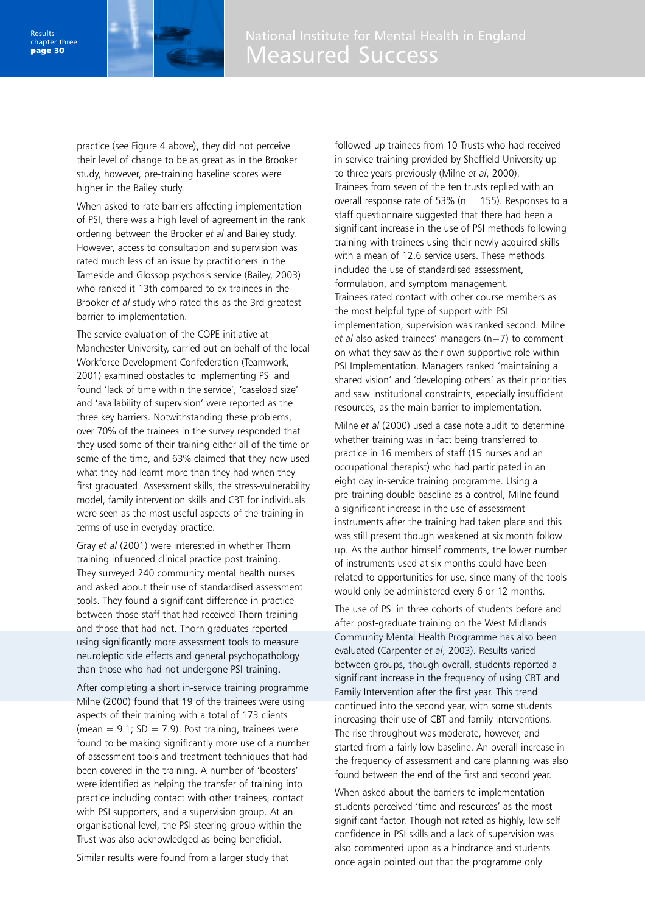practice (see Figure 4 above), they did not perceive their level of change to be as great as in the Brooker study, however, pre-training baseline scores were higher in the Bailey study.

When asked to rate barriers affecting implementation of PSI, there was a high level of agreement in the rank ordering between the Brooker *et al* and Bailey study. However, access to consultation and supervision was rated much less of an issue by practitioners in the Tameside and Glossop psychosis service (Bailey, 2003) who ranked it 13th compared to ex-trainees in the Brooker *et al* study who rated this as the 3rd greatest barrier to implementation.

The service evaluation of the COPE initiative at Manchester University, carried out on behalf of the local Workforce Development Confederation (Teamwork, 2001) examined obstacles to implementing PSI and found 'lack of time within the service', 'caseload size' and 'availability of supervision' were reported as the three key barriers. Notwithstanding these problems, over 70% of the trainees in the survey responded that they used some of their training either all of the time or some of the time, and 63% claimed that they now used what they had learnt more than they had when they first graduated. Assessment skills, the stress-vulnerability model, family intervention skills and CBT for individuals were seen as the most useful aspects of the training in terms of use in everyday practice.

Gray *et al* (2001) were interested in whether Thorn training influenced clinical practice post training. They surveyed 240 community mental health nurses and asked about their use of standardised assessment tools. They found a significant difference in practice between those staff that had received Thorn training and those that had not. Thorn graduates reported using significantly more assessment tools to measure neuroleptic side effects and general psychopathology than those who had not undergone PSI training.

After completing a short in-service training programme Milne (2000) found that 19 of the trainees were using aspects of their training with a total of 173 clients (mean = 9.1; SD = 7.9). Post training, trainees were found to be making significantly more use of a number of assessment tools and treatment techniques that had been covered in the training. A number of 'boosters' were identified as helping the transfer of training into practice including contact with other trainees, contact with PSI supporters, and a supervision group. At an organisational level, the PSI steering group within the Trust was also acknowledged as being beneficial.

Similar results were found from a larger study that followed up trainees from 10 Trusts who had received in-service training provided by Sheffield University up to three years previously (Milne *et al*, 2000). Trainees from seven of the ten trusts replied with an overall response rate of 53% (n = 155). Responses to a staff questionnaire suggested that there had been a significant increase in the use of PSI methods following training with trainees using their newly acquired skills with a mean of 12.6 service users. These methods included the use of standardised assessment, formulation, and symptom management. Trainees rated contact with other course members as the most helpful type of support with PSI implementation, supervision was ranked second. Milne *et al* also asked trainees' managers (n=7) to comment on what they saw as their own supportive role within PSI Implementation. Managers ranked 'maintaining a shared vision' and 'developing others' as their priorities and saw institutional constraints, especially insufficient resources, as the main barrier to implementation.

Milne *et al* (2000) used a case note audit to determine whether training was in fact being transferred to practice in 16 members of staff (15 nurses and an occupational therapist) who had participated in an eight day in-service training programme. Using a pre-training double baseline as a control, Milne found a significant increase in the use of assessment instruments after the training had taken place and this was still present though weakened at six month follow up. As the author himself comments, the lower number of instruments used at six months could have been related to opportunities for use, since many of the tools would only be administered every 6 or 12 months.

The use of PSI in three cohorts of students before and after post-graduate training on the West Midlands Community Mental Health Programme has also been evaluated (Carpenter *et al*, 2003). Results varied between groups, though overall, students reported a significant increase in the frequency of using CBT and Family Intervention after the first year. This trend continued into the second year, with some students increasing their use of CBT and family interventions. The rise throughout was moderate, however, and started from a fairly low baseline. An overall increase in the frequency of assessment and care planning was also found between the end of the first and second year.

When asked about the barriers to implementation students perceived 'time and resources' as the most significant factor. Though not rated as highly, low self confidence in PSI skills and a lack of supervision was also commented upon as a hindrance and students once again pointed out that the programme only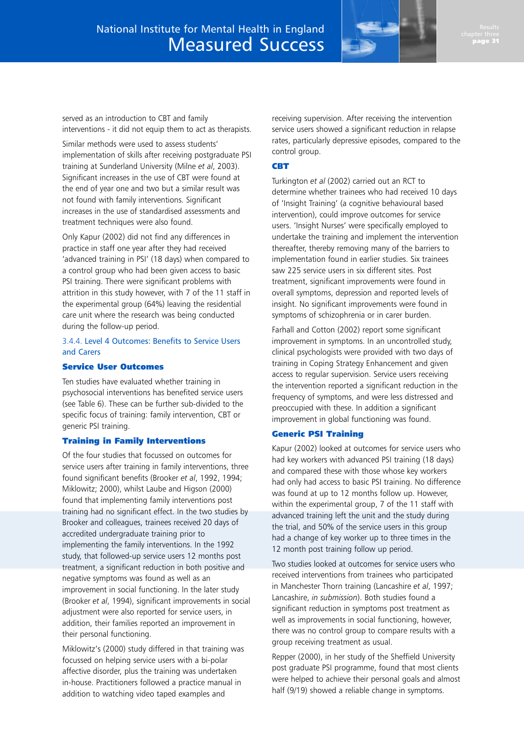served as an introduction to CBT and family interventions - it did not equip them to act as therapists.

Similar methods were used to assess students' implementation of skills after receiving postgraduate PSI training at Sunderland University (Milne *et al*, 2003). Significant increases in the use of CBT were found at the end of year one and two but a similar result was not found with family interventions. Significant increases in the use of standardised assessments and treatment techniques were also found.

Only Kapur (2002) did not find any differences in practice in staff one year after they had received 'advanced training in PSI' (18 days) when compared to a control group who had been given access to basic PSI training. There were significant problems with attrition in this study however, with 7 of the 11 staff in the experimental group (64%) leaving the residential care unit where the research was being conducted during the follow-up period.

### 3.4.4. Level 4 Outcomes: Benefits to Service Users and Carers

#### Service User Outcomes

Ten studies have evaluated whether training in psychosocial interventions has benefited service users (see Table 6). These can be further sub-divided to the specific focus of training: family intervention, CBT or generic PSI training.

#### Training in Family Interventions

Of the four studies that focussed on outcomes for service users after training in family interventions, three found significant benefits (Brooker *et al*, 1992, 1994; Miklowitz; 2000), whilst Laube and Higson (2000) found that implementing family interventions post training had no significant effect. In the two studies by Brooker and colleagues, trainees received 20 days of accredited undergraduate training prior to implementing the family interventions. In the 1992 study, that followed-up service users 12 months post treatment, a significant reduction in both positive and negative symptoms was found as well as an improvement in social functioning. In the later study (Brooker *et al*, 1994), significant improvements in social adjustment were also reported for service users, in addition, their families reported an improvement in their personal functioning.

Miklowitz's (2000) study differed in that training was focussed on helping service users with a bi-polar affective disorder, plus the training was undertaken in-house. Practitioners followed a practice manual in addition to watching video taped examples and receiving supervision. After receiving the intervention service users showed a significant reduction in relapse rates, particularly depressive episodes, compared to the control group.

#### CBT

Turkington *et al* (2002) carried out an RCT to determine whether trainees who had received 10 days of 'Insight Training' (a cognitive behavioural based intervention), could improve outcomes for service users. 'Insight Nurses' were specifically employed to undertake the training and implement the intervention thereafter, thereby removing many of the barriers to implementation found in earlier studies. Six trainees saw 225 service users in six different sites. Post treatment, significant improvements were found in overall symptoms, depression and reported levels of insight. No significant improvements were found in symptoms of schizophrenia or in carer burden.

Farhall and Cotton (2002) report some significant improvement in symptoms. In an uncontrolled study, clinical psychologists were provided with two days of training in Coping Strategy Enhancement and given access to regular supervision. Service users receiving the intervention reported a significant reduction in the frequency of symptoms, and were less distressed and preoccupied with these. In addition a significant improvement in global functioning was found.

#### Generic PSI Training

Kapur (2002) looked at outcomes for service users who had key workers with advanced PSI training (18 days) and compared these with those whose key workers had only had access to basic PSI training. No difference was found at up to 12 months follow up. However, within the experimental group, 7 of the 11 staff with advanced training left the unit and the study during the trial, and 50% of the service users in this group had a change of key worker up to three times in the 12 month post training follow up period.

Two studies looked at outcomes for service users who received interventions from trainees who participated in Manchester Thorn training (Lancashire *et al*, 1997; Lancashire, *in submission*). Both studies found a significant reduction in symptoms post treatment as well as improvements in social functioning, however, there was no control group to compare results with a group receiving treatment as usual.

Repper (2000), in her study of the Sheffield University post graduate PSI programme, found that most clients were helped to achieve their personal goals and almost half (9/19) showed a reliable change in symptoms.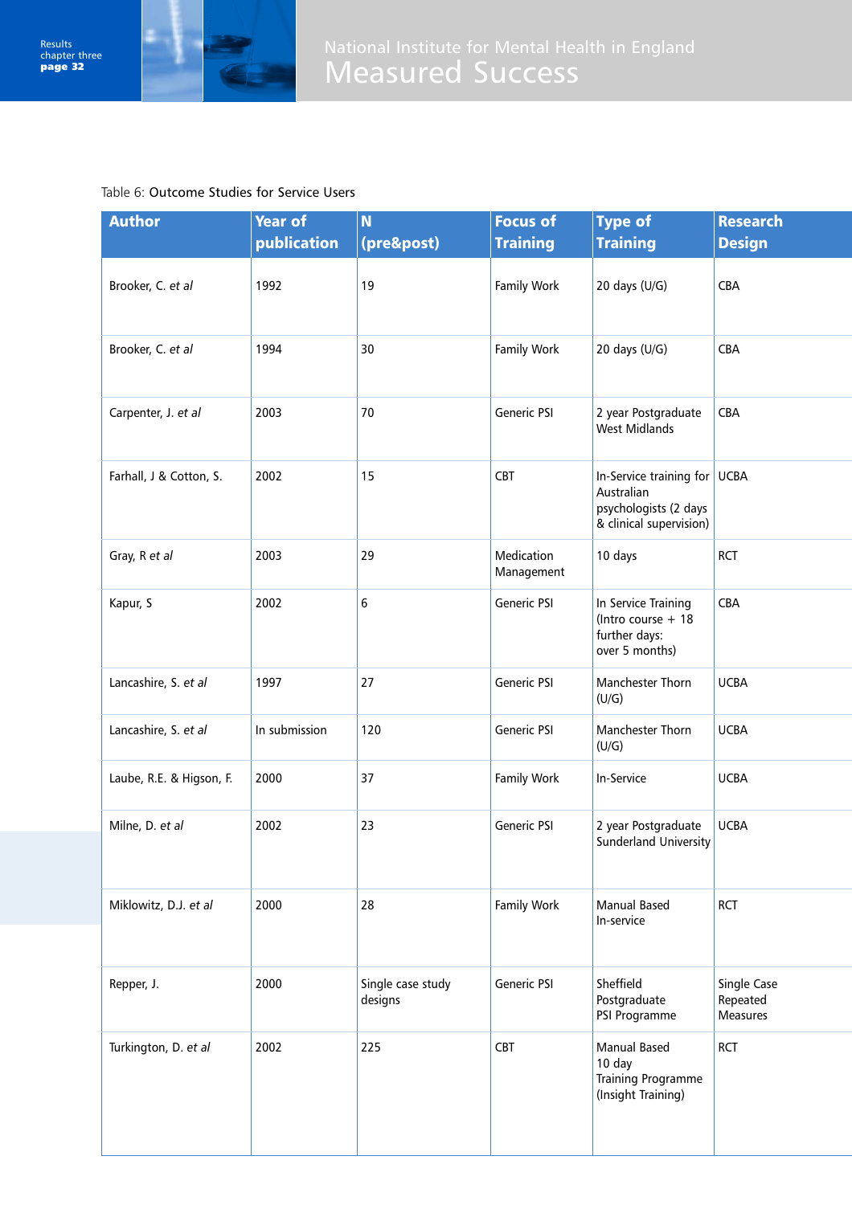Table 6: Outcome Studies for Service Users

| Author | Year of publication | N (pre&post) | Focus of Training | Type of Training | Research Design |
|---|---|---|---|---|---|
| Brooker, C. *et al* | 1992 | 19 | Family Work | 20 days (U/G) | CBA |
| Brooker, C. *et al* | 1994 | 30 | Family Work | 20 days (U/G) | CBA |
| Carpenter, J. *et al* | 2003 | 70 | Generic PSI | 2 year Postgraduate West Midlands | CBA |
| Farhall, J & Cotton, S. | 2002 | 15 | CBT | In-Service training for Australian psychologists (2 days & clinical supervision) | UCBA |
| Gray, R *et al* | 2003 | 29 | Medication Management | 10 days | RCT |
| Kapur, S | 2002 | 6 | Generic PSI | In Service Training (Intro course + 18 further days: over 5 months) | CBA |
| Lancashire, S. *et al* | 1997 | 27 | Generic PSI | Manchester Thorn (U/G) | UCBA |
| Lancashire, S. *et al* | In submission | 120 | Generic PSI | Manchester Thorn (U/G) | UCBA |
| Laube, R.E. & Higson, F. | 2000 | 37 | Family Work | In-Service | UCBA |
| Milne, D. *et al* | 2002 | 23 | Generic PSI | 2 year Postgraduate Sunderland University | UCBA |
| Miklowitz, D.J. *et al* | 2000 | 28 | Family Work | Manual Based In-service | RCT |
| Repper, J. | 2000 | Single case study designs | Generic PSI | Sheffield Postgraduate PSI Programme | Single Case Repeated Measures |
| Turkington, D. *et al* | 2002 | 225 | CBT | Manual Based 10 day Training Programme (Insight Training) | RCT |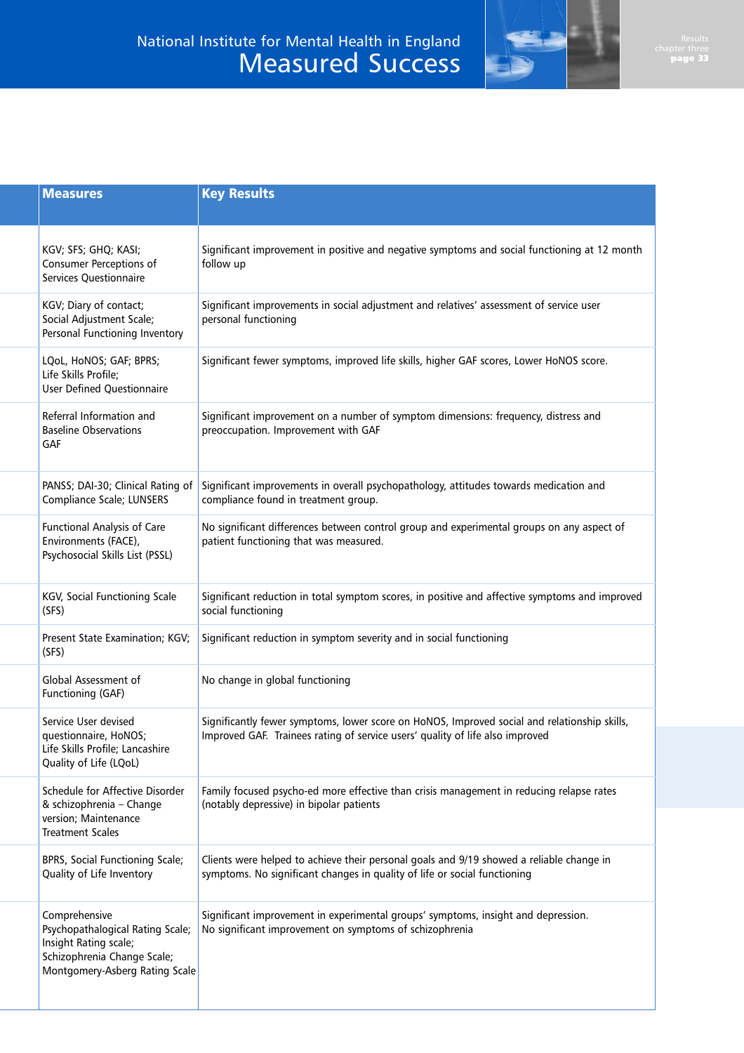| Measures | Key Results |
|---|---|
| KGV; SFS; GHQ; KASI; Consumer Perceptions of Services Questionnaire | Significant improvement in positive and negative symptoms and social functioning at 12 month follow up |
| KGV; Diary of contact; Social Adjustment Scale; Personal Functioning Inventory | Significant improvements in social adjustment and relatives' assessment of service user personal functioning |
| LQoL, HoNOS; GAF; BPRS; Life Skills Profile; User Defined Questionnaire | Significant fewer symptoms, improved life skills, higher GAF scores, Lower HoNOS score. |
| Referral Information and Baseline Observations GAF | Significant improvement on a number of symptom dimensions: frequency, distress and preoccupation. Improvement with GAF |
| PANSS; DAI-30; Clinical Rating of Compliance Scale; LUNSERS | Significant improvements in overall psychopathology, attitudes towards medication and compliance found in treatment group. |
| Functional Analysis of Care Environments (FACE), Psychosocial Skills List (PSSL) | No significant differences between control group and experimental groups on any aspect of patient functioning that was measured. |
| KGV, Social Functioning Scale (SFS) | Significant reduction in total symptom scores, in positive and affective symptoms and improved social functioning |
| Present State Examination; KGV; (SFS) | Significant reduction in symptom severity and in social functioning |
| Global Assessment of Functioning (GAF) | No change in global functioning |
| Service User devised questionnaire, HoNOS; Life Skills Profile; Lancashire Quality of Life (LQoL) | Significantly fewer symptoms, lower score on HoNOS, Improved social and relationship skills, Improved GAF. Trainees rating of service users' quality of life also improved |
| Schedule for Affective Disorder & schizophrenia – Change version; Maintenance Treatment Scales | Family focused psycho-ed more effective than crisis management in reducing relapse rates (notably depressive) in bipolar patients |
| BPRS, Social Functioning Scale; Quality of Life Inventory | Clients were helped to achieve their personal goals and 9/19 showed a reliable change in symptoms. No significant changes in quality of life or social functioning |
| Comprehensive Psychopathalogical Rating Scale; Insight Rating scale; Schizophrenia Change Scale; Montgomery-Asberg Rating Scale | Significant improvement in experimental groups' symptoms, insight and depression. No significant improvement on symptoms of schizophrenia |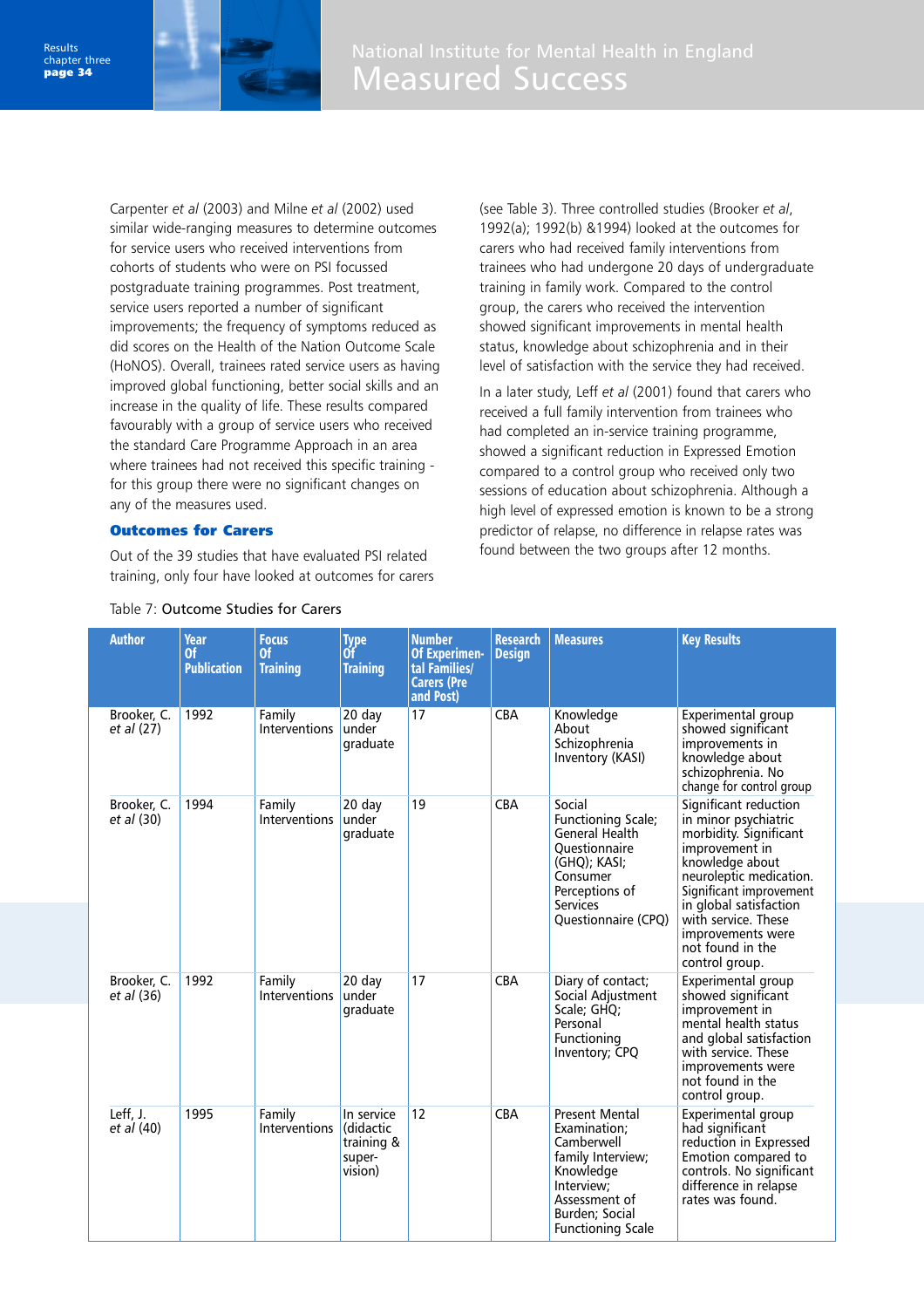Carpenter *et al* (2003) and Milne *et al* (2002) used similar wide-ranging measures to determine outcomes for service users who received interventions from cohorts of students who were on PSI focussed postgraduate training programmes. Post treatment, service users reported a number of significant improvements; the frequency of symptoms reduced as did scores on the Health of the Nation Outcome Scale (HoNOS). Overall, trainees rated service users as having improved global functioning, better social skills and an increase in the quality of life. These results compared favourably with a group of service users who received the standard Care Programme Approach in an area where trainees had not received this specific training - for this group there were no significant changes on any of the measures used.

### Outcomes for Carers

Out of the 39 studies that have evaluated PSI related training, only four have looked at outcomes for carers (see Table 3). Three controlled studies (Brooker *et al*, 1992(a); 1992(b) &1994) looked at the outcomes for carers who had received family interventions from trainees who had undergone 20 days of undergraduate training in family work. Compared to the control group, the carers who received the intervention showed significant improvements in mental health status, knowledge about schizophrenia and in their level of satisfaction with the service they had received.

In a later study, Leff *et al* (2001) found that carers who received a full family intervention from trainees who had completed an in-service training programme, showed a significant reduction in Expressed Emotion compared to a control group who received only two sessions of education about schizophrenia. Although a high level of expressed emotion is known to be a strong predictor of relapse, no difference in relapse rates was found between the two groups after 12 months.

Table 7: Outcome Studies for Carers

| Author | Year Of Publication | Focus Of Training | Type Of Training | Number Of Experimental Families/ Carers (Pre and Post) | Research Design | Measures | Key Results |
|---|---|---|---|---|---|---|---|
| Brooker, C. *et al* (27) | 1992 | Family Interventions | 20 day under graduate | 17 | CBA | Knowledge About Schizophrenia Inventory (KASI) | Experimental group showed significant improvements in knowledge about schizophrenia. No change for control group |
| Brooker, C. *et al* (30) | 1994 | Family Interventions | 20 day under graduate | 19 | CBA | Social Functioning Scale; General Health Questionnaire (GHQ); KASI; Consumer Perceptions of Services Questionnaire (CPQ) | Significant reduction in minor psychiatric morbidity. Significant improvement in knowledge about neuroleptic medication. Significant improvement in global satisfaction with service. These improvements were not found in the control group. |
| Brooker, C. *et al* (36) | 1992 | Family Interventions | 20 day under graduate | 17 | CBA | Diary of contact; Social Adjustment Scale; GHQ; Personal Functioning Inventory; CPQ | Experimental group showed significant improvement in mental health status and global satisfaction with service. These improvements were not found in the control group. |
| Leff, J. *et al* (40) | 1995 | Family Interventions | In service (didactic training & super-vision) | 12 | CBA | Present Mental Examination; Camberwell family Interview; Knowledge Interview; Assessment of Burden; Social Functioning Scale | Experimental group had significant reduction in Expressed Emotion compared to controls. No significant difference in relapse rates was found. |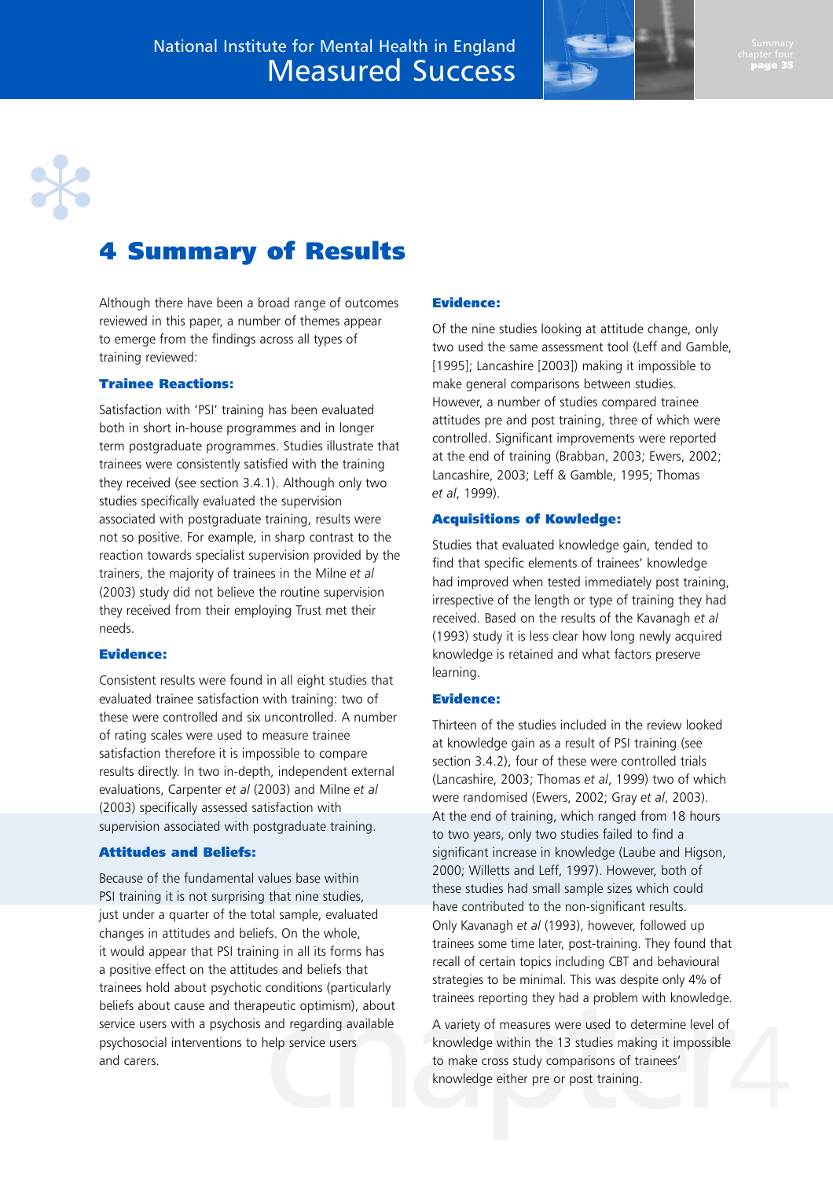# 4 Summary of Results

Although there have been a broad range of outcomes reviewed in this paper, a number of themes appear to emerge from the findings across all types of training reviewed:

### Trainee Reactions:

Satisfaction with 'PSI' training has been evaluated both in short in-house programmes and in longer term postgraduate programmes. Studies illustrate that trainees were consistently satisfied with the training they received (see section 3.4.1). Although only two studies specifically evaluated the supervision associated with postgraduate training, results were not so positive. For example, in sharp contrast to the reaction towards specialist supervision provided by the trainers, the majority of trainees in the Milne *et al* (2003) study did not believe the routine supervision they received from their employing Trust met their needs.

### Evidence:

Consistent results were found in all eight studies that evaluated trainee satisfaction with training: two of these were controlled and six uncontrolled. A number of rating scales were used to measure trainee satisfaction therefore it is impossible to compare results directly. In two in-depth, independent external evaluations, Carpenter *et al* (2003) and Milne *et al* (2003) specifically assessed satisfaction with supervision associated with postgraduate training.

### Attitudes and Beliefs:

Because of the fundamental values base within PSI training it is not surprising that nine studies, just under a quarter of the total sample, evaluated changes in attitudes and beliefs. On the whole, it would appear that PSI training in all its forms has a positive effect on the attitudes and beliefs that trainees hold about psychotic conditions (particularly beliefs about cause and therapeutic optimism), about service users with a psychosis and regarding available psychosocial interventions to help service users and carers.

### Evidence:

Of the nine studies looking at attitude change, only two used the same assessment tool (Leff and Gamble, [1995]; Lancashire [2003]) making it impossible to make general comparisons between studies. However, a number of studies compared trainee attitudes pre and post training, three of which were controlled. Significant improvements were reported at the end of training (Brabban, 2003; Ewers, 2002; Lancashire, 2003; Leff & Gamble, 1995; Thomas *et al*, 1999).

### Acquisitions of Kowledge:

Studies that evaluated knowledge gain, tended to find that specific elements of trainees' knowledge had improved when tested immediately post training, irrespective of the length or type of training they had received. Based on the results of the Kavanagh *et al* (1993) study it is less clear how long newly acquired knowledge is retained and what factors preserve learning.

### Evidence:

Thirteen of the studies included in the review looked at knowledge gain as a result of PSI training (see section 3.4.2), four of these were controlled trials (Lancashire, 2003; Thomas *et al*, 1999) two of which were randomised (Ewers, 2002; Gray *et al*, 2003). At the end of training, which ranged from 18 hours to two years, only two studies failed to find a significant increase in knowledge (Laube and Higson, 2000; Willetts and Leff, 1997). However, both of these studies had small sample sizes which could have contributed to the non-significant results. Only Kavanagh *et al* (1993), however, followed up trainees some time later, post-training. They found that recall of certain topics including CBT and behavioural strategies to be minimal. This was despite only 4% of trainees reporting they had a problem with knowledge.

A variety of measures were used to determine level of knowledge within the 13 studies making it impossible to make cross study comparisons of trainees' knowledge either pre or post training.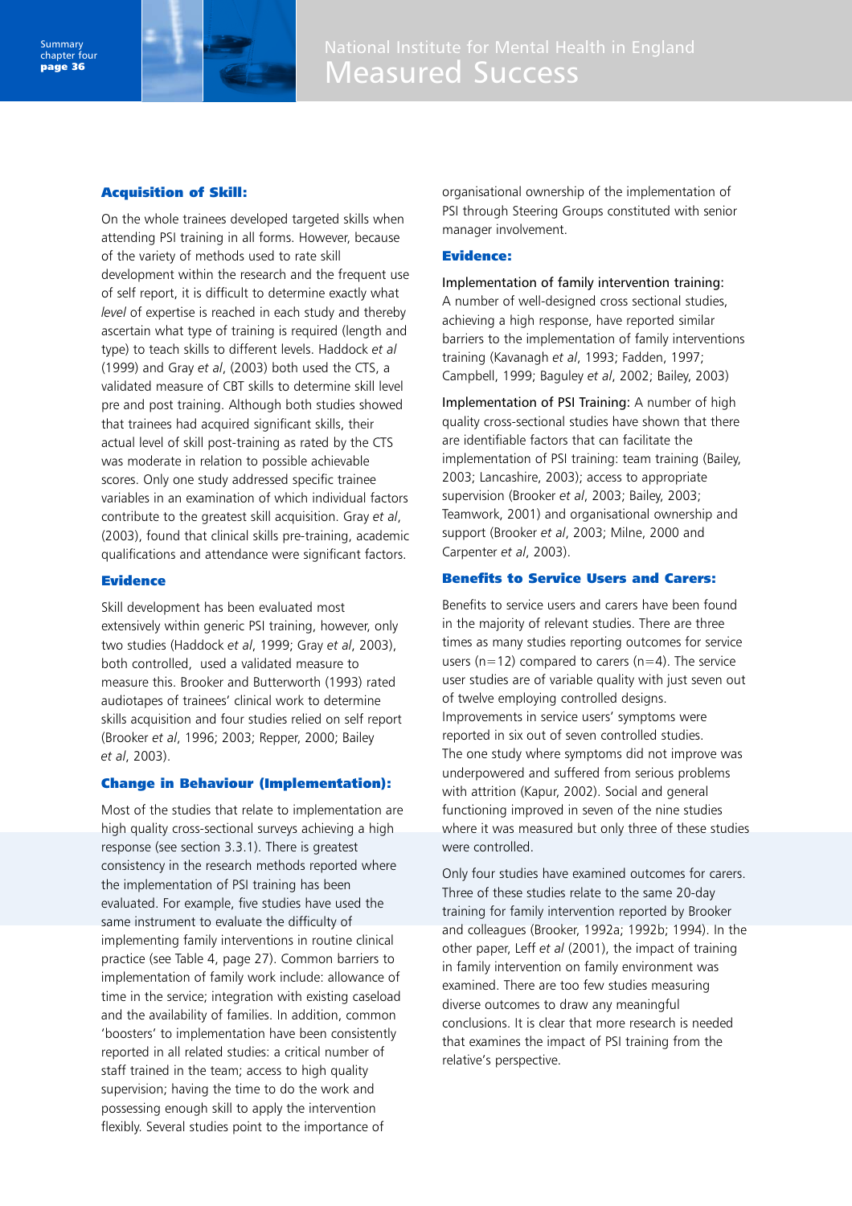### Acquisition of Skill:

On the whole trainees developed targeted skills when attending PSI training in all forms. However, because of the variety of methods used to rate skill development within the research and the frequent use of self report, it is difficult to determine exactly what *level* of expertise is reached in each study and thereby ascertain what type of training is required (length and type) to teach skills to different levels. Haddock *et al* (1999) and Gray *et al*, (2003) both used the CTS, a validated measure of CBT skills to determine skill level pre and post training. Although both studies showed that trainees had acquired significant skills, their actual level of skill post-training as rated by the CTS was moderate in relation to possible achievable scores. Only one study addressed specific trainee variables in an examination of which individual factors contribute to the greatest skill acquisition. Gray *et al*, (2003), found that clinical skills pre-training, academic qualifications and attendance were significant factors.

### Evidence

Skill development has been evaluated most extensively within generic PSI training, however, only two studies (Haddock *et al*, 1999; Gray *et al*, 2003), both controlled, used a validated measure to measure this. Brooker and Butterworth (1993) rated audiotapes of trainees' clinical work to determine skills acquisition and four studies relied on self report (Brooker *et al*, 1996; 2003; Repper, 2000; Bailey *et al*, 2003).

### Change in Behaviour (Implementation):

Most of the studies that relate to implementation are high quality cross-sectional surveys achieving a high response (see section 3.3.1). There is greatest consistency in the research methods reported where the implementation of PSI training has been evaluated. For example, five studies have used the same instrument to evaluate the difficulty of implementing family interventions in routine clinical practice (see Table 4, page 27). Common barriers to implementation of family work include: allowance of time in the service; integration with existing caseload and the availability of families. In addition, common 'boosters' to implementation have been consistently reported in all related studies: a critical number of staff trained in the team; access to high quality supervision; having the time to do the work and possessing enough skill to apply the intervention flexibly. Several studies point to the importance of organisational ownership of the implementation of PSI through Steering Groups constituted with senior manager involvement.

### Evidence:

Implementation of family intervention training: A number of well-designed cross sectional studies, achieving a high response, have reported similar barriers to the implementation of family interventions training (Kavanagh *et al*, 1993; Fadden, 1997; Campbell, 1999; Baguley *et al*, 2002; Bailey, 2003)

Implementation of PSI Training: A number of high quality cross-sectional studies have shown that there are identifiable factors that can facilitate the implementation of PSI training: team training (Bailey, 2003; Lancashire, 2003); access to appropriate supervision (Brooker *et al*, 2003; Bailey, 2003; Teamwork, 2001) and organisational ownership and support (Brooker *et al*, 2003; Milne, 2000 and Carpenter *et al*, 2003).

### Benefits to Service Users and Carers:

Benefits to service users and carers have been found in the majority of relevant studies. There are three times as many studies reporting outcomes for service users (n=12) compared to carers (n=4). The service user studies are of variable quality with just seven out of twelve employing controlled designs. Improvements in service users' symptoms were reported in six out of seven controlled studies. The one study where symptoms did not improve was underpowered and suffered from serious problems with attrition (Kapur, 2002). Social and general functioning improved in seven of the nine studies where it was measured but only three of these studies were controlled.

Only four studies have examined outcomes for carers. Three of these studies relate to the same 20-day training for family intervention reported by Brooker and colleagues (Brooker, 1992a; 1992b; 1994). In the other paper, Leff *et al* (2001), the impact of training in family intervention on family environment was examined. There are too few studies measuring diverse outcomes to draw any meaningful conclusions. It is clear that more research is needed that examines the impact of PSI training from the relative's perspective.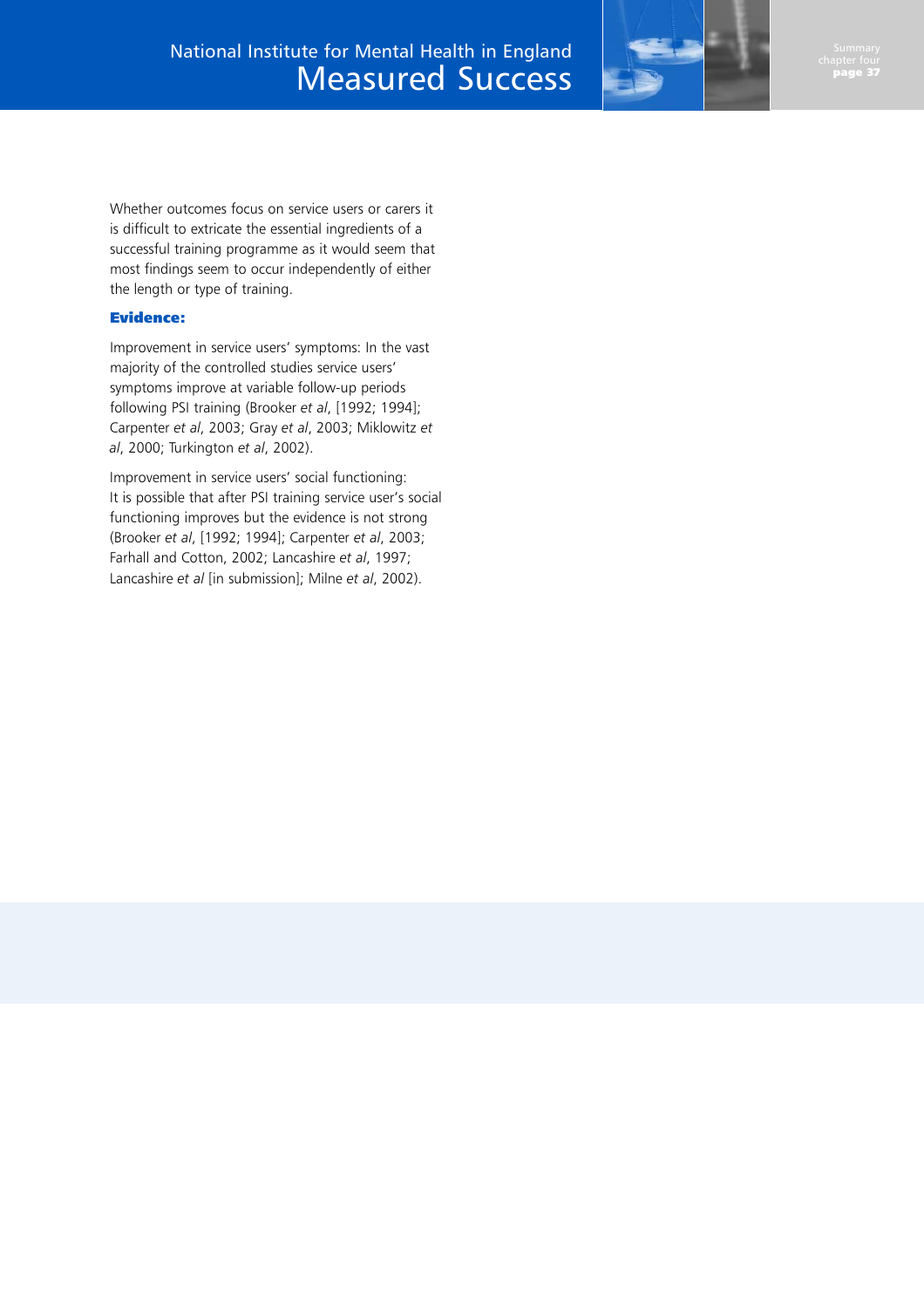Whether outcomes focus on service users or carers it is difficult to extricate the essential ingredients of a successful training programme as it would seem that most findings seem to occur independently of either the length or type of training.

**Evidence:**

Improvement in service users' symptoms: In the vast majority of the controlled studies service users' symptoms improve at variable follow-up periods following PSI training (Brooker *et al*, [1992; 1994]; Carpenter *et al*, 2003; Gray *et al*, 2003; Miklowitz *et al*, 2000; Turkington *et al*, 2002).

Improvement in service users' social functioning: It is possible that after PSI training service user's social functioning improves but the evidence is not strong (Brooker *et al*, [1992; 1994]; Carpenter *et al*, 2003; Farhall and Cotton, 2002; Lancashire *et al*, 1997; Lancashire *et al* [in submission]; Milne *et al*, 2002).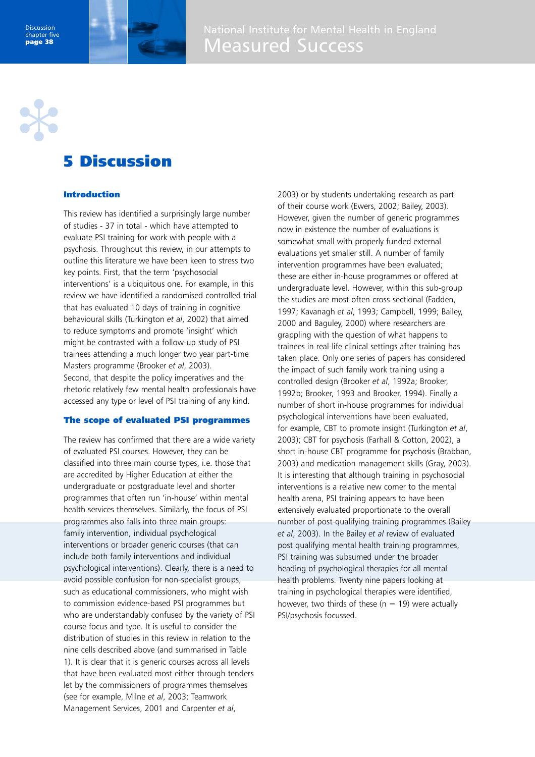# 5 Discussion

### Introduction

This review has identified a surprisingly large number of studies - 37 in total - which have attempted to evaluate PSI training for work with people with a psychosis. Throughout this review, in our attempts to outline this literature we have been keen to stress two key points. First, that the term 'psychosocial interventions' is a ubiquitous one. For example, in this review we have identified a randomised controlled trial that has evaluated 10 days of training in cognitive behavioural skills (Turkington *et al*, 2002) that aimed to reduce symptoms and promote 'insight' which might be contrasted with a follow-up study of PSI trainees attending a much longer two year part-time Masters programme (Brooker *et al*, 2003). Second, that despite the policy imperatives and the rhetoric relatively few mental health professionals have accessed any type or level of PSI training of any kind.

### The scope of evaluated PSI programmes

The review has confirmed that there are a wide variety of evaluated PSI courses. However, they can be classified into three main course types, i.e. those that are accredited by Higher Education at either the undergraduate or postgraduate level and shorter programmes that often run 'in-house' within mental health services themselves. Similarly, the focus of PSI programmes also falls into three main groups: family intervention, individual psychological interventions or broader generic courses (that can include both family interventions and individual psychological interventions). Clearly, there is a need to avoid possible confusion for non-specialist groups, such as educational commissioners, who might wish to commission evidence-based PSI programmes but who are understandably confused by the variety of PSI course focus and type. It is useful to consider the distribution of studies in this review in relation to the nine cells described above (and summarised in Table 1). It is clear that it is generic courses across all levels that have been evaluated most either through tenders let by the commissioners of programmes themselves (see for example, Milne *et al*, 2003; Teamwork Management Services, 2001 and Carpenter *et al*, 2003) or by students undertaking research as part of their course work (Ewers, 2002; Bailey, 2003). However, given the number of generic programmes now in existence the number of evaluations is somewhat small with properly funded external evaluations yet smaller still. A number of family intervention programmes have been evaluated; these are either in-house programmes or offered at undergraduate level. However, within this sub-group the studies are most often cross-sectional (Fadden, 1997; Kavanagh *et al*, 1993; Campbell, 1999; Bailey, 2000 and Baguley, 2000) where researchers are grappling with the question of what happens to trainees in real-life clinical settings after training has taken place. Only one series of papers has considered the impact of such family work training using a controlled design (Brooker *et al*, 1992a; Brooker, 1992b; Brooker, 1993 and Brooker, 1994). Finally a number of short in-house programmes for individual psychological interventions have been evaluated, for example, CBT to promote insight (Turkington *et al*, 2003); CBT for psychosis (Farhall & Cotton, 2002), a short in-house CBT programme for psychosis (Brabban, 2003) and medication management skills (Gray, 2003). It is interesting that although training in psychosocial interventions is a relative new comer to the mental health arena, PSI training appears to have been extensively evaluated proportionate to the overall number of post-qualifying training programmes (Bailey *et al*, 2003). In the Bailey *et al* review of evaluated post qualifying mental health training programmes, PSI training was subsumed under the broader heading of psychological therapies for all mental health problems. Twenty nine papers looking at training in psychological therapies were identified, however, two thirds of these (n = 19) were actually PSI/psychosis focussed.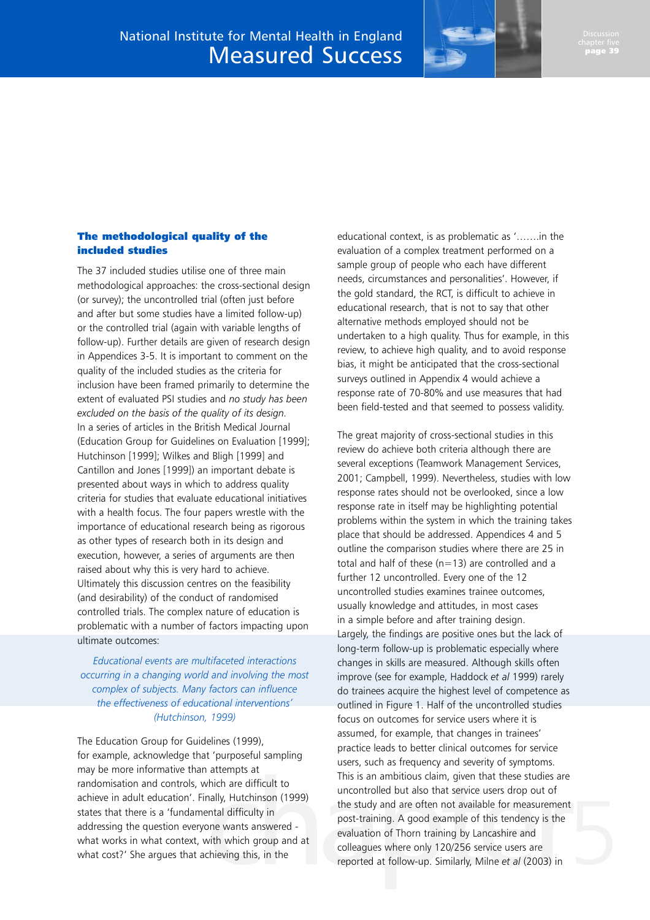## The methodological quality of the included studies

The 37 included studies utilise one of three main methodological approaches: the cross-sectional design (or survey); the uncontrolled trial (often just before and after but some studies have a limited follow-up) or the controlled trial (again with variable lengths of follow-up). Further details are given of research design in Appendices 3-5. It is important to comment on the quality of the included studies as the criteria for inclusion have been framed primarily to determine the extent of evaluated PSI studies and *no study has been excluded on the basis of the quality of its design*. In a series of articles in the British Medical Journal (Education Group for Guidelines on Evaluation [1999]; Hutchinson [1999]; Wilkes and Bligh [1999] and Cantillon and Jones [1999]) an important debate is presented about ways in which to address quality criteria for studies that evaluate educational initiatives with a health focus. The four papers wrestle with the importance of educational research being as rigorous as other types of research both in its design and execution, however, a series of arguments are then raised about why this is very hard to achieve. Ultimately this discussion centres on the feasibility (and desirability) of the conduct of randomised controlled trials. The complex nature of education is problematic with a number of factors impacting upon ultimate outcomes:

> *Educational events are multifaceted interactions occurring in a changing world and involving the most complex of subjects. Many factors can influence the effectiveness of educational interventions' (Hutchinson, 1999)*

The Education Group for Guidelines (1999), for example, acknowledge that 'purposeful sampling may be more informative than attempts at randomisation and controls, which are difficult to achieve in adult education'. Finally, Hutchinson (1999) states that there is a 'fundamental difficulty in addressing the question everyone wants answered - what works in what context, with which group and at what cost?' She argues that achieving this, in the educational context, is as problematic as '…….in the evaluation of a complex treatment performed on a sample group of people who each have different needs, circumstances and personalities'. However, if the gold standard, the RCT, is difficult to achieve in educational research, that is not to say that other alternative methods employed should not be undertaken to a high quality. Thus for example, in this review, to achieve high quality, and to avoid response bias, it might be anticipated that the cross-sectional surveys outlined in Appendix 4 would achieve a response rate of 70-80% and use measures that had been field-tested and that seemed to possess validity.

The great majority of cross-sectional studies in this review do achieve both criteria although there are several exceptions (Teamwork Management Services, 2001; Campbell, 1999). Nevertheless, studies with low response rates should not be overlooked, since a low response rate in itself may be highlighting potential problems within the system in which the training takes place that should be addressed. Appendices 4 and 5 outline the comparison studies where there are 25 in total and half of these (n=13) are controlled and a further 12 uncontrolled. Every one of the 12 uncontrolled studies examines trainee outcomes, usually knowledge and attitudes, in most cases in a simple before and after training design. Largely, the findings are positive ones but the lack of long-term follow-up is problematic especially where changes in skills are measured. Although skills often improve (see for example, Haddock *et al* 1999) rarely do trainees acquire the highest level of competence as outlined in Figure 1. Half of the uncontrolled studies focus on outcomes for service users where it is assumed, for example, that changes in trainees' practice leads to better clinical outcomes for service users, such as frequency and severity of symptoms. This is an ambitious claim, given that these studies are uncontrolled but also that service users drop out of the study and are often not available for measurement post-training. A good example of this tendency is the evaluation of Thorn training by Lancashire and colleagues where only 120/256 service users are reported at follow-up. Similarly, Milne *et al* (2003) in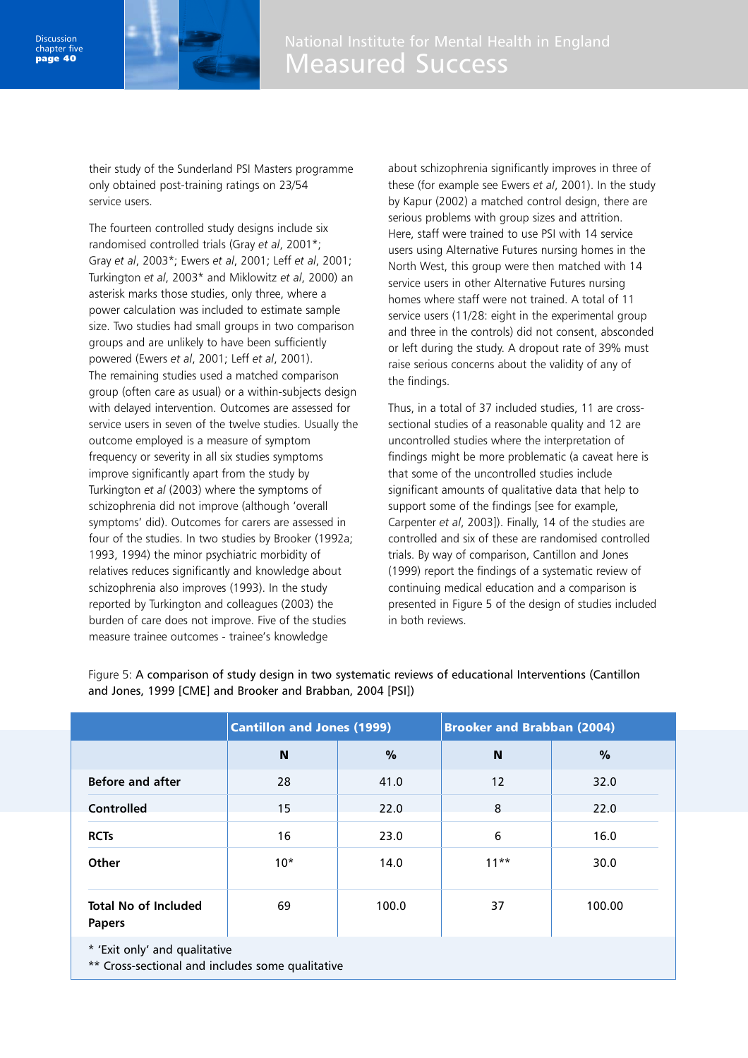their study of the Sunderland PSI Masters programme only obtained post-training ratings on 23/54 service users.

The fourteen controlled study designs include six randomised controlled trials (Gray *et al*, 2001*; Gray *et al*, 2003*; Ewers *et al*, 2001; Leff *et al*, 2001; Turkington *et al*, 2003* and Miklowitz *et al*, 2000) an asterisk marks those studies, only three, where a power calculation was included to estimate sample size. Two studies had small groups in two comparison groups and are unlikely to have been sufficiently powered (Ewers *et al*, 2001; Leff *et al*, 2001). The remaining studies used a matched comparison group (often care as usual) or a within-subjects design with delayed intervention. Outcomes are assessed for service users in seven of the twelve studies. Usually the outcome employed is a measure of symptom frequency or severity in all six studies symptoms improve significantly apart from the study by Turkington *et al* (2003) where the symptoms of schizophrenia did not improve (although 'overall symptoms' did). Outcomes for carers are assessed in four of the studies. In two studies by Brooker (1992a; 1993, 1994) the minor psychiatric morbidity of relatives reduces significantly and knowledge about schizophrenia also improves (1993). In the study reported by Turkington and colleagues (2003) the burden of care does not improve. Five of the studies measure trainee outcomes - trainee's knowledge about schizophrenia significantly improves in three of these (for example see Ewers *et al*, 2001). In the study by Kapur (2002) a matched control design, there are serious problems with group sizes and attrition. Here, staff were trained to use PSI with 14 service users using Alternative Futures nursing homes in the North West, this group were then matched with 14 service users in other Alternative Futures nursing homes where staff were not trained. A total of 11 service users (11/28: eight in the experimental group and three in the controls) did not consent, absconded or left during the study. A dropout rate of 39% must raise serious concerns about the validity of any of the findings.

Thus, in a total of 37 included studies, 11 are cross-sectional studies of a reasonable quality and 12 are uncontrolled studies where the interpretation of findings might be more problematic (a caveat here is that some of the uncontrolled studies include significant amounts of qualitative data that help to support some of the findings [see for example, Carpenter *et al*, 2003]). Finally, 14 of the studies are controlled and six of these are randomised controlled trials. By way of comparison, Cantillon and Jones (1999) report the findings of a systematic review of continuing medical education and a comparison is presented in Figure 5 of the design of studies included in both reviews.

Figure 5: **A comparison of study design in two systematic reviews of educational Interventions (Cantillon and Jones, 1999 [CME] and Brooker and Brabban, 2004 [PSI])**

| | Cantillon and Jones (1999) | | Brooker and Brabban (2004) | |
|---|---|---|---|---|
| | **N** | **%** | **N** | **%** |
| **Before and after** | 28 | 41.0 | 12 | 32.0 |
| **Controlled** | 15 | 22.0 | 8 | 22.0 |
| **RCTs** | 16 | 23.0 | 6 | 16.0 |
| **Other** | 10* | 14.0 | 11** | 30.0 |
| **Total No of Included Papers** | 69 | 100.0 | 37 | 100.00 |

\* 'Exit only' and qualitative
** Cross-sectional and includes some qualitative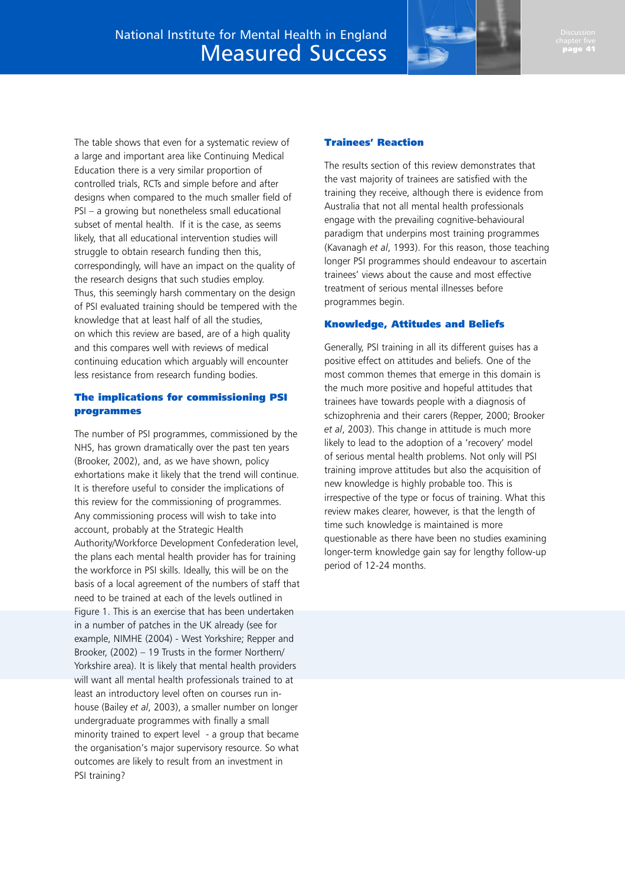The table shows that even for a systematic review of a large and important area like Continuing Medical Education there is a very similar proportion of controlled trials, RCTs and simple before and after designs when compared to the much smaller field of PSI – a growing but nonetheless small educational subset of mental health. If it is the case, as seems likely, that all educational intervention studies will struggle to obtain research funding then this, correspondingly, will have an impact on the quality of the research designs that such studies employ. Thus, this seemingly harsh commentary on the design of PSI evaluated training should be tempered with the knowledge that at least half of all the studies, on which this review are based, are of a high quality and this compares well with reviews of medical continuing education which arguably will encounter less resistance from research funding bodies.

### The implications for commissioning PSI programmes

The number of PSI programmes, commissioned by the NHS, has grown dramatically over the past ten years (Brooker, 2002), and, as we have shown, policy exhortations make it likely that the trend will continue. It is therefore useful to consider the implications of this review for the commissioning of programmes. Any commissioning process will wish to take into account, probably at the Strategic Health Authority/Workforce Development Confederation level, the plans each mental health provider has for training the workforce in PSI skills. Ideally, this will be on the basis of a local agreement of the numbers of staff that need to be trained at each of the levels outlined in Figure 1. This is an exercise that has been undertaken in a number of patches in the UK already (see for example, NIMHE (2004) - West Yorkshire; Repper and Brooker, (2002) – 19 Trusts in the former Northern/ Yorkshire area). It is likely that mental health providers will want all mental health professionals trained to at least an introductory level often on courses run in-house (Bailey *et al*, 2003), a smaller number on longer undergraduate programmes with finally a small minority trained to expert level - a group that became the organisation's major supervisory resource. So what outcomes are likely to result from an investment in PSI training?

### Trainees' Reaction

The results section of this review demonstrates that the vast majority of trainees are satisfied with the training they receive, although there is evidence from Australia that not all mental health professionals engage with the prevailing cognitive-behavioural paradigm that underpins most training programmes (Kavanagh *et al*, 1993). For this reason, those teaching longer PSI programmes should endeavour to ascertain trainees' views about the cause and most effective treatment of serious mental illnesses before programmes begin.

### Knowledge, Attitudes and Beliefs

Generally, PSI training in all its different guises has a positive effect on attitudes and beliefs. One of the most common themes that emerge in this domain is the much more positive and hopeful attitudes that trainees have towards people with a diagnosis of schizophrenia and their carers (Repper, 2000; Brooker *et al*, 2003). This change in attitude is much more likely to lead to the adoption of a 'recovery' model of serious mental health problems. Not only will PSI training improve attitudes but also the acquisition of new knowledge is highly probable too. This is irrespective of the type or focus of training. What this review makes clearer, however, is that the length of time such knowledge is maintained is more questionable as there have been no studies examining longer-term knowledge gain say for lengthy follow-up period of 12-24 months.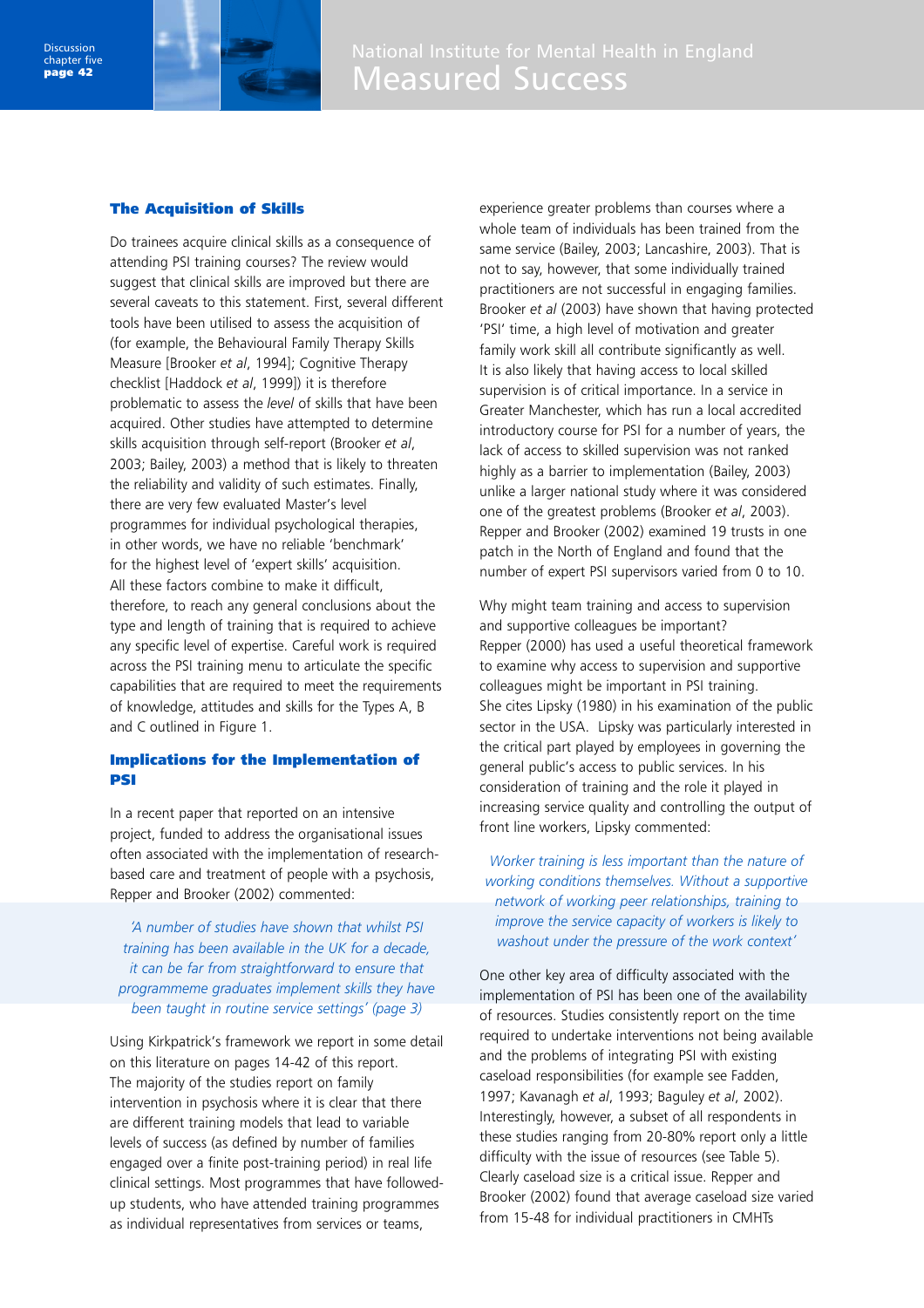### The Acquisition of Skills

Do trainees acquire clinical skills as a consequence of attending PSI training courses? The review would suggest that clinical skills are improved but there are several caveats to this statement. First, several different tools have been utilised to assess the acquisition of (for example, the Behavioural Family Therapy Skills Measure [Brooker *et al*, 1994]; Cognitive Therapy checklist [Haddock *et al*, 1999]) it is therefore problematic to assess the *level* of skills that have been acquired. Other studies have attempted to determine skills acquisition through self-report (Brooker *et al*, 2003; Bailey, 2003) a method that is likely to threaten the reliability and validity of such estimates. Finally, there are very few evaluated Master's level programmes for individual psychological therapies, in other words, we have no reliable 'benchmark' for the highest level of 'expert skills' acquisition. All these factors combine to make it difficult, therefore, to reach any general conclusions about the type and length of training that is required to achieve any specific level of expertise. Careful work is required across the PSI training menu to articulate the specific capabilities that are required to meet the requirements of knowledge, attitudes and skills for the Types A, B and C outlined in Figure 1.

### Implications for the Implementation of PSI

In a recent paper that reported on an intensive project, funded to address the organisational issues often associated with the implementation of research-based care and treatment of people with a psychosis, Repper and Brooker (2002) commented:

> *'A number of studies have shown that whilst PSI training has been available in the UK for a decade, it can be far from straightforward to ensure that programmeme graduates implement skills they have been taught in routine service settings' (page 3)*

Using Kirkpatrick's framework we report in some detail on this literature on pages 14-42 of this report. The majority of the studies report on family intervention in psychosis where it is clear that there are different training models that lead to variable levels of success (as defined by number of families engaged over a finite post-training period) in real life clinical settings. Most programmes that have followed-up students, who have attended training programmes as individual representatives from services or teams, experience greater problems than courses where a whole team of individuals has been trained from the same service (Bailey, 2003; Lancashire, 2003). That is not to say, however, that some individually trained practitioners are not successful in engaging families. Brooker *et al* (2003) have shown that having protected 'PSI' time, a high level of motivation and greater family work skill all contribute significantly as well. It is also likely that having access to local skilled supervision is of critical importance. In a service in Greater Manchester, which has run a local accredited introductory course for PSI for a number of years, the lack of access to skilled supervision was not ranked highly as a barrier to implementation (Bailey, 2003) unlike a larger national study where it was considered one of the greatest problems (Brooker *et al*, 2003). Repper and Brooker (2002) examined 19 trusts in one patch in the North of England and found that the number of expert PSI supervisors varied from 0 to 10.

Why might team training and access to supervision and supportive colleagues be important? Repper (2000) has used a useful theoretical framework to examine why access to supervision and supportive colleagues might be important in PSI training. She cites Lipsky (1980) in his examination of the public sector in the USA. Lipsky was particularly interested in the critical part played by employees in governing the general public's access to public services. In his consideration of training and the role it played in increasing service quality and controlling the output of front line workers, Lipsky commented:

> *Worker training is less important than the nature of working conditions themselves. Without a supportive network of working peer relationships, training to improve the service capacity of workers is likely to washout under the pressure of the work context'*

One other key area of difficulty associated with the implementation of PSI has been one of the availability of resources. Studies consistently report on the time required to undertake interventions not being available and the problems of integrating PSI with existing caseload responsibilities (for example see Fadden, 1997; Kavanagh *et al*, 1993; Baguley *et al*, 2002). Interestingly, however, a subset of all respondents in these studies ranging from 20-80% report only a little difficulty with the issue of resources (see Table 5). Clearly caseload size is a critical issue. Repper and Brooker (2002) found that average caseload size varied from 15-48 for individual practitioners in CMHTs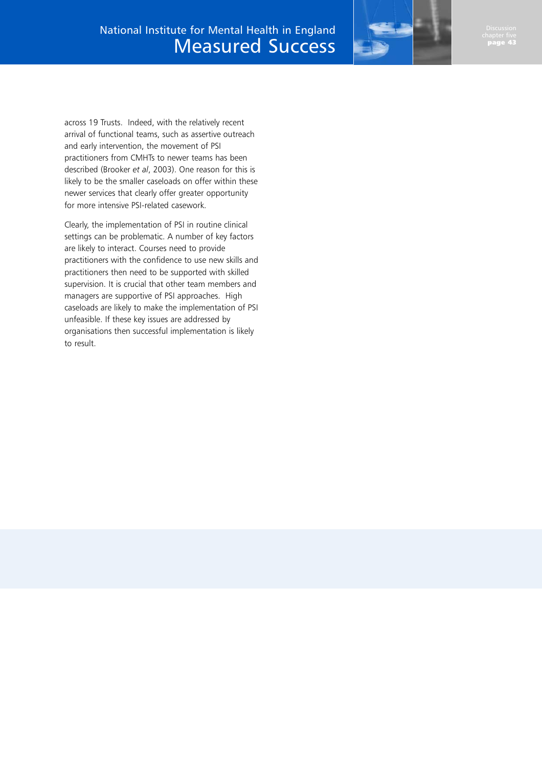across 19 Trusts. Indeed, with the relatively recent arrival of functional teams, such as assertive outreach and early intervention, the movement of PSI practitioners from CMHTs to newer teams has been described (Brooker *et al*, 2003). One reason for this is likely to be the smaller caseloads on offer within these newer services that clearly offer greater opportunity for more intensive PSI-related casework.

Clearly, the implementation of PSI in routine clinical settings can be problematic. A number of key factors are likely to interact. Courses need to provide practitioners with the confidence to use new skills and practitioners then need to be supported with skilled supervision. It is crucial that other team members and managers are supportive of PSI approaches. High caseloads are likely to make the implementation of PSI unfeasible. If these key issues are addressed by organisations then successful implementation is likely to result.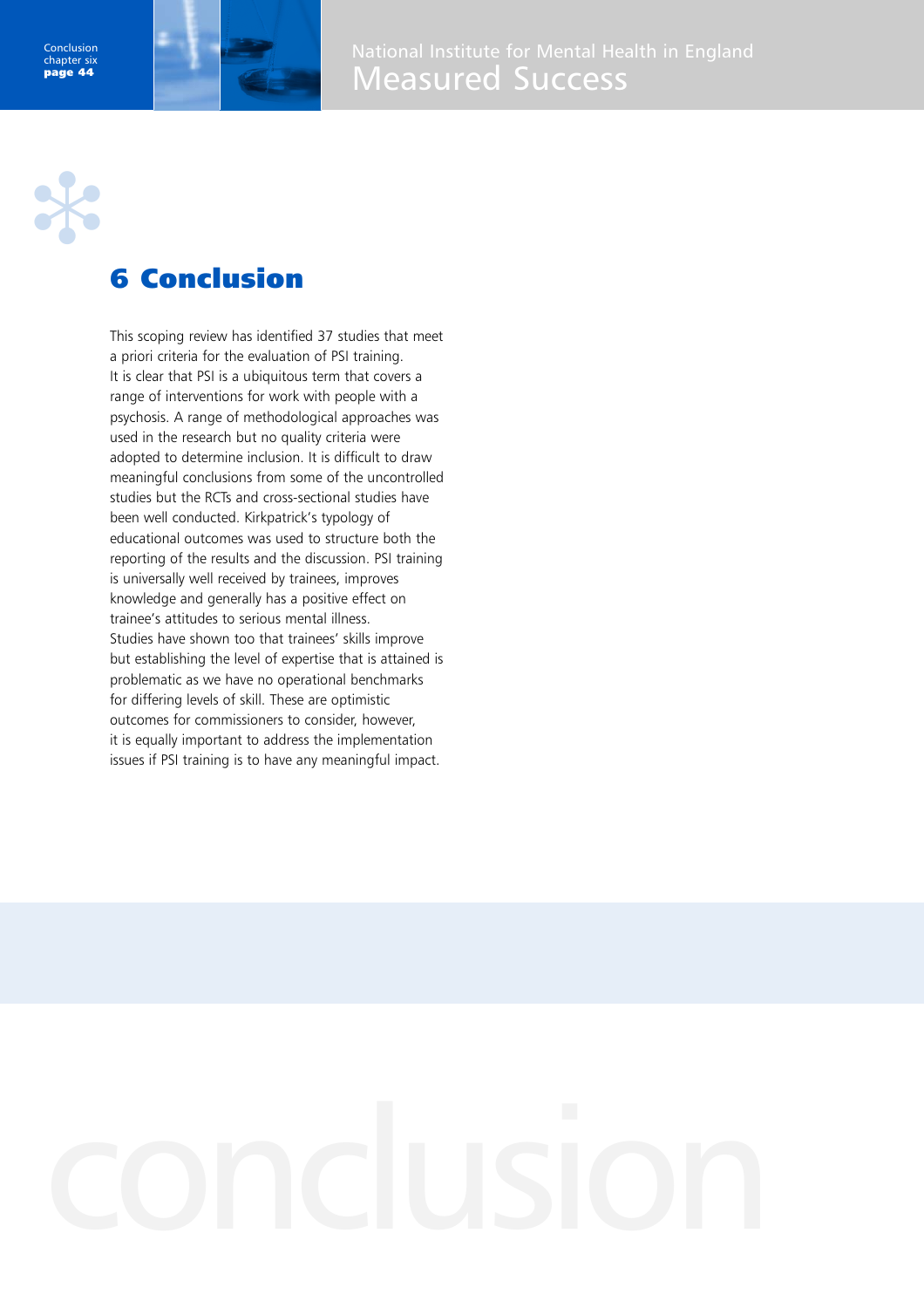# 6 Conclusion

This scoping review has identified 37 studies that meet a priori criteria for the evaluation of PSI training. It is clear that PSI is a ubiquitous term that covers a range of interventions for work with people with a psychosis. A range of methodological approaches was used in the research but no quality criteria were adopted to determine inclusion. It is difficult to draw meaningful conclusions from some of the uncontrolled studies but the RCTs and cross-sectional studies have been well conducted. Kirkpatrick's typology of educational outcomes was used to structure both the reporting of the results and the discussion. PSI training is universally well received by trainees, improves knowledge and generally has a positive effect on trainee's attitudes to serious mental illness. Studies have shown too that trainees' skills improve but establishing the level of expertise that is attained is problematic as we have no operational benchmarks for differing levels of skill. These are optimistic outcomes for commissioners to consider, however, it is equally important to address the implementation issues if PSI training is to have any meaningful impact.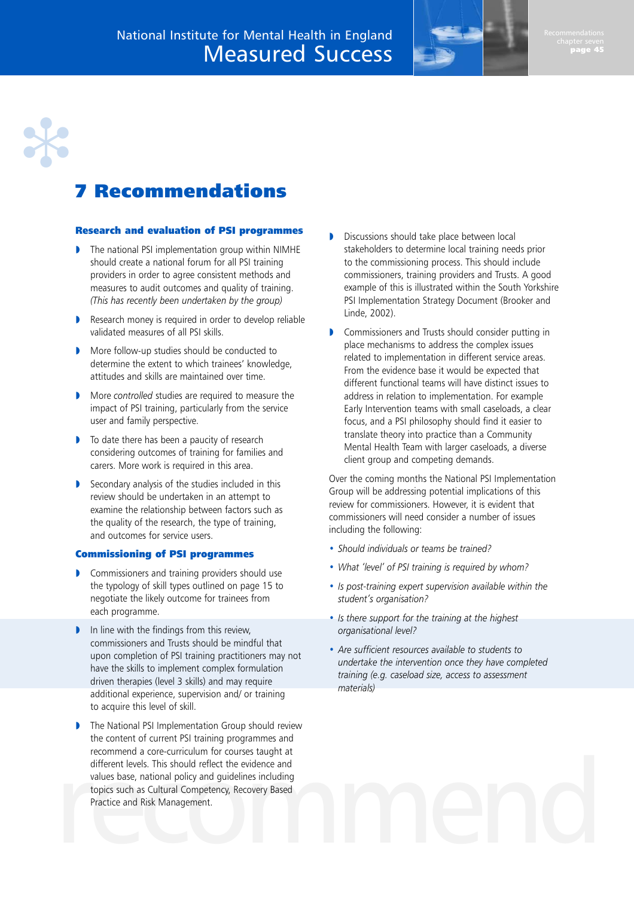# 7 Recommendations

### Research and evaluation of PSI programmes

- The national PSI implementation group within NIMHE should create a national forum for all PSI training providers in order to agree consistent methods and measures to audit outcomes and quality of training. *(This has recently been undertaken by the group)*
- Research money is required in order to develop reliable validated measures of all PSI skills.
- More follow-up studies should be conducted to determine the extent to which trainees' knowledge, attitudes and skills are maintained over time.
- More *controlled* studies are required to measure the impact of PSI training, particularly from the service user and family perspective.
- To date there has been a paucity of research considering outcomes of training for families and carers. More work is required in this area.
- Secondary analysis of the studies included in this review should be undertaken in an attempt to examine the relationship between factors such as the quality of the research, the type of training, and outcomes for service users.

### Commissioning of PSI programmes

- Commissioners and training providers should use the typology of skill types outlined on page 15 to negotiate the likely outcome for trainees from each programme.
- In line with the findings from this review, commissioners and Trusts should be mindful that upon completion of PSI training practitioners may not have the skills to implement complex formulation driven therapies (level 3 skills) and may require additional experience, supervision and/ or training to acquire this level of skill.
- The National PSI Implementation Group should review the content of current PSI training programmes and recommend a core-curriculum for courses taught at different levels. This should reflect the evidence and values base, national policy and guidelines including topics such as Cultural Competency, Recovery Based Practice and Risk Management.
- Discussions should take place between local stakeholders to determine local training needs prior to the commissioning process. This should include commissioners, training providers and Trusts. A good example of this is illustrated within the South Yorkshire PSI Implementation Strategy Document (Brooker and Linde, 2002).
- Commissioners and Trusts should consider putting in place mechanisms to address the complex issues related to implementation in different service areas. From the evidence base it would be expected that different functional teams will have distinct issues to address in relation to implementation. For example Early Intervention teams with small caseloads, a clear focus, and a PSI philosophy should find it easier to translate theory into practice than a Community Mental Health Team with larger caseloads, a diverse client group and competing demands.

Over the coming months the National PSI Implementation Group will be addressing potential implications of this review for commissioners. However, it is evident that commissioners will need consider a number of issues including the following:

- *Should individuals or teams be trained?*
- *What 'level' of PSI training is required by whom?*
- *Is post-training expert supervision available within the student's organisation?*
- *Is there support for the training at the highest organisational level?*
- *Are sufficient resources available to students to undertake the intervention once they have completed training (e.g. caseload size, access to assessment materials)*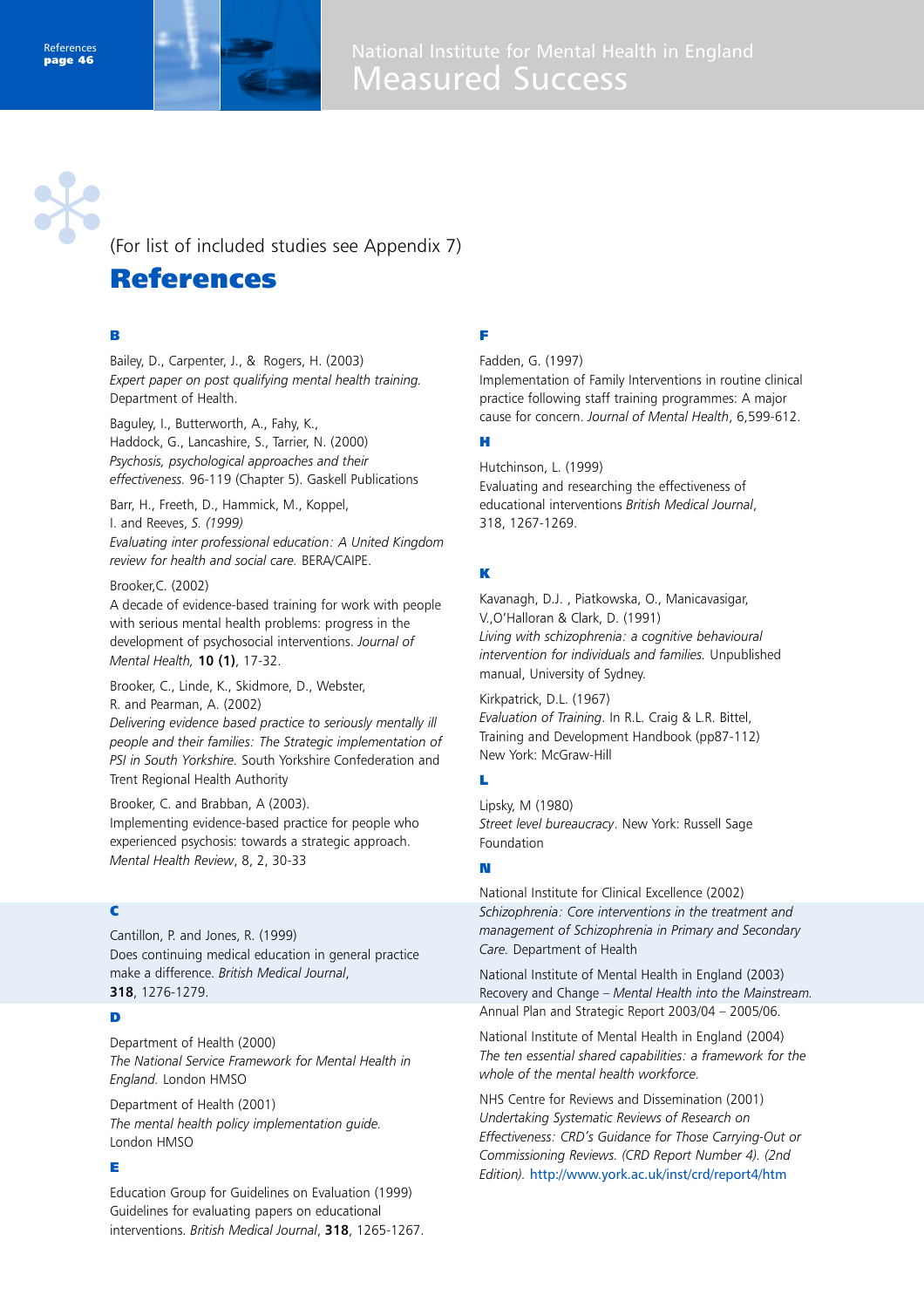(For list of included studies see Appendix 7)

# References

## B

Bailey, D., Carpenter, J., & Rogers, H. (2003)
*Expert paper on post qualifying mental health training.* Department of Health.

Baguley, I., Butterworth, A., Fahy, K., Haddock, G., Lancashire, S., Tarrier, N. (2000)
*Psychosis, psychological approaches and their effectiveness.* 96-119 (Chapter 5). Gaskell Publications

Barr, H., Freeth, D., Hammick, M., Koppel, I. and Reeves, *S. (1999)*
*Evaluating inter professional education: A United Kingdom review for health and social care.* BERA/CAIPE.

Brooker,C. (2002)
A decade of evidence-based training for work with people with serious mental health problems: progress in the development of psychosocial interventions. *Journal of Mental Health,* **10 (1)**, 17-32.

Brooker, C., Linde, K., Skidmore, D., Webster, R. and Pearman, A. (2002)
*Delivering evidence based practice to seriously mentally ill people and their families: The Strategic implementation of PSI in South Yorkshire.* South Yorkshire Confederation and Trent Regional Health Authority

Brooker, C. and Brabban, A (2003).
Implementing evidence-based practice for people who experienced psychosis: towards a strategic approach. *Mental Health Review*, 8, 2, 30-33

## C

Cantillon, P. and Jones, R. (1999)
Does continuing medical education in general practice make a difference. *British Medical Journal*, **318**, 1276-1279.

## D

Department of Health (2000)
*The National Service Framework for Mental Health in England.* London HMSO

Department of Health (2001)
*The mental health policy implementation guide.* London HMSO

## E

Education Group for Guidelines on Evaluation (1999)
Guidelines for evaluating papers on educational interventions. *British Medical Journal*, **318**, 1265-1267.

## F

Fadden, G. (1997)
Implementation of Family Interventions in routine clinical practice following staff training programmes: A major cause for concern. *Journal of Mental Health*, 6,599-612.

## H

Hutchinson, L. (1999)
Evaluating and researching the effectiveness of educational interventions *British Medical Journal*, 318, 1267-1269.

## K

Kavanagh, D.J. , Piatkowska, O., Manicavasigar, V.,O'Halloran & Clark, D. (1991)
*Living with schizophrenia: a cognitive behavioural intervention for individuals and families.* Unpublished manual, University of Sydney.

Kirkpatrick, D.L. (1967)
*Evaluation of Training*. In R.L. Craig & L.R. Bittel, Training and Development Handbook (pp87-112) New York: McGraw-Hill

## L

Lipsky, M (1980)
*Street level bureaucracy*. New York: Russell Sage Foundation

## N

National Institute for Clinical Excellence (2002)
*Schizophrenia: Core interventions in the treatment and management of Schizophrenia in Primary and Secondary Care.* Department of Health

National Institute of Mental Health in England (2003)
Recovery and Change – *Mental Health into the Mainstream.* Annual Plan and Strategic Report 2003/04 – 2005/06.

National Institute of Mental Health in England (2004)
*The ten essential shared capabilities: a framework for the whole of the mental health workforce.*

NHS Centre for Reviews and Dissemination (2001)
*Undertaking Systematic Reviews of Research on Effectiveness: CRD's Guidance for Those Carrying-Out or Commissioning Reviews. (CRD Report Number 4). (2nd Edition).* http://www.york.ac.uk/inst/crd/report4/htm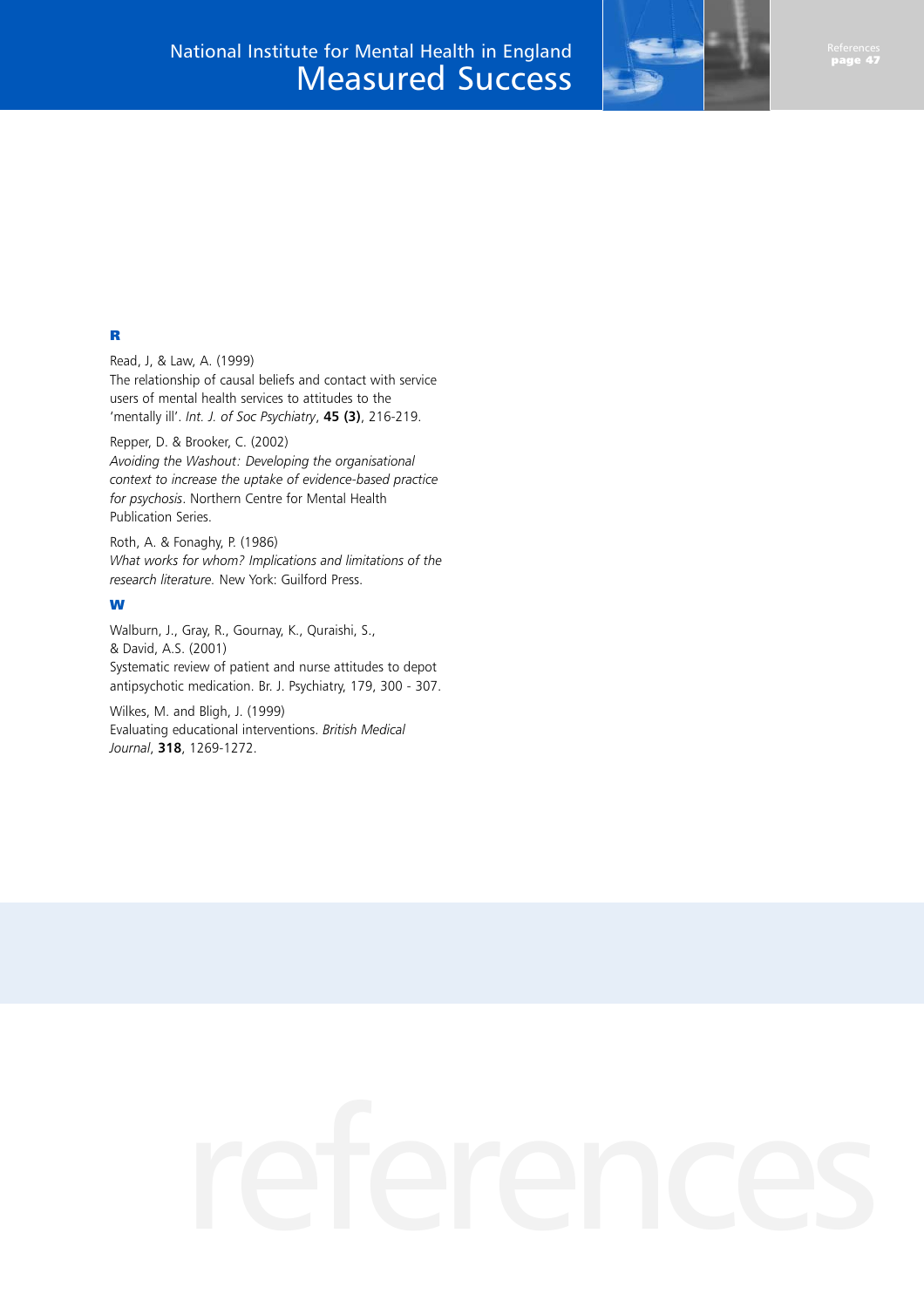## R

Read, J, & Law, A. (1999)
The relationship of causal beliefs and contact with service users of mental health services to attitudes to the 'mentally ill'. *Int. J. of Soc Psychiatry*, **45 (3)**, 216-219.

Repper, D. & Brooker, C. (2002)
*Avoiding the Washout: Developing the organisational context to increase the uptake of evidence-based practice for psychosis*. Northern Centre for Mental Health Publication Series.

Roth, A. & Fonaghy, P. (1986)
*What works for whom? Implications and limitations of the research literature.* New York: Guilford Press.

## W

Walburn, J., Gray, R., Gournay, K., Quraishi, S., & David, A.S. (2001)
Systematic review of patient and nurse attitudes to depot antipsychotic medication. Br. J. Psychiatry, 179, 300 - 307.

Wilkes, M. and Bligh, J. (1999)
Evaluating educational interventions. *British Medical Journal*, **318**, 1269-1272.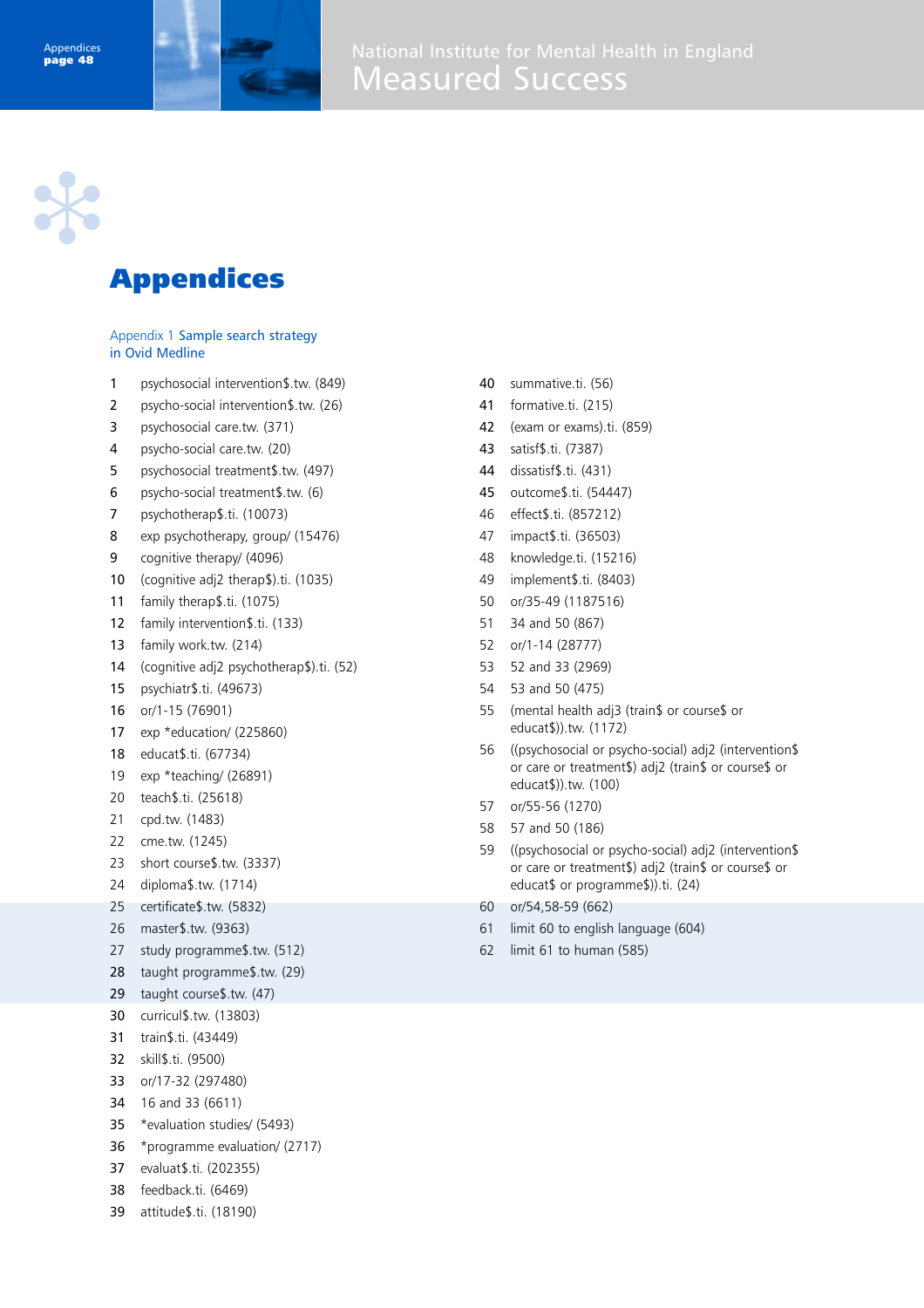# Appendices

## Appendix 1 Sample search strategy in Ovid Medline

1 psychosocial intervention$.tw. (849)
2 psycho-social intervention$.tw. (26)
3 psychosocial care.tw. (371)
4 psycho-social care.tw. (20)
5 psychosocial treatment$.tw. (497)
6 psycho-social treatment$.tw. (6)
7 psychotherap$.ti. (10073)
8 exp psychotherapy, group/ (15476)
9 cognitive therapy/ (4096)
10 (cognitive adj2 therap$).ti. (1035)
11 family therap$.ti. (1075)
12 family intervention$.ti. (133)
13 family work.tw. (214)
14 (cognitive adj2 psychotherap$).ti. (52)
15 psychiatr$.ti. (49673)
16 or/1-15 (76901)
17 exp *education/ (225860)
18 educat$.ti. (67734)
19 exp *teaching/ (26891)
20 teach$.ti. (25618)
21 cpd.tw. (1483)
22 cme.tw. (1245)
23 short course$.tw. (3337)
24 diploma$.tw. (1714)
25 certificate$.tw. (5832)
26 master$.tw. (9363)
27 study programme$.tw. (512)
28 taught programme$.tw. (29)
29 taught course$.tw. (47)
30 curricul$.tw. (13803)
31 train$.ti. (43449)
32 skill$.ti. (9500)
33 or/17-32 (297480)
34 16 and 33 (6611)
35 *evaluation studies/ (5493)
36 *programme evaluation/ (2717)
37 evaluat$.ti. (202355)
38 feedback.ti. (6469)
39 attitude$.ti. (18190)
40 summative.ti. (56)
41 formative.ti. (215)
42 (exam or exams).ti. (859)
43 satisf$.ti. (7387)
44 dissatisf$.ti. (431)
45 outcome$.ti. (54447)
46 effect$.ti. (857212)
47 impact$.ti. (36503)
48 knowledge.ti. (15216)
49 implement$.ti. (8403)
50 or/35-49 (1187516)
51 34 and 50 (867)
52 or/1-14 (28777)
53 52 and 33 (2969)
54 53 and 50 (475)
55 (mental health adj3 (train$ or course$ or educat$)).tw. (1172)
56 ((psychosocial or psycho-social) adj2 (intervention$ or care or treatment$) adj2 (train$ or course$ or educat$)).tw. (100)
57 or/55-56 (1270)
58 57 and 50 (186)
59 ((psychosocial or psycho-social) adj2 (intervention$ or care or treatment$) adj2 (train$ or course$ or educat$ or programme$)).ti. (24)
60 or/54,58-59 (662)
61 limit 60 to english language (604)
62 limit 61 to human (585)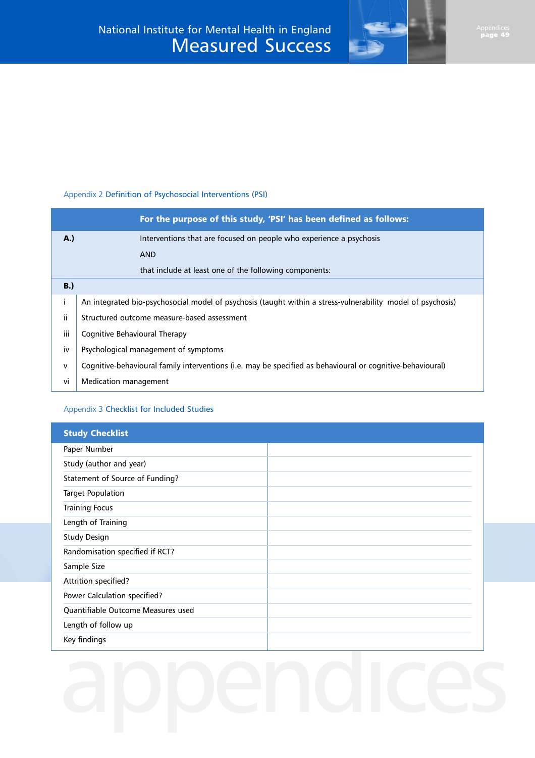## Appendix 2 Definition of Psychosocial Interventions (PSI)

| | For the purpose of this study, 'PSI' has been defined as follows: |
|---|---|
| **A.)** | Interventions that are focused on people who experience a psychosis<br>AND<br>that include at least one of the following components: |
| **B.)** | |
| i | An integrated bio-psychosocial model of psychosis (taught within a stress-vulnerability model of psychosis) |
| ii | Structured outcome measure-based assessment |
| iii | Cognitive Behavioural Therapy |
| iv | Psychological management of symptoms |
| v | Cognitive-behavioural family interventions (i.e. may be specified as behavioural or cognitive-behavioural) |
| vi | Medication management |

## Appendix 3 Checklist for Included Studies

| Study Checklist | |
|---|---|
| Paper Number | |
| Study (author and year) | |
| Statement of Source of Funding? | |
| Target Population | |
| Training Focus | |
| Length of Training | |
| Study Design | |
| Randomisation specified if RCT? | |
| Sample Size | |
| Attrition specified? | |
| Power Calculation specified? | |
| Quantifiable Outcome Measures used | |
| Length of follow up | |
| Key findings | |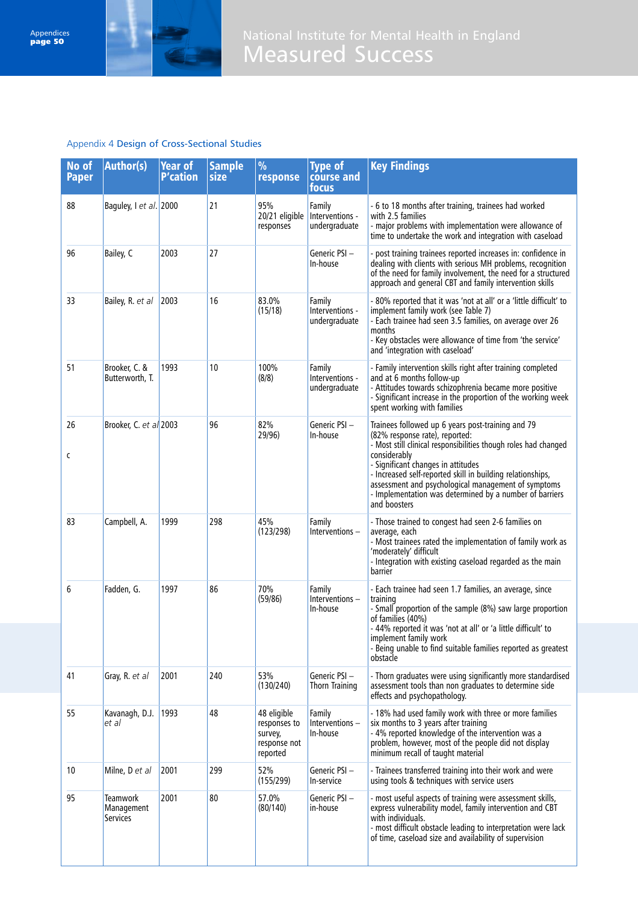## Appendix 4 Design of Cross-Sectional Studies

| No of Paper | Author(s) | Year of P'cation | Sample size | % response | Type of course and focus | Key Findings |
|---|---|---|---|---|---|---|
| 88 | Baguley, I *et al*. | 2000 | 21 | 95% 20/21 eligible responses | Family Interventions - undergraduate | - 6 to 18 months after training, trainees had worked with 2.5 families<br>- major problems with implementation were allowance of time to undertake the work and integration with caseload |
| 96 | Bailey, C | 2003 | 27 | | Generic PSI – In-house | - post training trainees reported increases in: confidence in dealing with clients with serious MH problems, recognition of the need for family involvement, the need for a structured approach and general CBT and family intervention skills |
| 33 | Bailey, R. *et al* | 2003 | 16 | 83.0% (15/18) | Family Interventions - undergraduate | - 80% reported that it was 'not at all' or a 'little difficult' to implement family work (see Table 7)<br>- Each trainee had seen 3.5 families, on average over 26 months<br>- Key obstacles were allowance of time from 'the service' and 'integration with caseload' |
| 51 | Brooker, C. & Butterworth, T. | 1993 | 10 | 100% (8/8) | Family Interventions - undergraduate | - Family intervention skills right after training completed and at 6 months follow-up<br>- Attitudes towards schizophrenia became more positive<br>- Significant increase in the proportion of the working week spent working with families |
| 26<br><br>c | Brooker, C. *et al* | 2003 | 96 | 82% 29/96) | Generic PSI – In-house | Trainees followed up 6 years post-training and 79 (82% response rate), reported:<br>- Most still clinical responsibilities though roles had changed considerably<br>- Significant changes in attitudes<br>- Increased self-reported skill in building relationships, assessment and psychological management of symptoms<br>- Implementation was determined by a number of barriers and boosters |
| 83 | Campbell, A. | 1999 | 298 | 45% (123/298) | Family Interventions – | - Those trained to congest had seen 2-6 families on average, each<br>- Most trainees rated the implementation of family work as 'moderately' difficult<br>- Integration with existing caseload regarded as the main barrier |
| 6 | Fadden, G. | 1997 | 86 | 70% (59/86) | Family Interventions – In-house | - Each trainee had seen 1.7 families, an average, since training<br>- Small proportion of the sample (8%) saw large proportion of families (40%)<br>- 44% reported it was 'not at all' or 'a little difficult' to implement family work<br>- Being unable to find suitable families reported as greatest obstacle |
| 41 | Gray, R. *et al* | 2001 | 240 | 53% (130/240) | Generic PSI – Thorn Training | - Thorn graduates were using significantly more standardised assessment tools than non graduates to determine side effects and psychopathology. |
| 55 | Kavanagh, D.J. *et al* | 1993 | 48 | 48 eligible responses to survey, response not reported | Family Interventions – In-house | - 18% had used family work with three or more families six months to 3 years after training<br>- 4% reported knowledge of the intervention was a problem, however, most of the people did not display minimum recall of taught material |
| 10 | Milne, D *et al* | 2001 | 299 | 52% (155/299) | Generic PSI – In-service | - Trainees transferred training into their work and were using tools & techniques with service users |
| 95 | Teamwork Management Services | 2001 | 80 | 57.0% (80/140) | Generic PSI – in-house | - most useful aspects of training were assessment skills, express vulnerability model, family intervention and CBT with individuals.<br>- most difficult obstacle leading to interpretation were lack of time, caseload size and availability of supervision |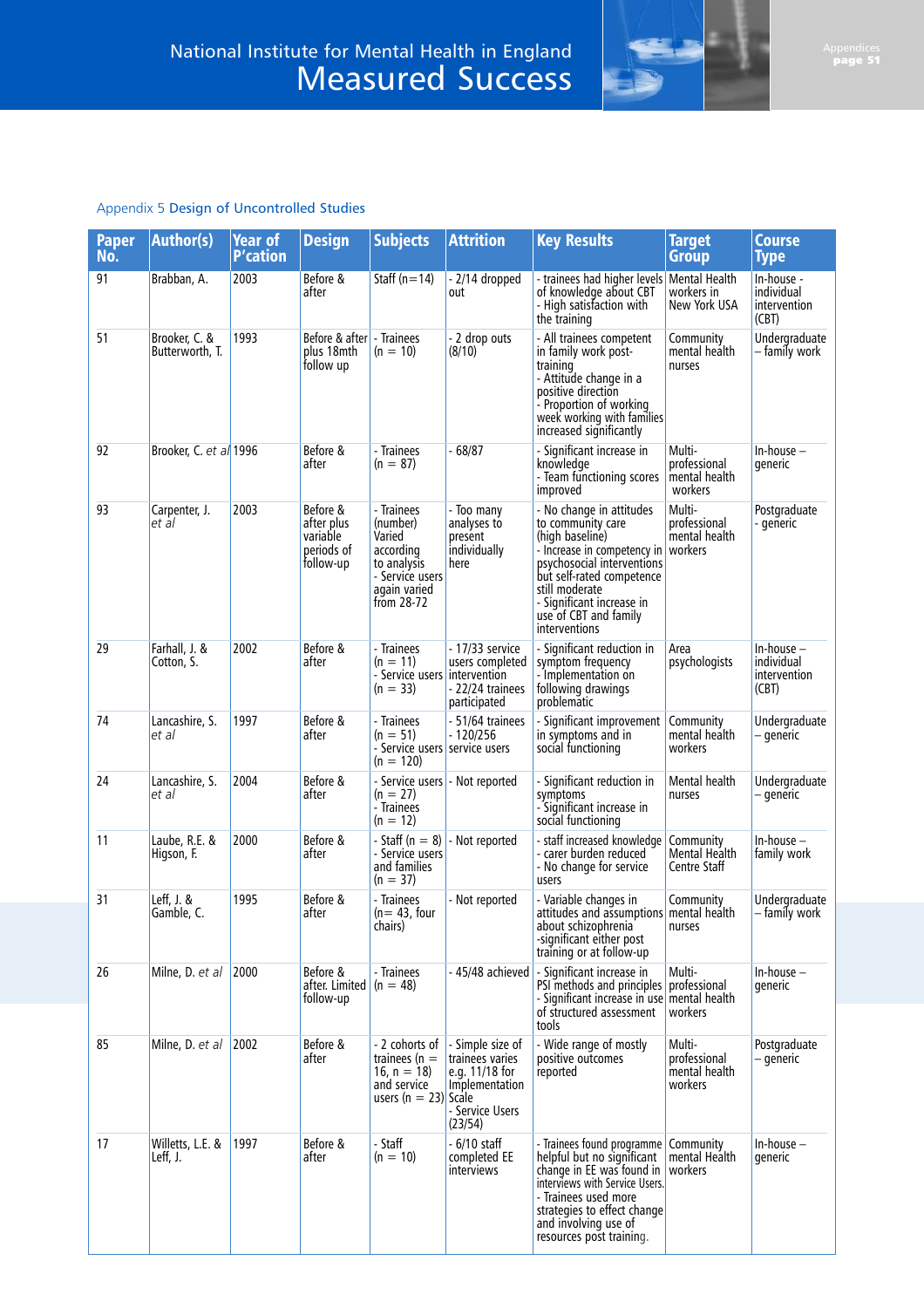Appendix 5 Design of Uncontrolled Studies

| Paper No. | Author(s) | Year of P'cation | Design | Subjects | Attrition | Key Results | Target Group | Course Type |
|---|---|---|---|---|---|---|---|---|
| 91 | Brabban, A. | 2003 | Before & after | Staff (n=14) | - 2/14 dropped out | - trainees had higher levels of knowledge about CBT<br>- High satisfaction with the training | Mental Health workers in New York USA | In-house - individual intervention (CBT) |
| 51 | Brooker, C. & Butterworth, T. | 1993 | Before & after plus 18mth follow up | - Trainees (n = 10) | - 2 drop outs (8/10) | - All trainees competent in family work post-training<br>- Attitude change in a positive direction<br>- Proportion of working week working with families increased significantly | Community mental health nurses | Undergraduate – family work |
| 92 | Brooker, C. *et al* | 1996 | Before & after | - Trainees (n = 87) | - 68/87 | - Significant increase in knowledge<br>- Team functioning scores improved | Multi-professional mental health workers | In-house – generic |
| 93 | Carpenter, J. *et al* | 2003 | Before & after plus variable periods of follow-up | - Trainees (number) Varied according to analysis<br>- Service users again varied from 28-72 | - Too many analyses to present individually here | - No change in attitudes to community care (high baseline)<br>- Increase in competency in psychosocial interventions but self-rated competence still moderate<br>- Significant increase in use of CBT and family interventions | Multi-professional mental health workers | Postgraduate - generic |
| 29 | Farhall, J. & Cotton, S. | 2002 | Before & after | - Trainees (n = 11)<br>- Service users (n = 33) | - 17/33 service users completed intervention<br>- 22/24 trainees participated | - Significant reduction in symptom frequency<br>- Implementation on following drawings problematic | Area psychologists | In-house – individual intervention (CBT) |
| 74 | Lancashire, S. *et al* | 1997 | Before & after | - Trainees (n = 51)<br>- Service users (n = 120) | - 51/64 trainees<br>- 120/256 service users | - Significant improvement in symptoms and in social functioning | Community mental health workers | Undergraduate – generic |
| 24 | Lancashire, S. *et al* | 2004 | Before & after | - Service users (n = 27)<br>- Trainees (n = 12) | - Not reported | - Significant reduction in symptoms<br>- Significant increase in social functioning | Mental health nurses | Undergraduate – generic |
| 11 | Laube, R.E. & Higson, F. | 2000 | Before & after | - Staff (n = 8)<br>- Service users and families (n = 37) | - Not reported | - staff increased knowledge<br>- carer burden reduced<br>- No change for service users | Community Mental Health Centre Staff | In-house – family work |
| 31 | Leff, J. & Gamble, C. | 1995 | Before & after | - Trainees (n= 43, four chairs) | - Not reported | - Variable changes in attitudes and assumptions about schizophrenia<br>-significant either post training or at follow-up | Community mental health nurses | Undergraduate – family work |
| 26 | Milne, D. *et al* | 2000 | Before & after. Limited follow-up | - Trainees (n = 48) | - 45/48 achieved | - Significant increase in PSI methods and principles<br>- Significant increase in use of structured assessment tools | Multi-professional mental health workers | In-house – generic |
| 85 | Milne, D. *et al* | 2002 | Before & after | - 2 cohorts of trainees (n = 16, n = 18) and service users (n = 23) | - Simple size of trainees varies e.g. 11/18 for Implementation Scale<br>- Service Users (23/54) | - Wide range of mostly positive outcomes reported | Multi-professional mental health workers | Postgraduate – generic |
| 17 | Willetts, L.E. & Leff, J. | 1997 | Before & after | - Staff (n = 10) | - 6/10 staff completed EE interviews | - Trainees found programme helpful but no significant change in EE was found in interviews with Service Users.<br>- Trainees used more strategies to effect change and involving use of resources post training. | Community mental Health workers | In-house – generic |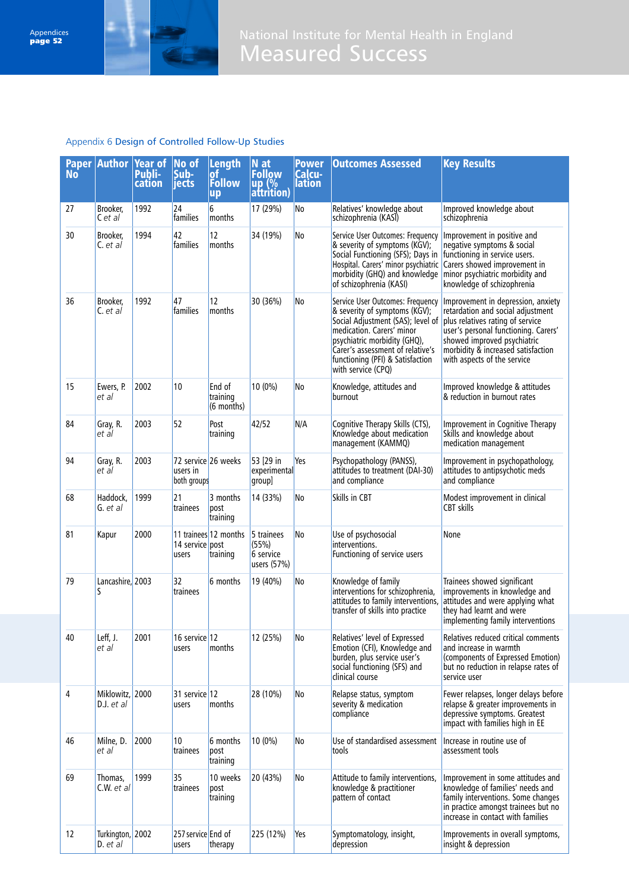## Appendix 6 Design of Controlled Follow-Up Studies

| Paper No | Author | Year of Publication | No of Subjects | Length of Follow up | N at Follow up (% attrition) | Power Calculation | Outcomes Assessed | Key Results |
|---|---|---|---|---|---|---|---|---|
| 27 | Brooker, C *et al* | 1992 | 24 families | 6 months | 17 (29%) | No | Relatives' knowledge about schizophrenia (KASI) | Improved knowledge about schizophrenia |
| 30 | Brooker, C. *et al* | 1994 | 42 families | 12 months | 34 (19%) | No | Service User Outcomes: Frequency & severity of symptoms (KGV); Social Functioning (SFS); Days in Hospital. Carers' minor psychiatric morbidity (GHQ) and knowledge of schizophrenia (KASI) | Improvement in positive and negative symptoms & social functioning in service users. Carers showed improvement in minor psychiatric morbidity and knowledge of schizophrenia |
| 36 | Brooker, C. *et al* | 1992 | 47 families | 12 months | 30 (36%) | No | Service User Outcomes: Frequency & severity of symptoms (KGV); Social Adjustment (SAS); level of medication. Carers' minor psychiatric morbidity (GHQ), Carer's assessment of relative's functioning (PFI) & Satisfaction with service (CPQ) | Improvement in depression, anxiety retardation and social adjustment plus relatives rating of service user's personal functioning. Carers' showed improved psychiatric morbidity & increased satisfaction with aspects of the service |
| 15 | Ewers, P. *et al* | 2002 | 10 | End of training (6 months) | 10 (0%) | No | Knowledge, attitudes and burnout | Improved knowledge & attitudes & reduction in burnout rates |
| 84 | Gray, R. *et al* | 2003 | 52 | Post training | 42/52 | N/A | Cognitive Therapy Skills (CTS), Knowledge about medication management (KAMMQ) | Improvement in Cognitive Therapy Skills and knowledge about medication management |
| 94 | Gray, R. *et al* | 2003 | 72 service users in both groups | 26 weeks | 53 [29 in experimental group] | Yes | Psychopathology (PANSS), attitudes to treatment (DAI-30) and compliance | Improvement in psychopathology, attitudes to antipsychotic meds and compliance |
| 68 | Haddock, G. *et al* | 1999 | 21 trainees | 3 months post training | 14 (33%) | No | Skills in CBT | Modest improvement in clinical CBT skills |
| 81 | Kapur | 2000 | 11 trainees 14 service users | 12 months post training | 5 trainees (55%) 6 service users (57%) | No | Use of psychosocial interventions. Functioning of service users | None |
| 79 | Lancashire, S | 2003 | 32 trainees | 6 months | 19 (40%) | No | Knowledge of family interventions for schizophrenia, attitudes to family interventions, transfer of skills into practice | Trainees showed significant improvements in knowledge and attitudes and were applying what they had learnt and were implementing family interventions |
| 40 | Leff, J. *et al* | 2001 | 16 service users | 12 months | 12 (25%) | No | Relatives' level of Expressed Emotion (CFI), Knowledge and burden, plus service user's social functioning (SFS) and clinical course | Relatives reduced critical comments and increase in warmth (components of Expressed Emotion) but no reduction in relapse rates of service user |
| 4 | Miklowitz, D.J. *et al* | 2000 | 31 service users | 12 months | 28 (10%) | No | Relapse status, symptom severity & medication compliance | Fewer relapses, longer delays before relapse & greater improvements in depressive symptoms. Greatest impact with families high in EE |
| 46 | Milne, D. *et al* | 2000 | 10 trainees | 6 months post training | 10 (0%) | No | Use of standardised assessment tools | Increase in routine use of assessment tools |
| 69 | Thomas, C.W. *et al* | 1999 | 35 trainees | 10 weeks post training | 20 (43%) | No | Attitude to family interventions, knowledge & practitioner pattern of contact | Improvement in some attitudes and knowledge of families' needs and family interventions. Some changes in practice amongst trainees but no increase in contact with families |
| 12 | Turkington, D. *et al* | 2002 | 257 service users | End of therapy | 225 (12%) | Yes | Symptomatology, insight, depression | Improvements in overall symptoms, insight & depression |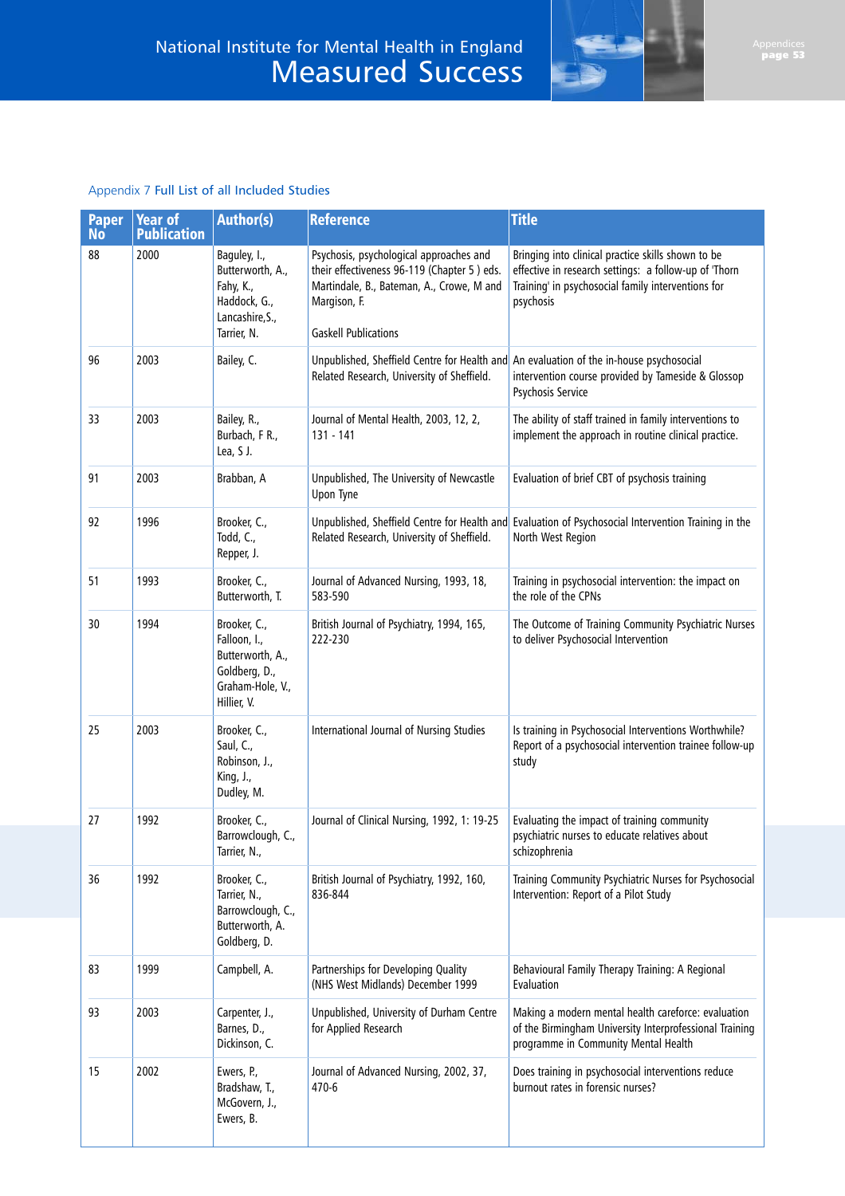## Appendix 7 Full List of all Included Studies

| Paper No | Year of Publication | Author(s) | Reference | Title |
|---|---|---|---|---|
| 88 | 2000 | Baguley, I., Butterworth, A., Fahy, K., Haddock, G., Lancashire,S., Tarrier, N. | Psychosis, psychological approaches and their effectiveness 96-119 (Chapter 5 ) eds. Martindale, B., Bateman, A., Crowe, M and Margison, F. Gaskell Publications | Bringing into clinical practice skills shown to be effective in research settings: a follow-up of 'Thorn Training' in psychosocial family interventions for psychosis |
| 96 | 2003 | Bailey, C. | Unpublished, Sheffield Centre for Health and Related Research, University of Sheffield. | An evaluation of the in-house psychosocial intervention course provided by Tameside & Glossop Psychosis Service |
| 33 | 2003 | Bailey, R., Burbach, F R., Lea, S J. | Journal of Mental Health, 2003, 12, 2, 131 - 141 | The ability of staff trained in family interventions to implement the approach in routine clinical practice. |
| 91 | 2003 | Brabban, A | Unpublished, The University of Newcastle Upon Tyne | Evaluation of brief CBT of psychosis training |
| 92 | 1996 | Brooker, C., Todd, C., Repper, J. | Unpublished, Sheffield Centre for Health and Related Research, University of Sheffield. | Evaluation of Psychosocial Intervention Training in the North West Region |
| 51 | 1993 | Brooker, C., Butterworth, T. | Journal of Advanced Nursing, 1993, 18, 583-590 | Training in psychosocial intervention: the impact on the role of the CPNs |
| 30 | 1994 | Brooker, C., Falloon, I., Butterworth, A., Goldberg, D., Graham-Hole, V., Hillier, V. | British Journal of Psychiatry, 1994, 165, 222-230 | The Outcome of Training Community Psychiatric Nurses to deliver Psychosocial Intervention |
| 25 | 2003 | Brooker, C., Saul, C., Robinson, J., King, J., Dudley, M. | International Journal of Nursing Studies | Is training in Psychosocial Interventions Worthwhile? Report of a psychosocial intervention trainee follow-up study |
| 27 | 1992 | Brooker, C., Barrowclough, C., Tarrier, N., | Journal of Clinical Nursing, 1992, 1: 19-25 | Evaluating the impact of training community psychiatric nurses to educate relatives about schizophrenia |
| 36 | 1992 | Brooker, C., Tarrier, N., Barrowclough, C., Butterworth, A. Goldberg, D. | British Journal of Psychiatry, 1992, 160, 836-844 | Training Community Psychiatric Nurses for Psychosocial Intervention: Report of a Pilot Study |
| 83 | 1999 | Campbell, A. | Partnerships for Developing Quality (NHS West Midlands) December 1999 | Behavioural Family Therapy Training: A Regional Evaluation |
| 93 | 2003 | Carpenter, J., Barnes, D., Dickinson, C. | Unpublished, University of Durham Centre for Applied Research | Making a modern mental health careforce: evaluation of the Birmingham University Interprofessional Training programme in Community Mental Health |
| 15 | 2002 | Ewers, P., Bradshaw, T., McGovern, J., Ewers, B. | Journal of Advanced Nursing, 2002, 37, 470-6 | Does training in psychosocial interventions reduce burnout rates in forensic nurses? |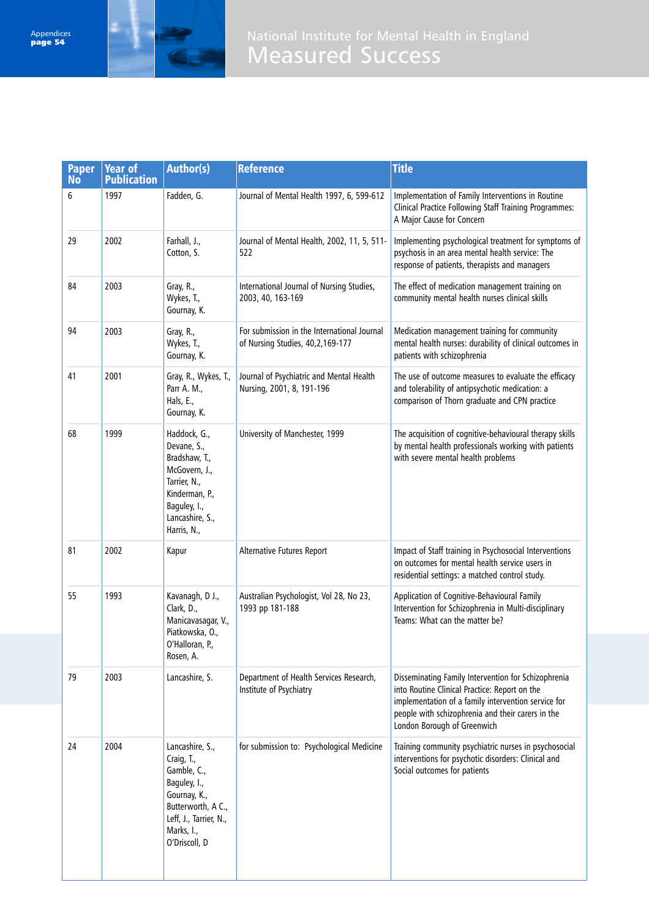| Paper No | Year of Publication | Author(s) | Reference | Title |
|---|---|---|---|---|
| 6 | 1997 | Fadden, G. | Journal of Mental Health 1997, 6, 599-612 | Implementation of Family Interventions in Routine Clinical Practice Following Staff Training Programmes: A Major Cause for Concern |
| 29 | 2002 | Farhall, J., Cotton, S. | Journal of Mental Health, 2002, 11, 5, 511-522 | Implementing psychological treatment for symptoms of psychosis in an area mental health service: The response of patients, therapists and managers |
| 84 | 2003 | Gray, R., Wykes, T., Gournay, K. | International Journal of Nursing Studies, 2003, 40, 163-169 | The effect of medication management training on community mental health nurses clinical skills |
| 94 | 2003 | Gray, R., Wykes, T., Gournay, K. | For submission in the International Journal of Nursing Studies, 40,2,169-177 | Medication management training for community mental health nurses: durability of clinical outcomes in patients with schizophrenia |
| 41 | 2001 | Gray, R., Wykes, T., Parr A. M., Hals, E., Gournay, K. | Journal of Psychiatric and Mental Health Nursing, 2001, 8, 191-196 | The use of outcome measures to evaluate the efficacy and tolerability of antipsychotic medication: a comparison of Thorn graduate and CPN practice |
| 68 | 1999 | Haddock, G., Devane, S., Bradshaw, T., McGovern, J., Tarrier, N., Kinderman, P., Baguley, I., Lancashire, S., Harris, N., | University of Manchester, 1999 | The acquisition of cognitive-behavioural therapy skills by mental health professionals working with patients with severe mental health problems |
| 81 | 2002 | Kapur | Alternative Futures Report | Impact of Staff training in Psychosocial Interventions on outcomes for mental health service users in residential settings: a matched control study. |
| 55 | 1993 | Kavanagh, D J., Clark, D., Manicavasagar, V., Piatkowska, O., O'Halloran, P., Rosen, A. | Australian Psychologist, Vol 28, No 23, 1993 pp 181-188 | Application of Cognitive-Behavioural Family Intervention for Schizophrenia in Multi-disciplinary Teams: What can the matter be? |
| 79 | 2003 | Lancashire, S. | Department of Health Services Research, Institute of Psychiatry | Disseminating Family Intervention for Schizophrenia into Routine Clinical Practice: Report on the implementation of a family intervention service for people with schizophrenia and their carers in the London Borough of Greenwich |
| 24 | 2004 | Lancashire, S., Craig, T., Gamble, C., Baguley, I., Gournay, K., Butterworth, A C., Leff, J., Tarrier, N., Marks, I., O'Driscoll, D | for submission to: Psychological Medicine | Training community psychiatric nurses in psychosocial interventions for psychotic disorders: Clinical and Social outcomes for patients |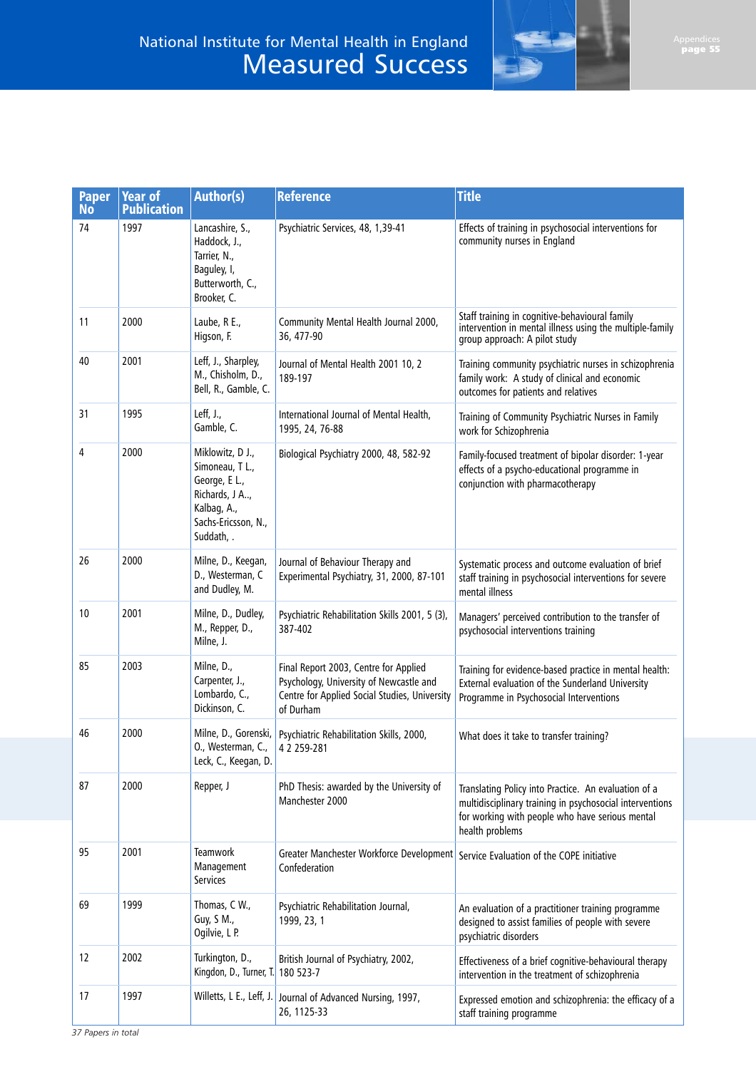| Paper No | Year of Publication | Author(s) | Reference | Title |
|---|---|---|---|---|
| 74 | 1997 | Lancashire, S., Haddock, J., Tarrier, N., Baguley, I, Butterworth, C., Brooker, C. | Psychiatric Services, 48, 1,39-41 | Effects of training in psychosocial interventions for community nurses in England |
| 11 | 2000 | Laube, R E., Higson, F. | Community Mental Health Journal 2000, 36, 477-90 | Staff training in cognitive-behavioural family intervention in mental illness using the multiple-family group approach: A pilot study |
| 40 | 2001 | Leff, J., Sharpley, M., Chisholm, D., Bell, R., Gamble, C. | Journal of Mental Health 2001 10, 2 189-197 | Training community psychiatric nurses in schizophrenia family work: A study of clinical and economic outcomes for patients and relatives |
| 31 | 1995 | Leff, J., Gamble, C. | International Journal of Mental Health, 1995, 24, 76-88 | Training of Community Psychiatric Nurses in Family work for Schizophrenia |
| 4 | 2000 | Miklowitz, D J., Simoneau, T L., George, E L., Richards, J A.., Kalbag, A., Sachs-Ericsson, N., Suddath, . | Biological Psychiatry 2000, 48, 582-92 | Family-focused treatment of bipolar disorder: 1-year effects of a psycho-educational programme in conjunction with pharmacotherapy |
| 26 | 2000 | Milne, D., Keegan, D., Westerman, C and Dudley, M. | Journal of Behaviour Therapy and Experimental Psychiatry, 31, 2000, 87-101 | Systematic process and outcome evaluation of brief staff training in psychosocial interventions for severe mental illness |
| 10 | 2001 | Milne, D., Dudley, M., Repper, D., Milne, J. | Psychiatric Rehabilitation Skills 2001, 5 (3), 387-402 | Managers' perceived contribution to the transfer of psychosocial interventions training |
| 85 | 2003 | Milne, D., Carpenter, J., Lombardo, C., Dickinson, C. | Final Report 2003, Centre for Applied Psychology, University of Newcastle and Centre for Applied Social Studies, University of Durham | Training for evidence-based practice in mental health: External evaluation of the Sunderland University Programme in Psychosocial Interventions |
| 46 | 2000 | Milne, D., Gorenski, O., Westerman, C., Leck, C., Keegan, D. | Psychiatric Rehabilitation Skills, 2000, 4 2 259-281 | What does it take to transfer training? |
| 87 | 2000 | Repper, J | PhD Thesis: awarded by the University of Manchester 2000 | Translating Policy into Practice. An evaluation of a multidisciplinary training in psychosocial interventions for working with people who have serious mental health problems |
| 95 | 2001 | Teamwork Management Services | Greater Manchester Workforce Development Confederation | Service Evaluation of the COPE initiative |
| 69 | 1999 | Thomas, C W., Guy, S M., Ogilvie, L P. | Psychiatric Rehabilitation Journal, 1999, 23, 1 | An evaluation of a practitioner training programme designed to assist families of people with severe psychiatric disorders |
| 12 | 2002 | Turkington, D., Kingdon, D., Turner, T. | British Journal of Psychiatry, 2002, 180 523-7 | Effectiveness of a brief cognitive-behavioural therapy intervention in the treatment of schizophrenia |
| 17 | 1997 | Willetts, L E., Leff, J. | Journal of Advanced Nursing, 1997, 26, 1125-33 | Expressed emotion and schizophrenia: the efficacy of a staff training programme |

*37 Papers in total*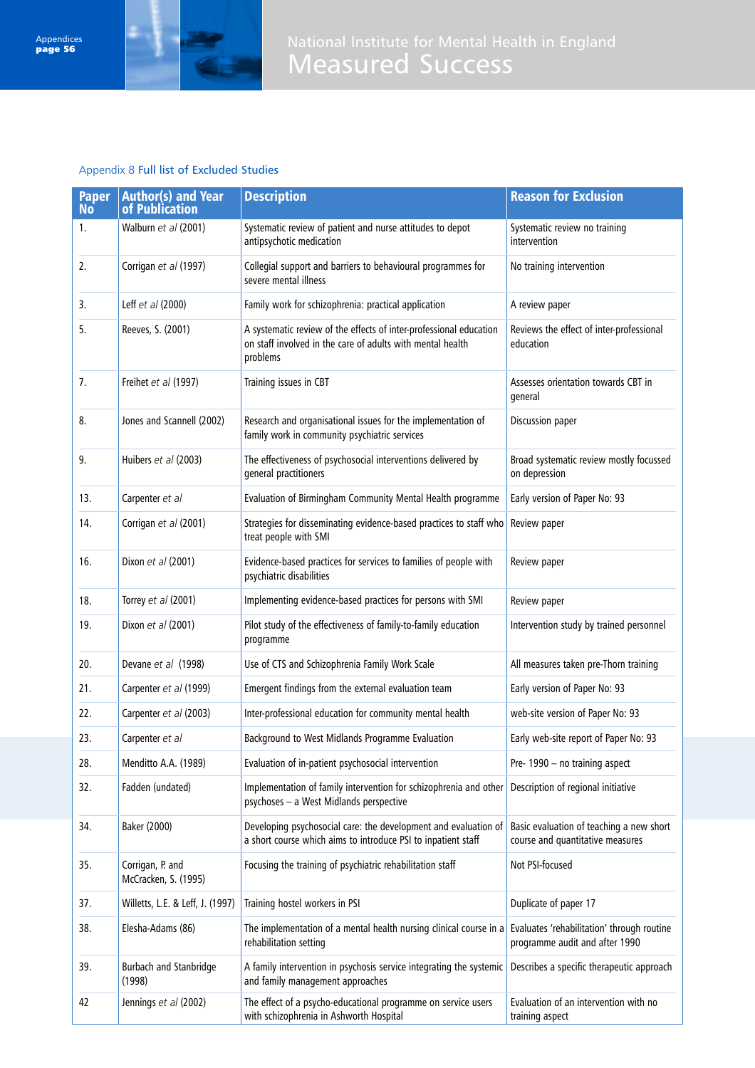## Appendix 8 Full list of Excluded Studies

| Paper No | Author(s) and Year of Publication | Description | Reason for Exclusion |
|---|---|---|---|
| 1. | Walburn *et al* (2001) | Systematic review of patient and nurse attitudes to depot antipsychotic medication | Systematic review no training intervention |
| 2. | Corrigan *et al* (1997) | Collegial support and barriers to behavioural programmes for severe mental illness | No training intervention |
| 3. | Leff *et al* (2000) | Family work for schizophrenia: practical application | A review paper |
| 5. | Reeves, S. (2001) | A systematic review of the effects of inter-professional education on staff involved in the care of adults with mental health problems | Reviews the effect of inter-professional education |
| 7. | Freihet *et al* (1997) | Training issues in CBT | Assesses orientation towards CBT in general |
| 8. | Jones and Scannell (2002) | Research and organisational issues for the implementation of family work in community psychiatric services | Discussion paper |
| 9. | Huibers *et al* (2003) | The effectiveness of psychosocial interventions delivered by general practitioners | Broad systematic review mostly focussed on depression |
| 13. | Carpenter *et al* | Evaluation of Birmingham Community Mental Health programme | Early version of Paper No: 93 |
| 14. | Corrigan *et al* (2001) | Strategies for disseminating evidence-based practices to staff who treat people with SMI | Review paper |
| 16. | Dixon *et al* (2001) | Evidence-based practices for services to families of people with psychiatric disabilities | Review paper |
| 18. | Torrey *et al* (2001) | Implementing evidence-based practices for persons with SMI | Review paper |
| 19. | Dixon *et al* (2001) | Pilot study of the effectiveness of family-to-family education programme | Intervention study by trained personnel |
| 20. | Devane *et al* (1998) | Use of CTS and Schizophrenia Family Work Scale | All measures taken pre-Thorn training |
| 21. | Carpenter *et al* (1999) | Emergent findings from the external evaluation team | Early version of Paper No: 93 |
| 22. | Carpenter *et al* (2003) | Inter-professional education for community mental health | web-site version of Paper No: 93 |
| 23. | Carpenter *et al* | Background to West Midlands Programme Evaluation | Early web-site report of Paper No: 93 |
| 28. | Menditto A.A. (1989) | Evaluation of in-patient psychosocial intervention | Pre- 1990 – no training aspect |
| 32. | Fadden (undated) | Implementation of family intervention for schizophrenia and other psychoses – a West Midlands perspective | Description of regional initiative |
| 34. | Baker (2000) | Developing psychosocial care: the development and evaluation of a short course which aims to introduce PSI to inpatient staff | Basic evaluation of teaching a new short course and quantitative measures |
| 35. | Corrigan, P. and McCracken, S. (1995) | Focusing the training of psychiatric rehabilitation staff | Not PSI-focused |
| 37. | Willetts, L.E. & Leff, J. (1997) | Training hostel workers in PSI | Duplicate of paper 17 |
| 38. | Elesha-Adams (86) | The implementation of a mental health nursing clinical course in a rehabilitation setting | Evaluates 'rehabilitation' through routine programme audit and after 1990 |
| 39. | Burbach and Stanbridge (1998) | A family intervention in psychosis service integrating the systemic and family management approaches | Describes a specific therapeutic approach |
| 42 | Jennings *et al* (2002) | The effect of a psycho-educational programme on service users with schizophrenia in Ashworth Hospital | Evaluation of an intervention with no training aspect |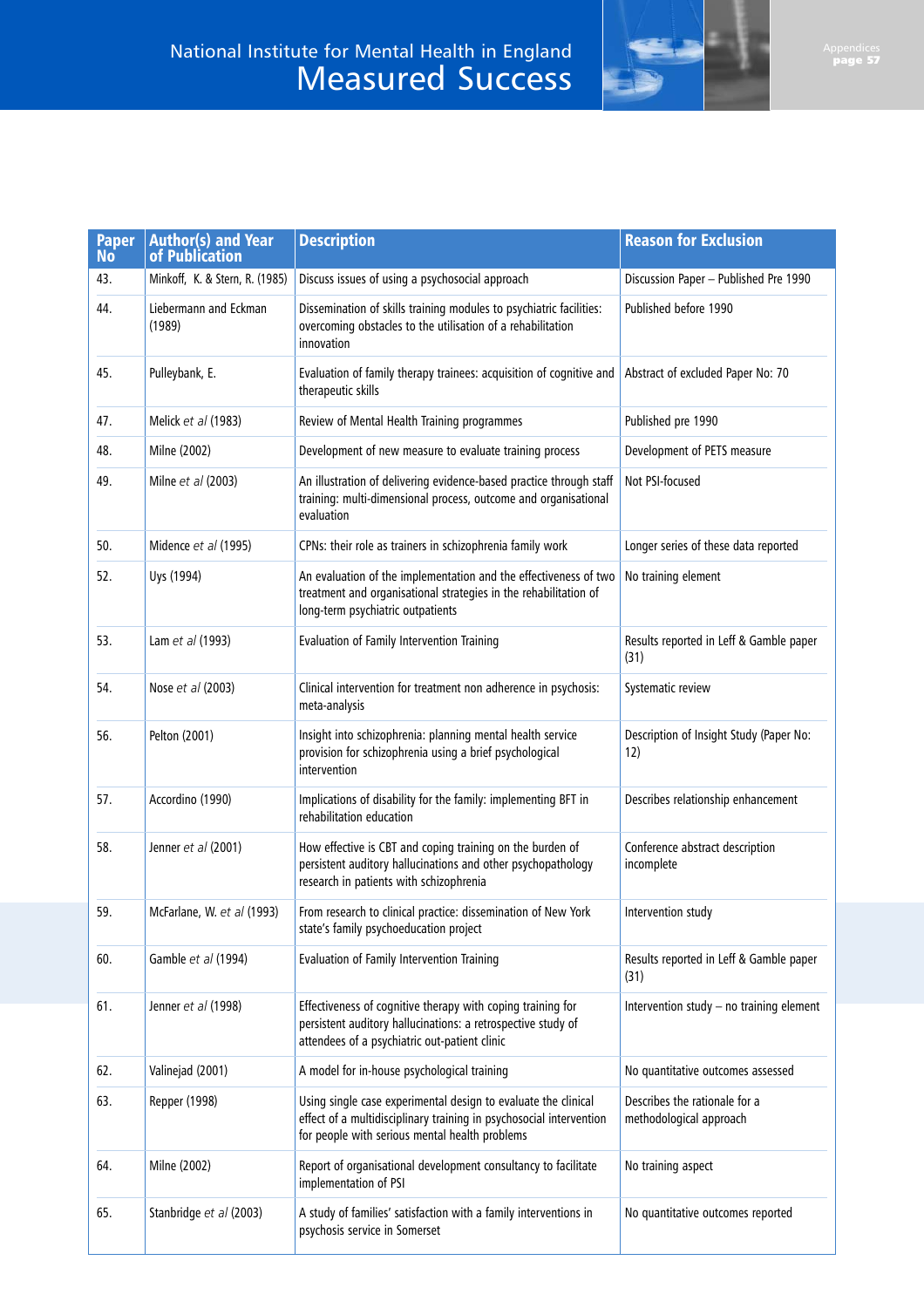| Paper No | Author(s) and Year of Publication | Description | Reason for Exclusion |
|---|---|---|---|
| 43. | Minkoff, K. & Stern, R. (1985) | Discuss issues of using a psychosocial approach | Discussion Paper – Published Pre 1990 |
| 44. | Liebermann and Eckman (1989) | Dissemination of skills training modules to psychiatric facilities: overcoming obstacles to the utilisation of a rehabilitation innovation | Published before 1990 |
| 45. | Pulleybank, E. | Evaluation of family therapy trainees: acquisition of cognitive and therapeutic skills | Abstract of excluded Paper No: 70 |
| 47. | Melick *et al* (1983) | Review of Mental Health Training programmes | Published pre 1990 |
| 48. | Milne (2002) | Development of new measure to evaluate training process | Development of PETS measure |
| 49. | Milne *et al* (2003) | An illustration of delivering evidence-based practice through staff training: multi-dimensional process, outcome and organisational evaluation | Not PSI-focused |
| 50. | Midence *et al* (1995) | CPNs: their role as trainers in schizophrenia family work | Longer series of these data reported |
| 52. | Uys (1994) | An evaluation of the implementation and the effectiveness of two treatment and organisational strategies in the rehabilitation of long-term psychiatric outpatients | No training element |
| 53. | Lam *et al* (1993) | Evaluation of Family Intervention Training | Results reported in Leff & Gamble paper (31) |
| 54. | Nose *et al* (2003) | Clinical intervention for treatment non adherence in psychosis: meta-analysis | Systematic review |
| 56. | Pelton (2001) | Insight into schizophrenia: planning mental health service provision for schizophrenia using a brief psychological intervention | Description of Insight Study (Paper No: 12) |
| 57. | Accordino (1990) | Implications of disability for the family: implementing BFT in rehabilitation education | Describes relationship enhancement |
| 58. | Jenner *et al* (2001) | How effective is CBT and coping training on the burden of persistent auditory hallucinations and other psychopathology research in patients with schizophrenia | Conference abstract description incomplete |
| 59. | McFarlane, W. *et al* (1993) | From research to clinical practice: dissemination of New York state's family psychoeducation project | Intervention study |
| 60. | Gamble *et al* (1994) | Evaluation of Family Intervention Training | Results reported in Leff & Gamble paper (31) |
| 61. | Jenner *et al* (1998) | Effectiveness of cognitive therapy with coping training for persistent auditory hallucinations: a retrospective study of attendees of a psychiatric out-patient clinic | Intervention study – no training element |
| 62. | Valinejad (2001) | A model for in-house psychological training | No quantitative outcomes assessed |
| 63. | Repper (1998) | Using single case experimental design to evaluate the clinical effect of a multidisciplinary training in psychosocial intervention for people with serious mental health problems | Describes the rationale for a methodological approach |
| 64. | Milne (2002) | Report of organisational development consultancy to facilitate implementation of PSI | No training aspect |
| 65. | Stanbridge *et al* (2003) | A study of families' satisfaction with a family interventions in psychosis service in Somerset | No quantitative outcomes reported |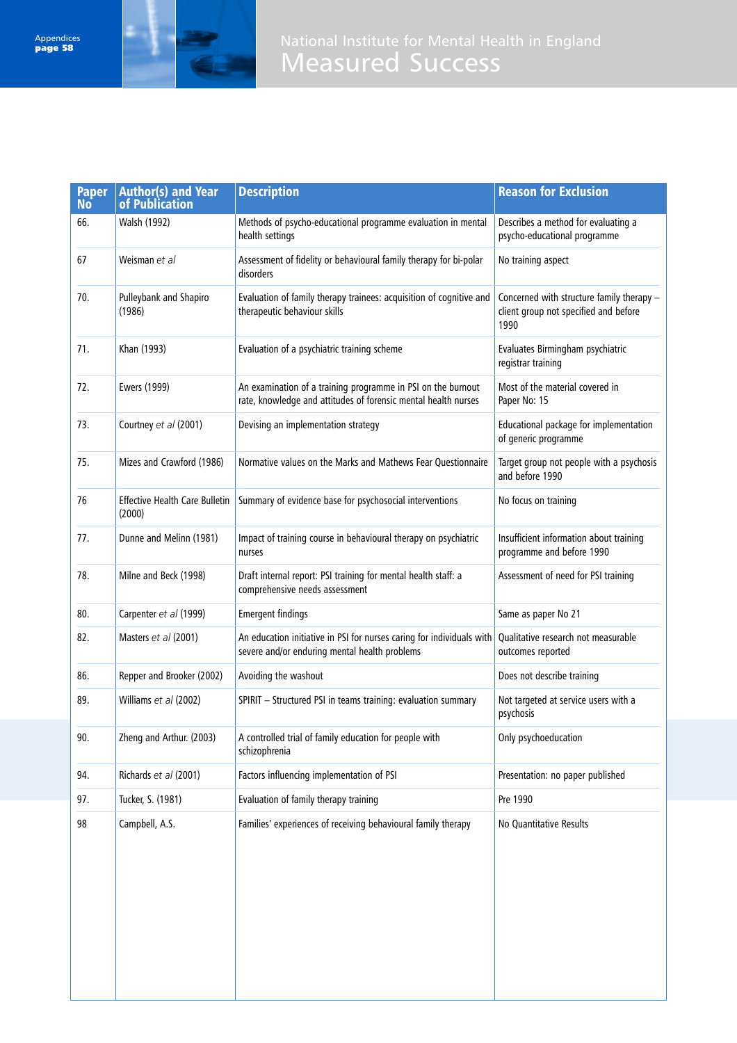| Paper No | Author(s) and Year of Publication | Description | Reason for Exclusion |
|---|---|---|---|
| 66. | Walsh (1992) | Methods of psycho-educational programme evaluation in mental health settings | Describes a method for evaluating a psycho-educational programme |
| 67 | Weisman *et al* | Assessment of fidelity or behavioural family therapy for bi-polar disorders | No training aspect |
| 70. | Pulleybank and Shapiro (1986) | Evaluation of family therapy trainees: acquisition of cognitive and therapeutic behaviour skills | Concerned with structure family therapy – client group not specified and before 1990 |
| 71. | Khan (1993) | Evaluation of a psychiatric training scheme | Evaluates Birmingham psychiatric registrar training |
| 72. | Ewers (1999) | An examination of a training programme in PSI on the burnout rate, knowledge and attitudes of forensic mental health nurses | Most of the material covered in Paper No: 15 |
| 73. | Courtney *et al* (2001) | Devising an implementation strategy | Educational package for implementation of generic programme |
| 75. | Mizes and Crawford (1986) | Normative values on the Marks and Mathews Fear Questionnaire | Target group not people with a psychosis and before 1990 |
| 76 | Effective Health Care Bulletin (2000) | Summary of evidence base for psychosocial interventions | No focus on training |
| 77. | Dunne and Melinn (1981) | Impact of training course in behavioural therapy on psychiatric nurses | Insufficient information about training programme and before 1990 |
| 78. | Milne and Beck (1998) | Draft internal report: PSI training for mental health staff: a comprehensive needs assessment | Assessment of need for PSI training |
| 80. | Carpenter *et al* (1999) | Emergent findings | Same as paper No 21 |
| 82. | Masters *et al* (2001) | An education initiative in PSI for nurses caring for individuals with severe and/or enduring mental health problems | Qualitative research not measurable outcomes reported |
| 86. | Repper and Brooker (2002) | Avoiding the washout | Does not describe training |
| 89. | Williams *et al* (2002) | SPIRIT – Structured PSI in teams training: evaluation summary | Not targeted at service users with a psychosis |
| 90. | Zheng and Arthur. (2003) | A controlled trial of family education for people with schizophrenia | Only psychoeducation |
| 94. | Richards *et al* (2001) | Factors influencing implementation of PSI | Presentation: no paper published |
| 97. | Tucker, S. (1981) | Evaluation of family therapy training | Pre 1990 |
| 98 | Campbell, A.S. | Families' experiences of receiving behavioural family therapy | No Quantitative Results |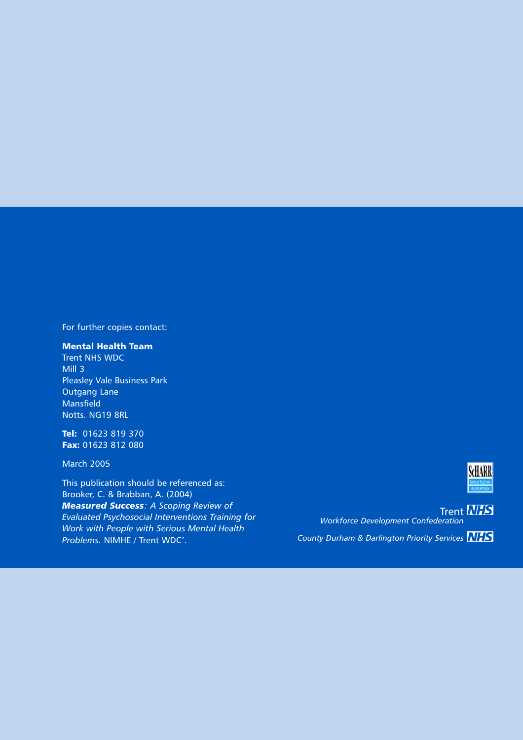For further copies contact:

**Mental Health Team**
Trent NHS WDC
Mill 3
Pleasley Vale Business Park
Outgang Lane
Mansfield
Notts. NG19 8RL

**Tel:** 01623 819 370
**Fax:** 01623 812 080

March 2005

This publication should be referenced as:
Brooker, C. & Brabban, A. (2004)
***Measured Success****: A Scoping Review of Evaluated Psychosocial Interventions Training for Work with People with Serious Mental Health Problems.* NIMHE / Trent WDC'.

ScHARR

Trent NHS
*Workforce Development Confederation*

*County Durham & Darlington Priority Services* NHS